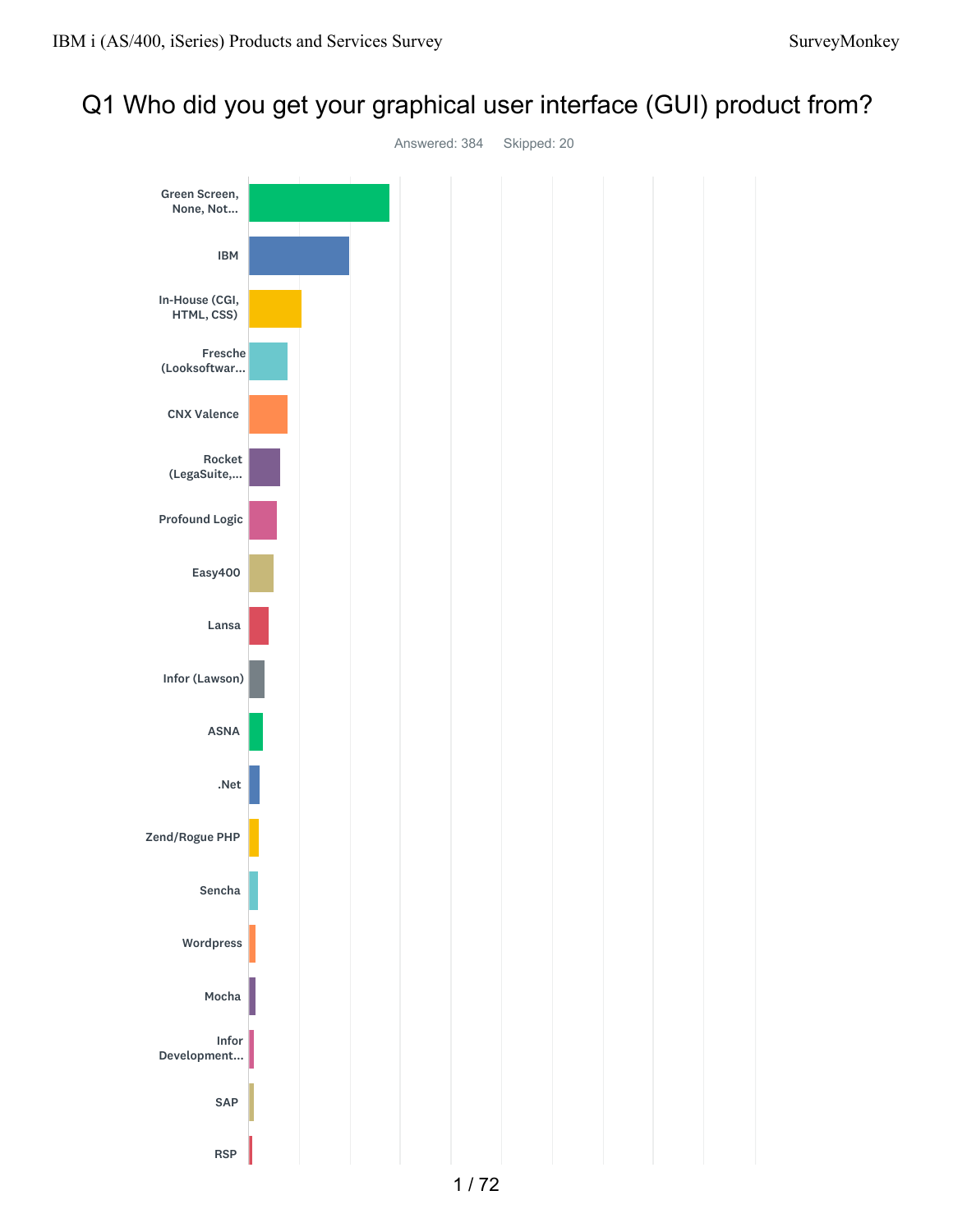# Q1 Who did you get your graphical user interface (GUI) product from?

Answered: 384 Skipped: 20

- Green Screen, None, Not...
- IBM
- In-House (CGI, HTML, CSS)
- Fresche (Looksoftwar...
- CNX Valence
- Rocket (LegaSuite,...
- Profound Logic
- Easy400
- Lansa
- Infor (Lawson)
- ASNA
- .Net
- Zend/Rogue PHP
- Sencha
- Wordpress
- Mocha
- Infor Development...
- SAP
- RSP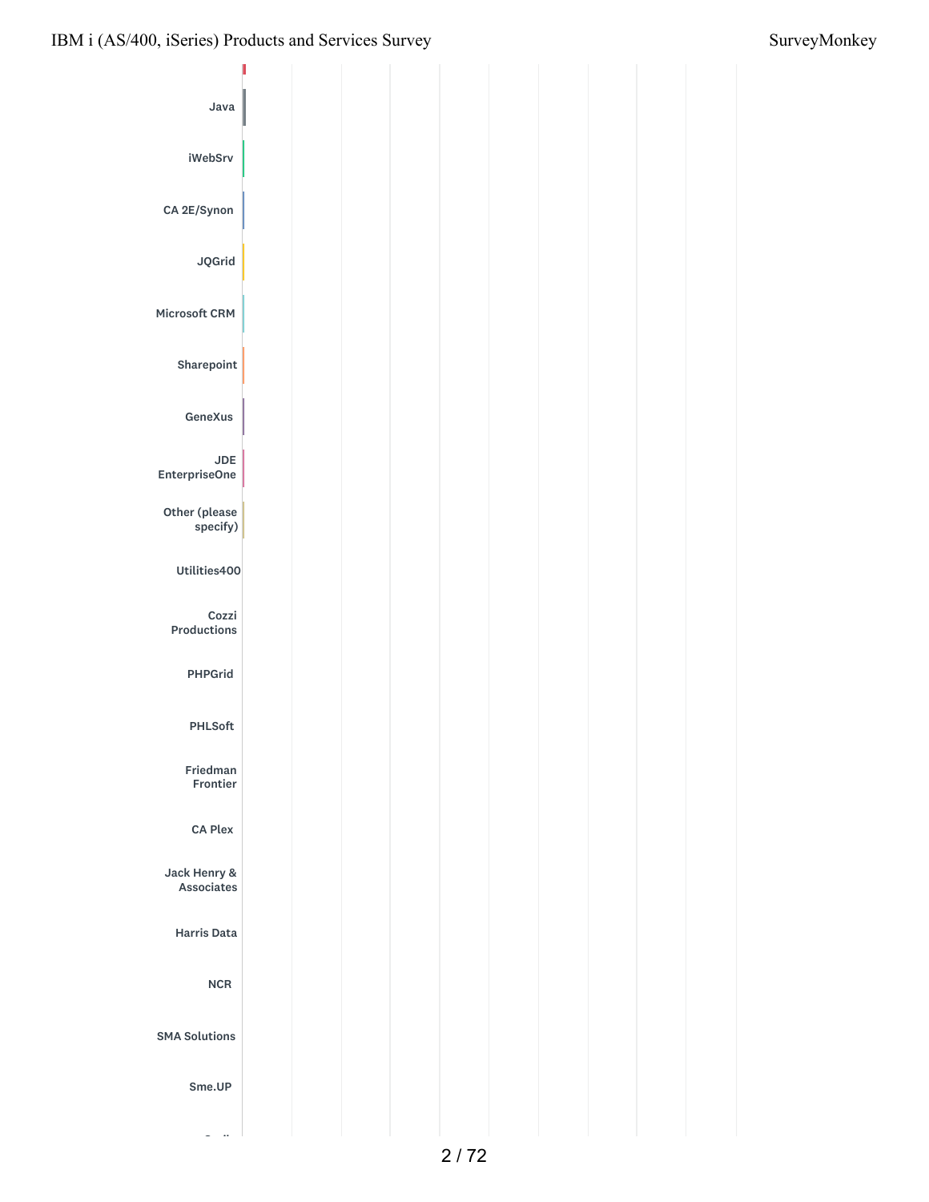Java

iWebSrv

CA 2E/Synon

JQGrid

Microsoft CRM

Sharepoint

GeneXus

JDE EnterpriseOne

Other (please specify)

Utilities400

Cozzi Productions

PHPGrid

PHLSoft

Friedman Frontier

CA Plex

Jack Henry & Associates

Harris Data

NCR

SMA Solutions

Sme.UP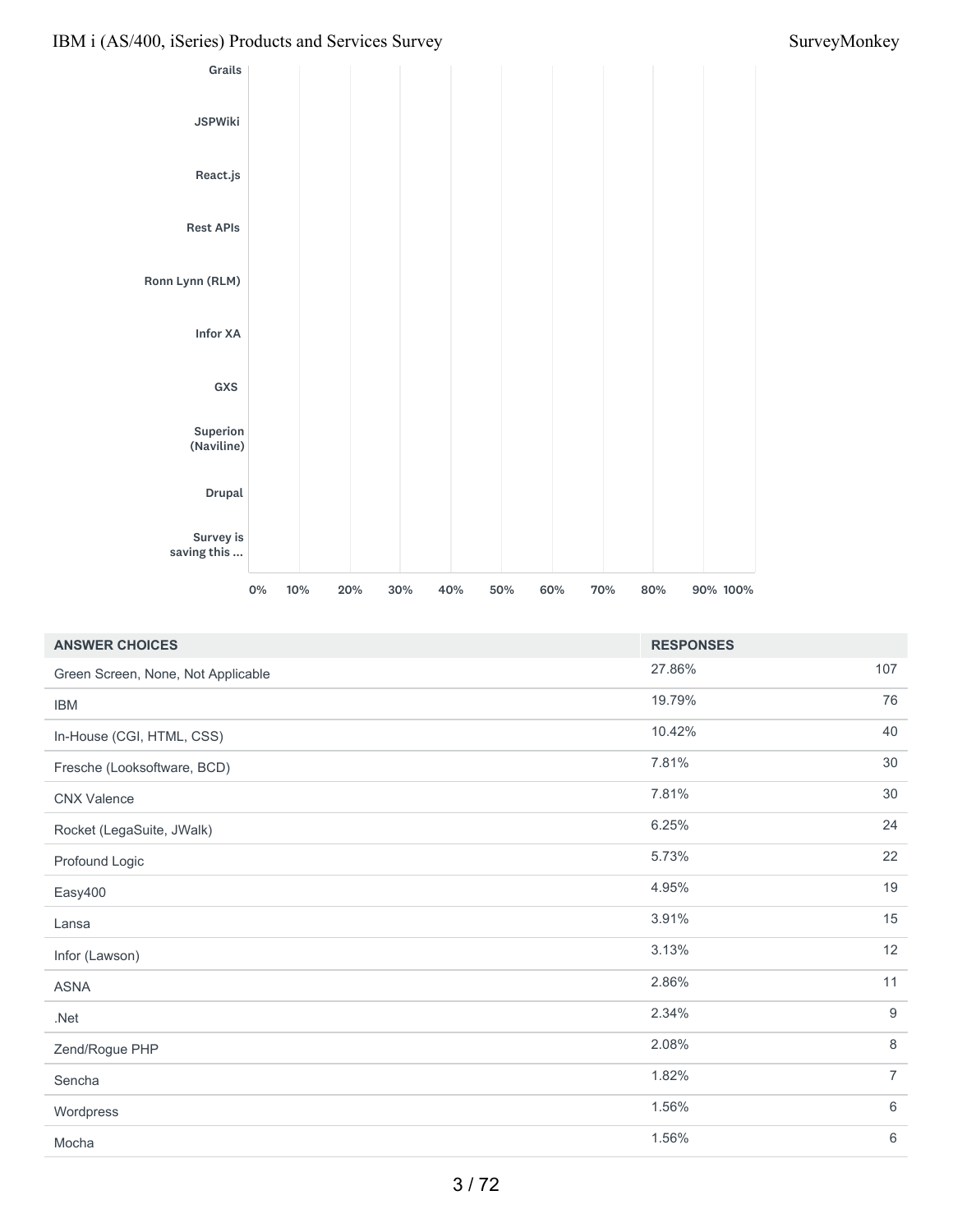| ANSWER CHOICES | RESPONSES | |
|---|---|---|
| Green Screen, None, Not Applicable | 27.86% | 107 |
| IBM | 19.79% | 76 |
| In-House (CGI, HTML, CSS) | 10.42% | 40 |
| Fresche (Looksoftware, BCD) | 7.81% | 30 |
| CNX Valence | 7.81% | 30 |
| Rocket (LegaSuite, JWalk) | 6.25% | 24 |
| Profound Logic | 5.73% | 22 |
| Easy400 | 4.95% | 19 |
| Lansa | 3.91% | 15 |
| Infor (Lawson) | 3.13% | 12 |
| ASNA | 2.86% | 11 |
| .Net | 2.34% | 9 |
| Zend/Rogue PHP | 2.08% | 8 |
| Sencha | 1.82% | 7 |
| Wordpress | 1.56% | 6 |
| Mocha | 1.56% | 6 |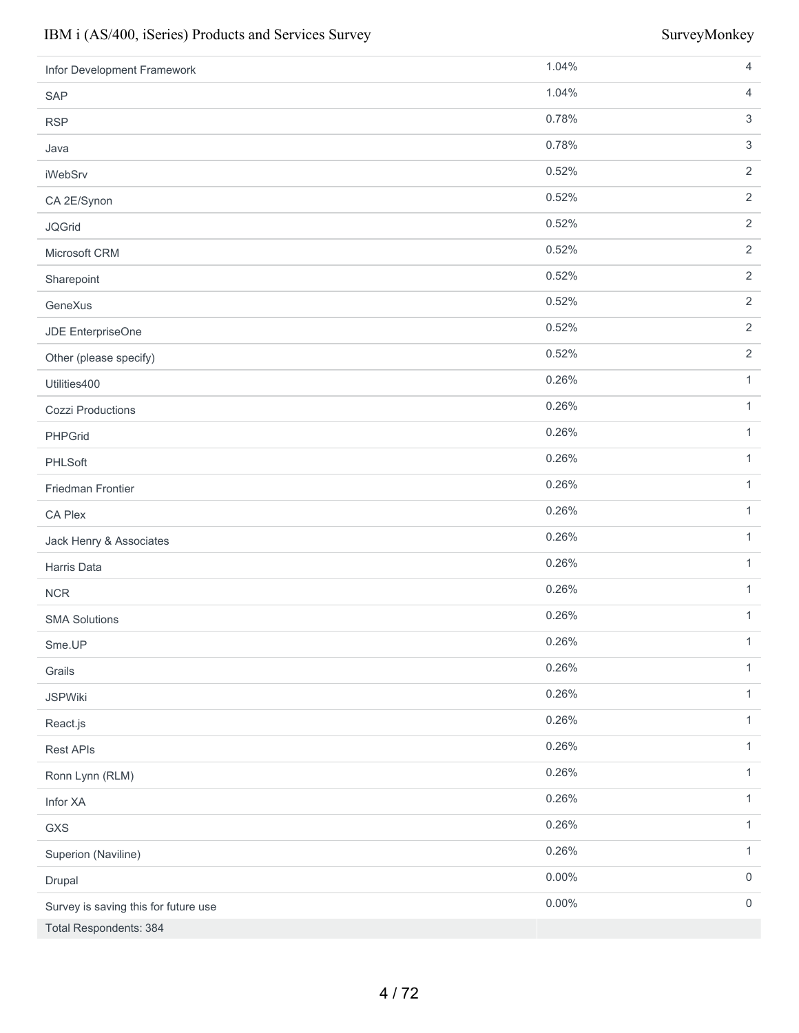| | | |
|---|---|---|
| Infor Development Framework | 1.04% | 4 |
| SAP | 1.04% | 4 |
| RSP | 0.78% | 3 |
| Java | 0.78% | 3 |
| iWebSrv | 0.52% | 2 |
| CA 2E/Synon | 0.52% | 2 |
| JQGrid | 0.52% | 2 |
| Microsoft CRM | 0.52% | 2 |
| Sharepoint | 0.52% | 2 |
| GeneXus | 0.52% | 2 |
| JDE EnterpriseOne | 0.52% | 2 |
| Other (please specify) | 0.52% | 2 |
| Utilities400 | 0.26% | 1 |
| Cozzi Productions | 0.26% | 1 |
| PHPGrid | 0.26% | 1 |
| PHLSoft | 0.26% | 1 |
| Friedman Frontier | 0.26% | 1 |
| CA Plex | 0.26% | 1 |
| Jack Henry & Associates | 0.26% | 1 |
| Harris Data | 0.26% | 1 |
| NCR | 0.26% | 1 |
| SMA Solutions | 0.26% | 1 |
| Sme.UP | 0.26% | 1 |
| Grails | 0.26% | 1 |
| JSPWiki | 0.26% | 1 |
| React.js | 0.26% | 1 |
| Rest APIs | 0.26% | 1 |
| Ronn Lynn (RLM) | 0.26% | 1 |
| Infor XA | 0.26% | 1 |
| GXS | 0.26% | 1 |
| Superion (Naviline) | 0.26% | 1 |
| Drupal | 0.00% | 0 |
| Survey is saving this for future use | 0.00% | 0 |
| Total Respondents: 384 | | |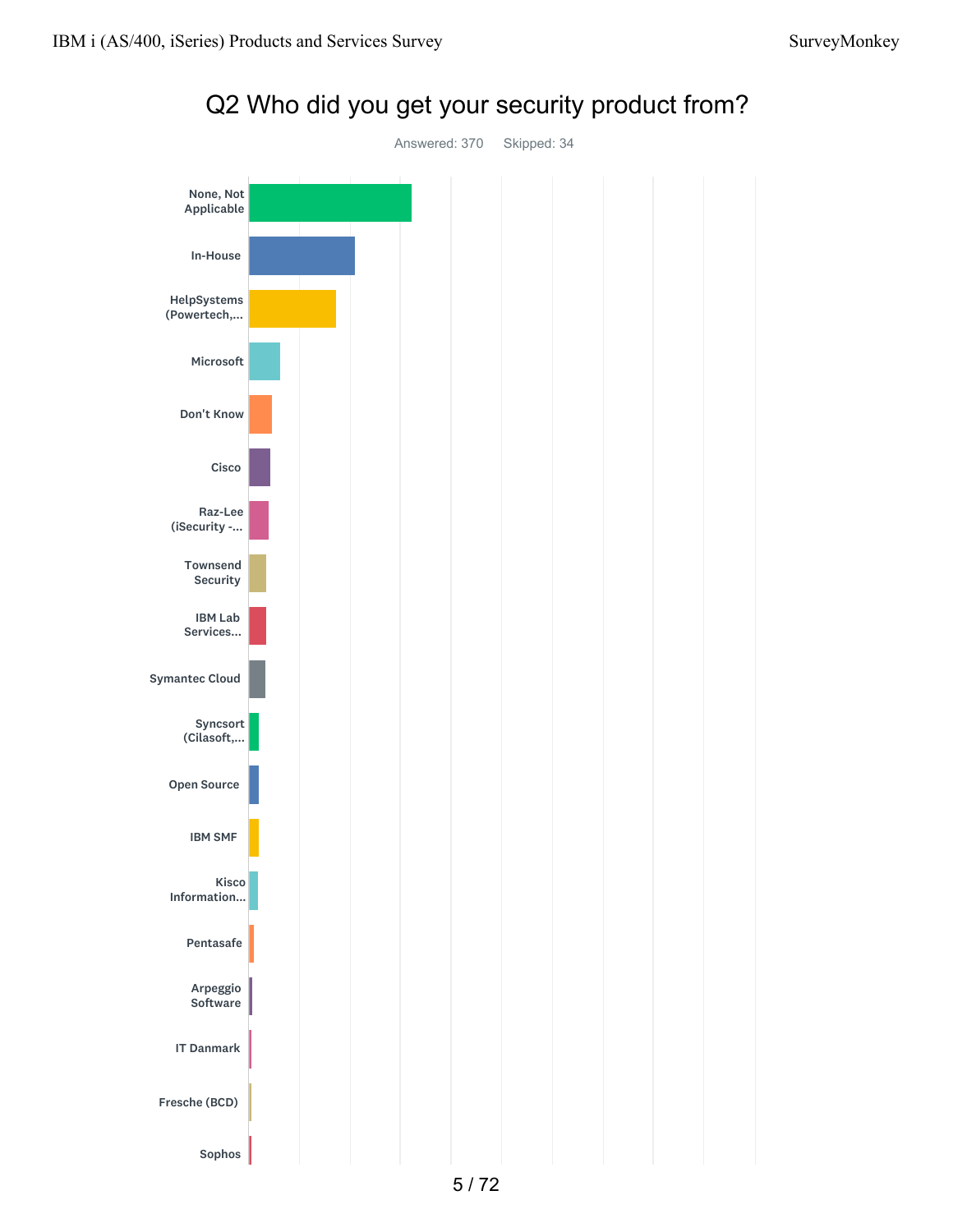## Q2 Who did you get your security product from?

Answered: 370 Skipped: 34

None, Not Applicable

In-House

HelpSystems (Powertech,...

Microsoft

Don't Know

Cisco

Raz-Lee (iSecurity -...

Townsend Security

IBM Lab Services...

Symantec Cloud

Syncsort (Cilasoft,...

Open Source

IBM SMF

Kisco Information...

Pentasafe

Arpeggio Software

IT Danmark

Fresche (BCD)

Sophos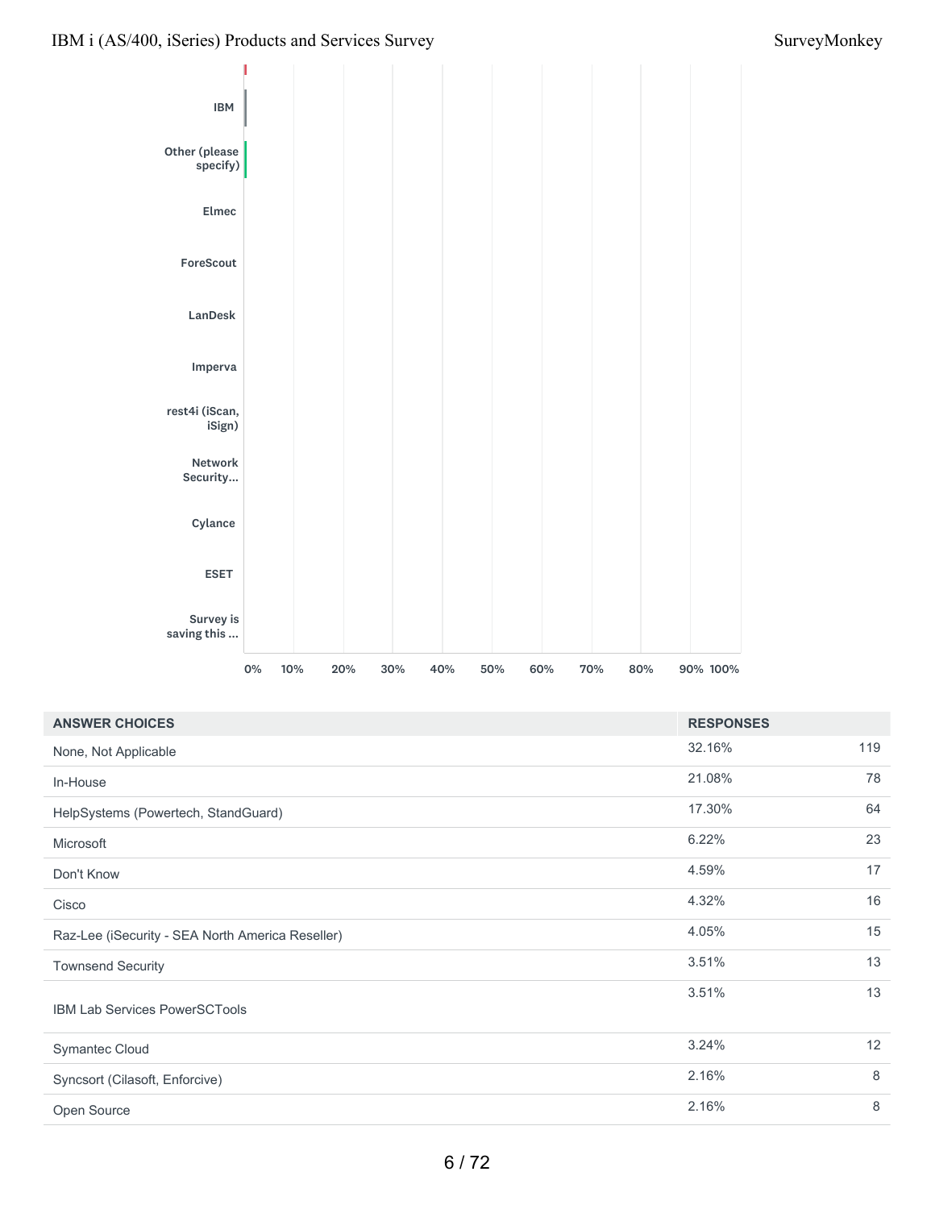| | |
|---|---|
| IBM | |
| Other (please specify) | |
| Elmec | |
| ForeScout | |
| LanDesk | |
| Imperva | |
| rest4i (iScan, iSign) | |
| Network Security... | |
| Cylance | |
| ESET | |
| Survey is saving this ... | |

0% 10% 20% 30% 40% 50% 60% 70% 80% 90% 100%

| ANSWER CHOICES | RESPONSES | |
|---|---|---|
| None, Not Applicable | 32.16% | 119 |
| In-House | 21.08% | 78 |
| HelpSystems (Powertech, StandGuard) | 17.30% | 64 |
| Microsoft | 6.22% | 23 |
| Don't Know | 4.59% | 17 |
| Cisco | 4.32% | 16 |
| Raz-Lee (iSecurity - SEA North America Reseller) | 4.05% | 15 |
| Townsend Security | 3.51% | 13 |
| IBM Lab Services PowerSCTools | 3.51% | 13 |
| Symantec Cloud | 3.24% | 12 |
| Syncsort (Cilasoft, Enforcive) | 2.16% | 8 |
| Open Source | 2.16% | 8 |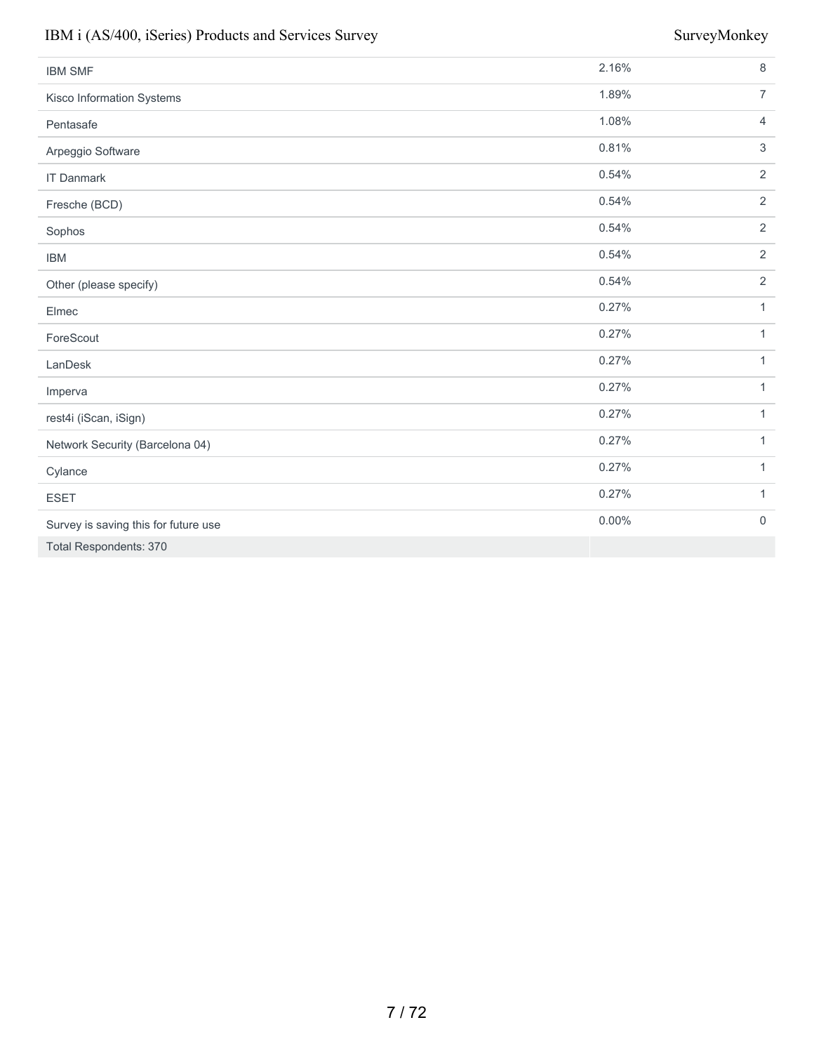| | | |
|---|---|---|
| IBM SMF | 2.16% | 8 |
| Kisco Information Systems | 1.89% | 7 |
| Pentasafe | 1.08% | 4 |
| Arpeggio Software | 0.81% | 3 |
| IT Danmark | 0.54% | 2 |
| Fresche (BCD) | 0.54% | 2 |
| Sophos | 0.54% | 2 |
| IBM | 0.54% | 2 |
| Other (please specify) | 0.54% | 2 |
| Elmec | 0.27% | 1 |
| ForeScout | 0.27% | 1 |
| LanDesk | 0.27% | 1 |
| Imperva | 0.27% | 1 |
| rest4i (iScan, iSign) | 0.27% | 1 |
| Network Security (Barcelona 04) | 0.27% | 1 |
| Cylance | 0.27% | 1 |
| ESET | 0.27% | 1 |
| Survey is saving this for future use | 0.00% | 0 |
| Total Respondents: 370 | | |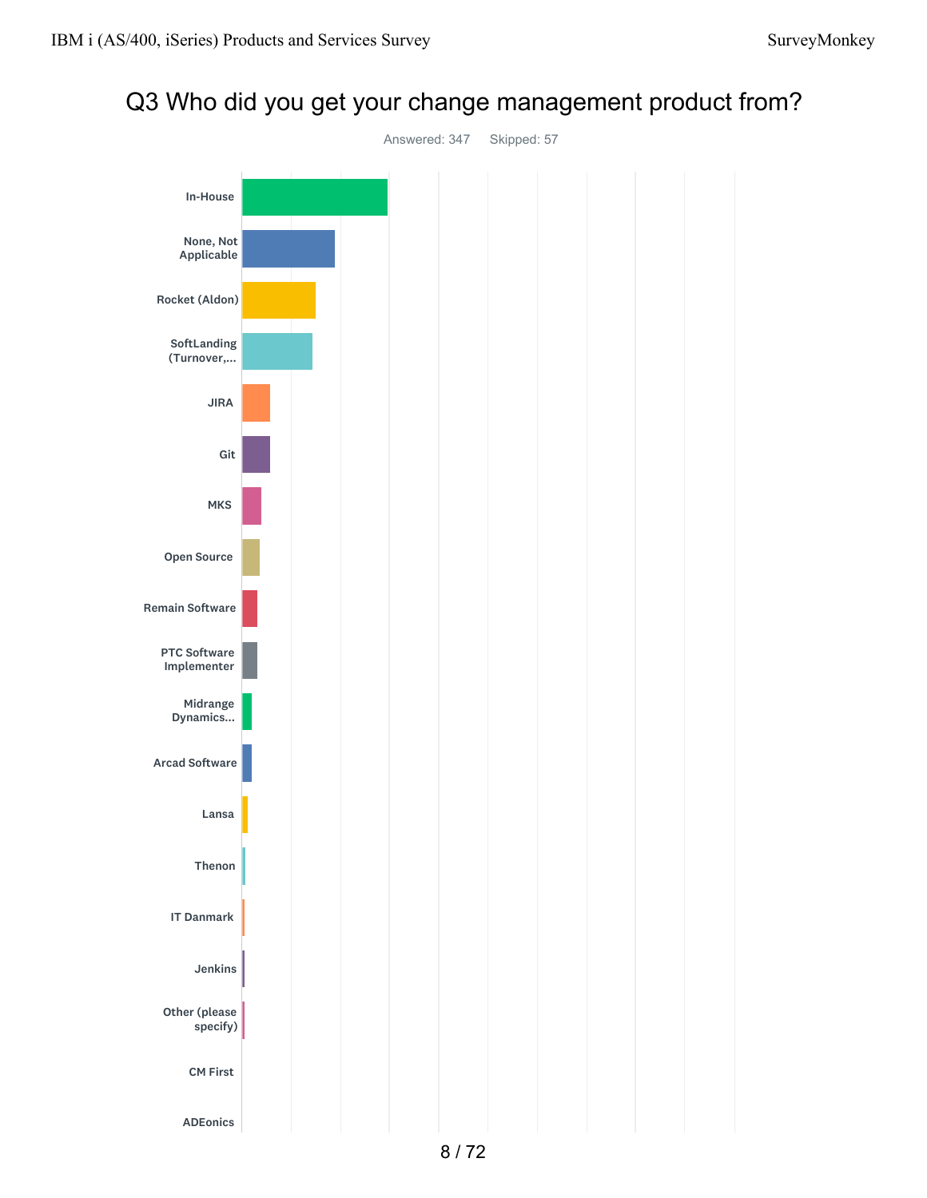# Q3 Who did you get your change management product from?

Answered: 347 Skipped: 57

- In-House
- None, Not Applicable
- Rocket (Aldon)
- SoftLanding (Turnover,...
- JIRA
- Git
- MKS
- Open Source
- Remain Software
- PTC Software Implementer
- Midrange Dynamics...
- Arcad Software
- Lansa
- Thenon
- IT Danmark
- Jenkins
- Other (please specify)
- CM First
- ADEonics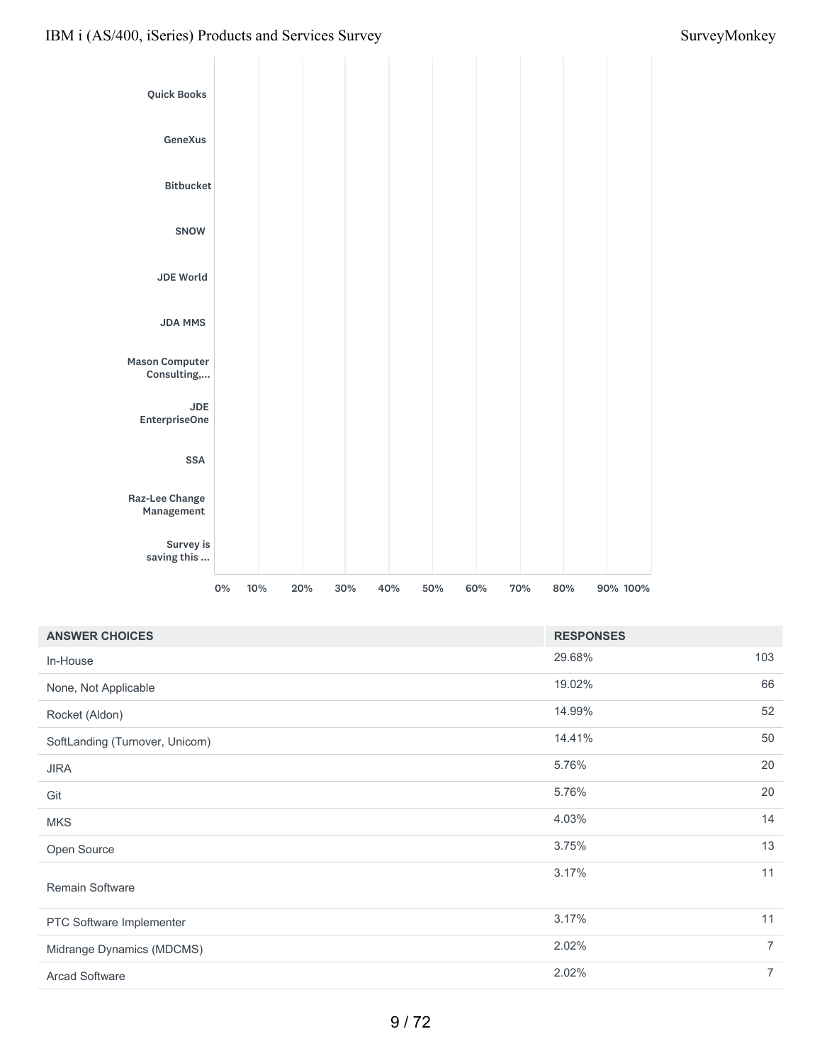Quick Books

GeneXus

Bitbucket

SNOW

JDE World

JDA MMS

Mason Computer Consulting,...

JDE EnterpriseOne

SSA

Raz-Lee Change Management

Survey is saving this ...

0% 10% 20% 30% 40% 50% 60% 70% 80% 90% 100%

| ANSWER CHOICES | RESPONSES | |
|---|---|---|
| In-House | 29.68% | 103 |
| None, Not Applicable | 19.02% | 66 |
| Rocket (Aldon) | 14.99% | 52 |
| SoftLanding (Turnover, Unicom) | 14.41% | 50 |
| JIRA | 5.76% | 20 |
| Git | 5.76% | 20 |
| MKS | 4.03% | 14 |
| Open Source | 3.75% | 13 |
| Remain Software | 3.17% | 11 |
| PTC Software Implementer | 3.17% | 11 |
| Midrange Dynamics (MDCMS) | 2.02% | 7 |
| Arcad Software | 2.02% | 7 |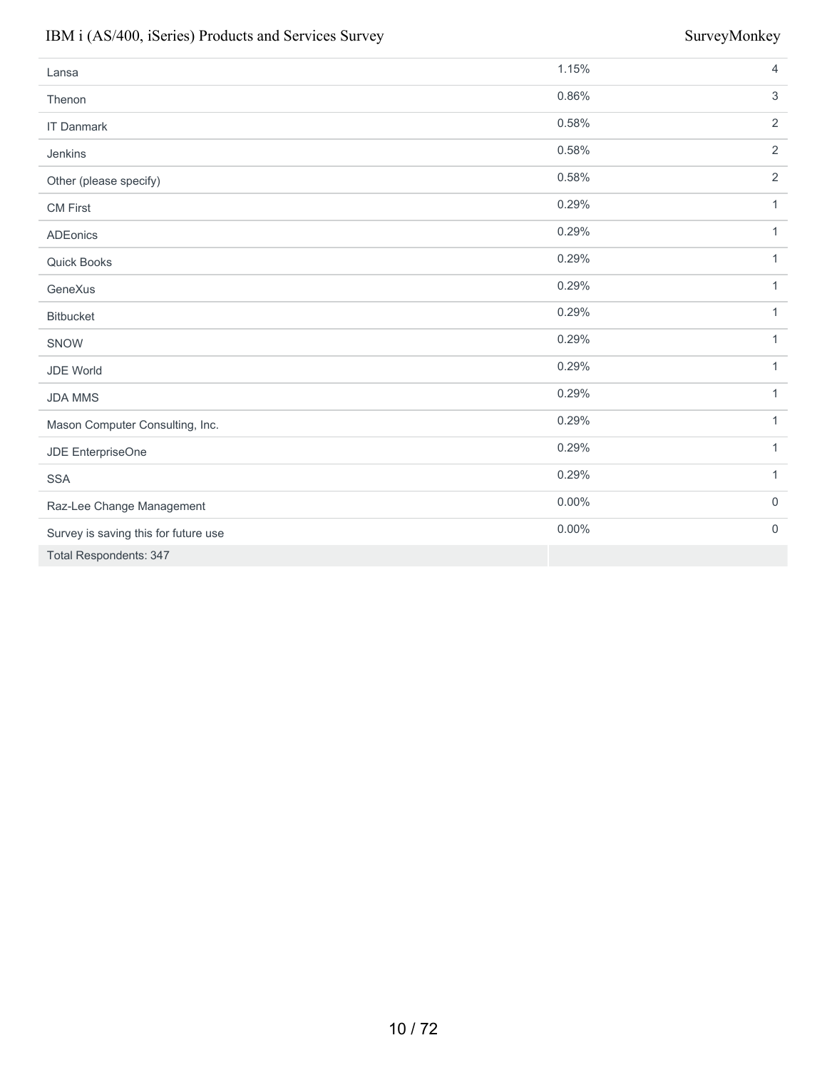| | | |
|---|---|---|
| Lansa | 1.15% | 4 |
| Thenon | 0.86% | 3 |
| IT Danmark | 0.58% | 2 |
| Jenkins | 0.58% | 2 |
| Other (please specify) | 0.58% | 2 |
| CM First | 0.29% | 1 |
| ADEonics | 0.29% | 1 |
| Quick Books | 0.29% | 1 |
| GeneXus | 0.29% | 1 |
| Bitbucket | 0.29% | 1 |
| SNOW | 0.29% | 1 |
| JDE World | 0.29% | 1 |
| JDA MMS | 0.29% | 1 |
| Mason Computer Consulting, Inc. | 0.29% | 1 |
| JDE EnterpriseOne | 0.29% | 1 |
| SSA | 0.29% | 1 |
| Raz-Lee Change Management | 0.00% | 0 |
| Survey is saving this for future use | 0.00% | 0 |
| Total Respondents: 347 | | |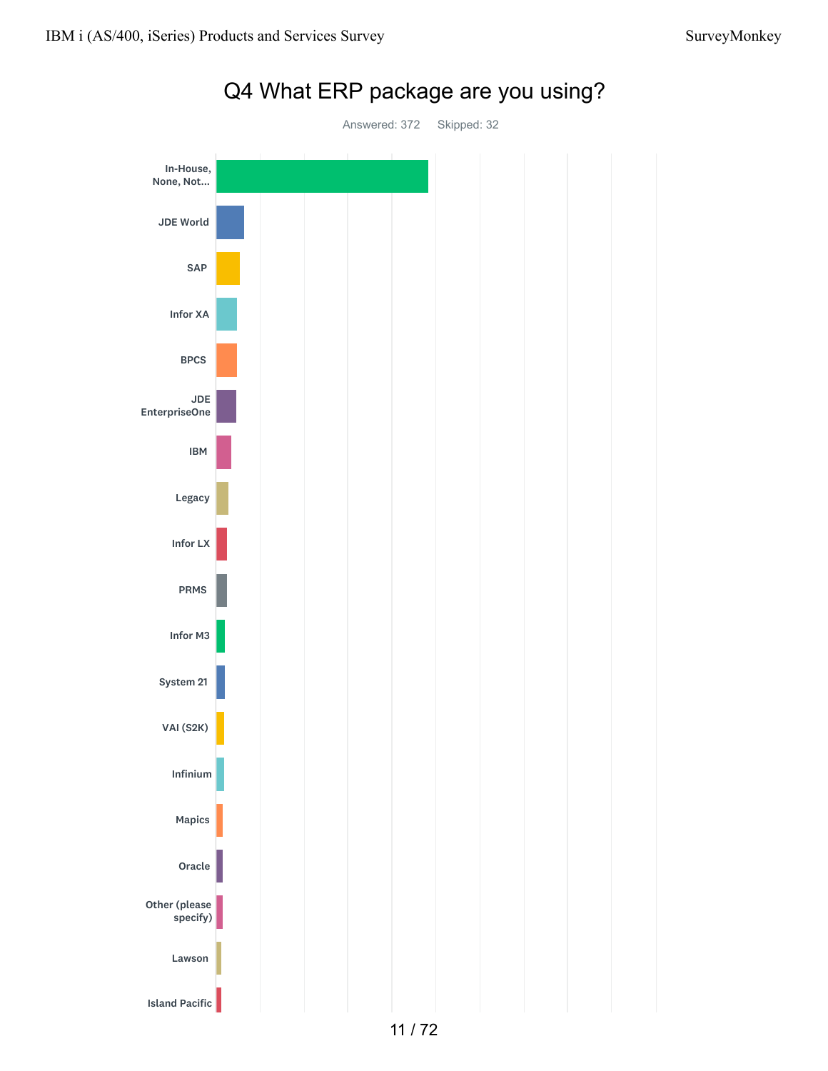## Q4 What ERP package are you using?

Answered: 372 Skipped: 32

- In-House, None, Not...
- JDE World
- SAP
- Infor XA
- BPCS
- JDE EnterpriseOne
- IBM
- Legacy
- Infor LX
- PRMS
- Infor M3
- System 21
- VAI (S2K)
- Infinium
- Mapics
- Oracle
- Other (please specify)
- Lawson
- Island Pacific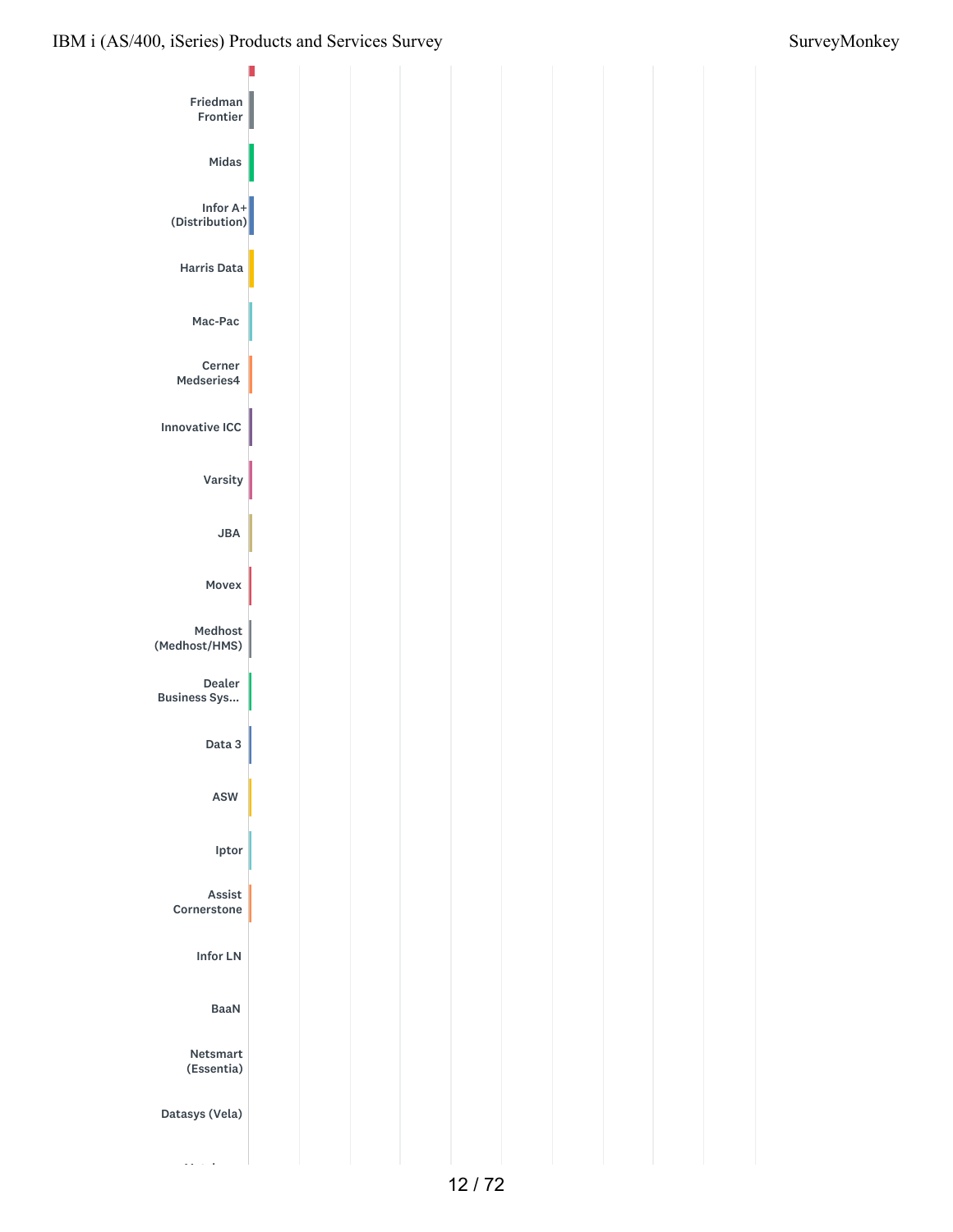Friedman Frontier

Midas

Infor A+ (Distribution)

Harris Data

Mac-Pac

Cerner Medseries4

Innovative ICC

Varsity

JBA

Movex

Medhost (Medhost/HMS)

Dealer Business Sys...

Data 3

ASW

Iptor

Assist Cornerstone

Infor LN

BaaN

Netsmart (Essentia)

Datasys (Vela)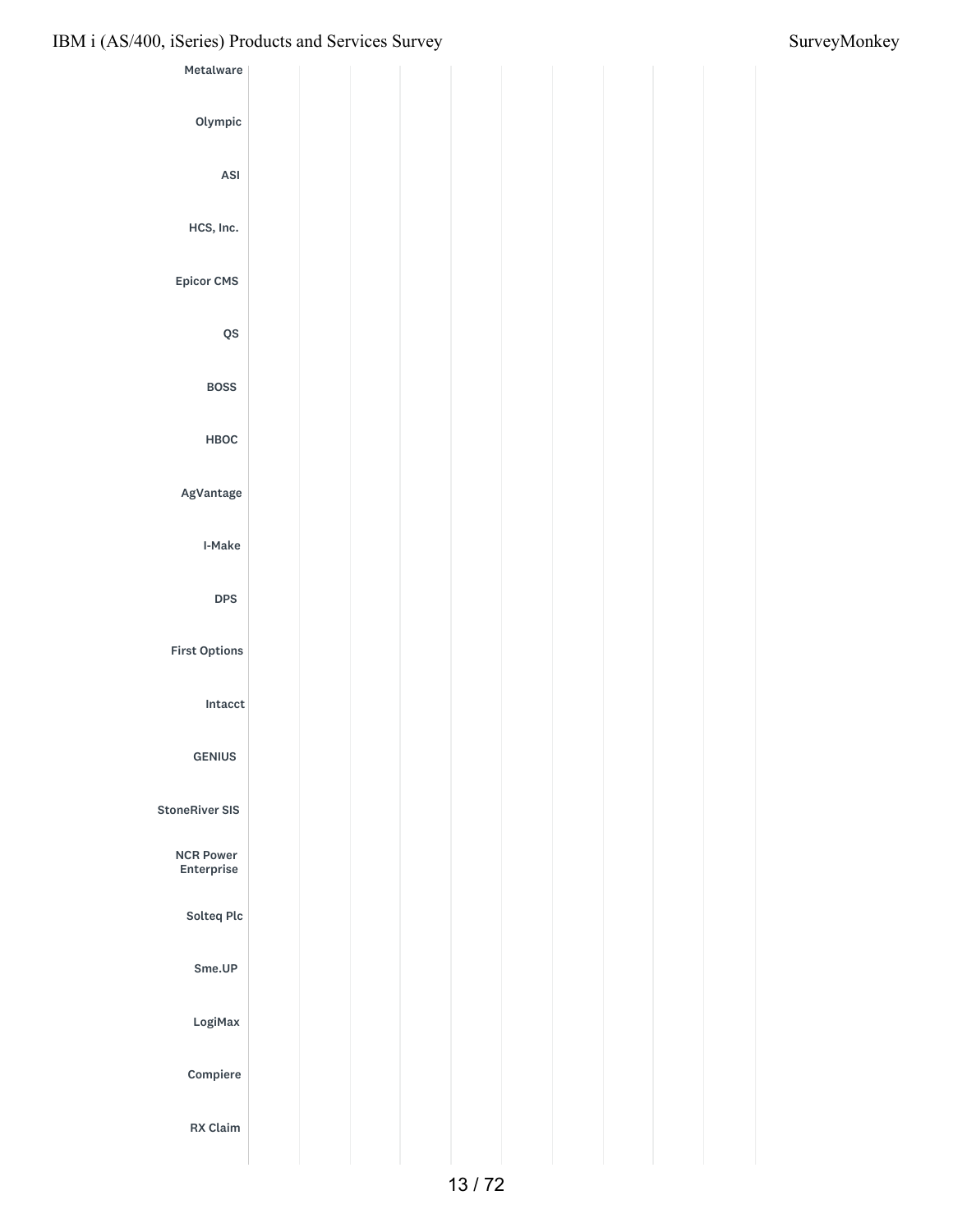Metalware

Olympic

ASI

HCS, Inc.

Epicor CMS

QS

BOSS

HBOC

AgVantage

I-Make

DPS

First Options

Intacct

GENIUS

StoneRiver SIS

NCR Power Enterprise

Solteq Plc

Sme.UP

LogiMax

Compiere

RX Claim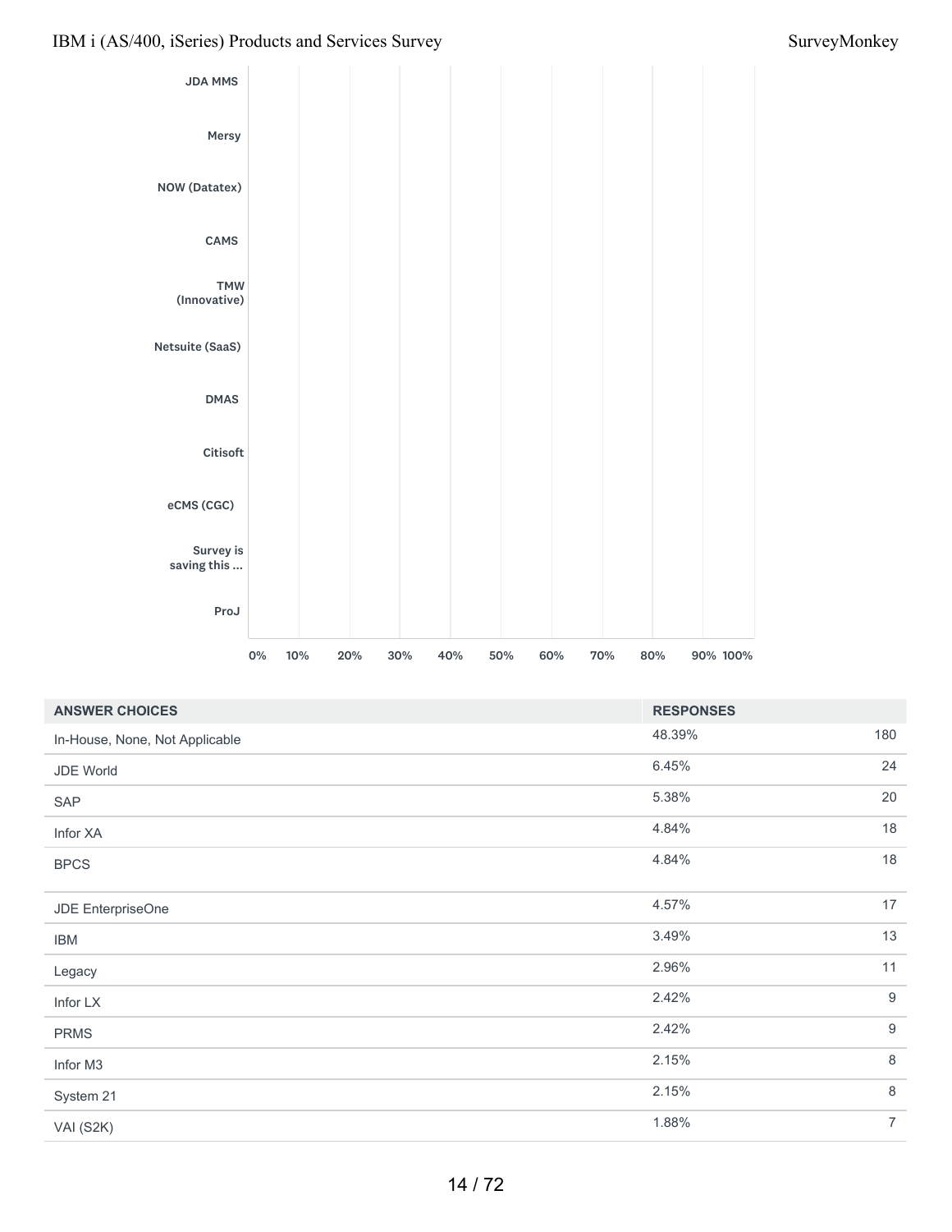| | |
|---|---|
| JDA MMS | |
| Mersy | |
| NOW (Datatex) | |
| CAMS | |
| TMW (Innovative) | |
| Netsuite (SaaS) | |
| DMAS | |
| Citisoft | |
| eCMS (CGC) | |
| Survey is saving this ... | |
| ProJ | |

0% 10% 20% 30% 40% 50% 60% 70% 80% 90% 100%

| ANSWER CHOICES | RESPONSES | |
|---|---|---|
| In-House, None, Not Applicable | 48.39% | 180 |
| JDE World | 6.45% | 24 |
| SAP | 5.38% | 20 |
| Infor XA | 4.84% | 18 |
| BPCS | 4.84% | 18 |
| JDE EnterpriseOne | 4.57% | 17 |
| IBM | 3.49% | 13 |
| Legacy | 2.96% | 11 |
| Infor LX | 2.42% | 9 |
| PRMS | 2.42% | 9 |
| Infor M3 | 2.15% | 8 |
| System 21 | 2.15% | 8 |
| VAI (S2K) | 1.88% | 7 |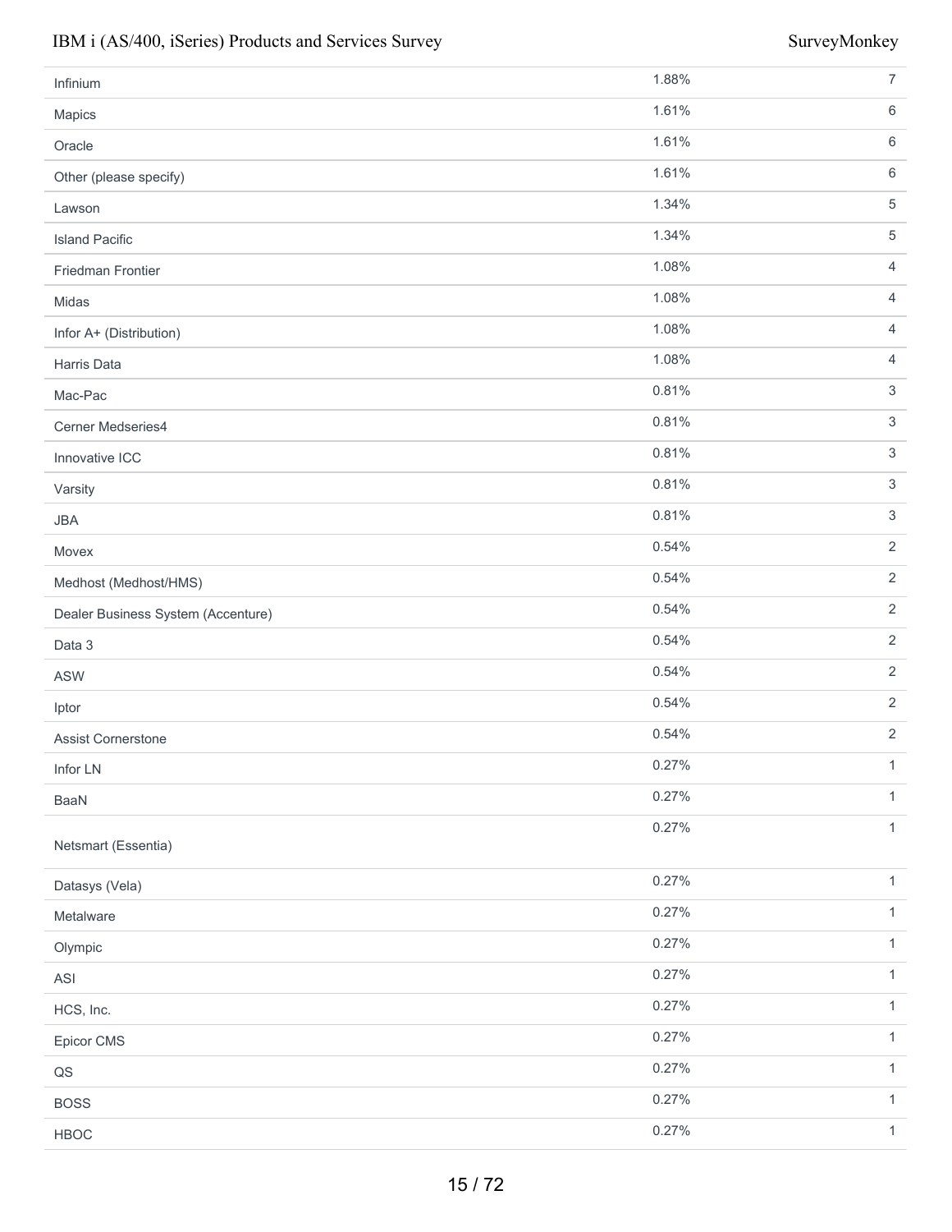| | | |
|---|---|---|
| Infinium | 1.88% | 7 |
| Mapics | 1.61% | 6 |
| Oracle | 1.61% | 6 |
| Other (please specify) | 1.61% | 6 |
| Lawson | 1.34% | 5 |
| Island Pacific | 1.34% | 5 |
| Friedman Frontier | 1.08% | 4 |
| Midas | 1.08% | 4 |
| Infor A+ (Distribution) | 1.08% | 4 |
| Harris Data | 1.08% | 4 |
| Mac-Pac | 0.81% | 3 |
| Cerner Medseries4 | 0.81% | 3 |
| Innovative ICC | 0.81% | 3 |
| Varsity | 0.81% | 3 |
| JBA | 0.81% | 3 |
| Movex | 0.54% | 2 |
| Medhost (Medhost/HMS) | 0.54% | 2 |
| Dealer Business System (Accenture) | 0.54% | 2 |
| Data 3 | 0.54% | 2 |
| ASW | 0.54% | 2 |
| Iptor | 0.54% | 2 |
| Assist Cornerstone | 0.54% | 2 |
| Infor LN | 0.27% | 1 |
| BaaN | 0.27% | 1 |
| Netsmart (Essentia) | 0.27% | 1 |
| Datasys (Vela) | 0.27% | 1 |
| Metalware | 0.27% | 1 |
| Olympic | 0.27% | 1 |
| ASI | 0.27% | 1 |
| HCS, Inc. | 0.27% | 1 |
| Epicor CMS | 0.27% | 1 |
| QS | 0.27% | 1 |
| BOSS | 0.27% | 1 |
| HBOC | 0.27% | 1 |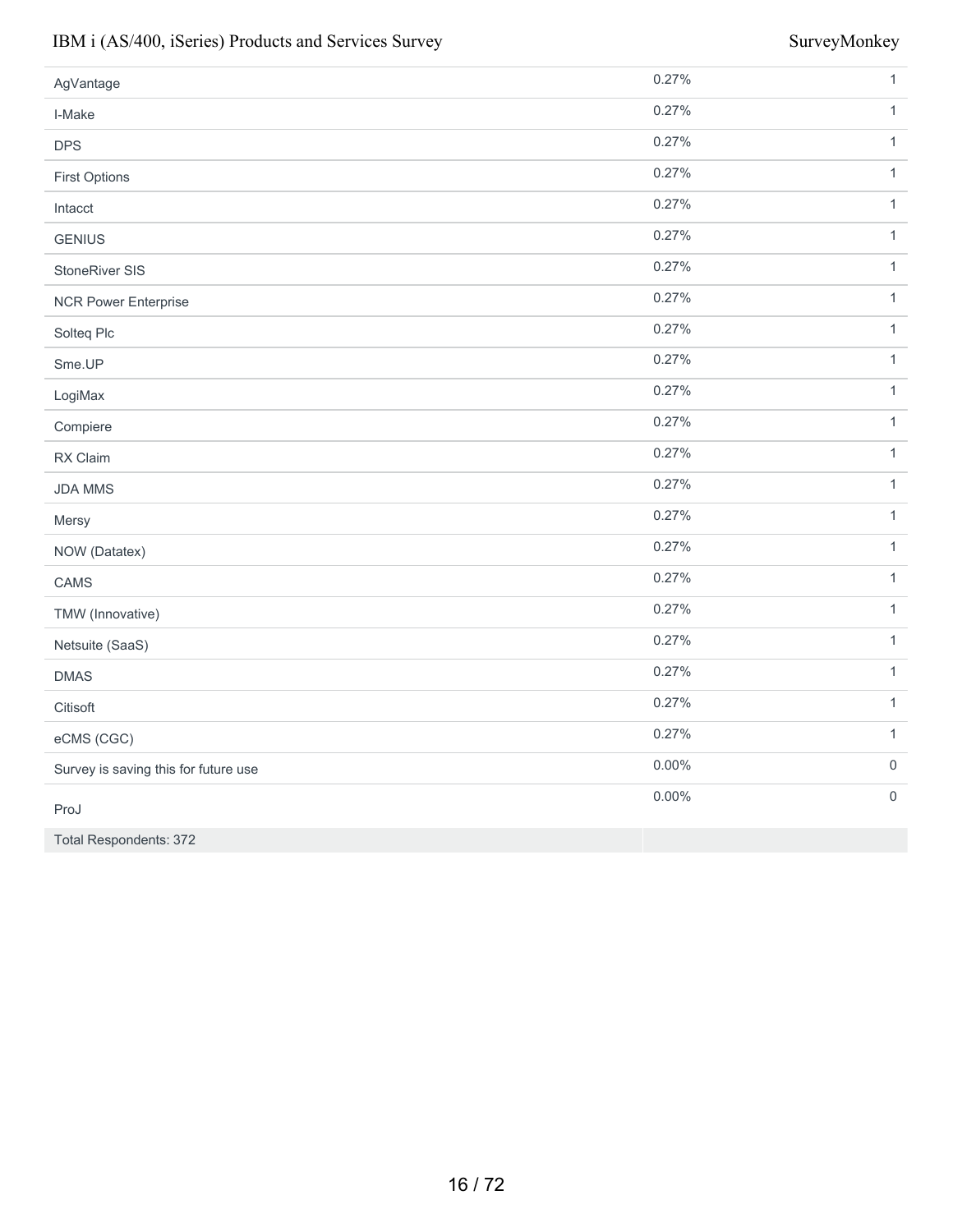| | | |
|---|---|---|
| AgVantage | 0.27% | 1 |
| I-Make | 0.27% | 1 |
| DPS | 0.27% | 1 |
| First Options | 0.27% | 1 |
| Intacct | 0.27% | 1 |
| GENIUS | 0.27% | 1 |
| StoneRiver SIS | 0.27% | 1 |
| NCR Power Enterprise | 0.27% | 1 |
| Solteq Plc | 0.27% | 1 |
| Sme.UP | 0.27% | 1 |
| LogiMax | 0.27% | 1 |
| Compiere | 0.27% | 1 |
| RX Claim | 0.27% | 1 |
| JDA MMS | 0.27% | 1 |
| Mersy | 0.27% | 1 |
| NOW (Datatex) | 0.27% | 1 |
| CAMS | 0.27% | 1 |
| TMW (Innovative) | 0.27% | 1 |
| Netsuite (SaaS) | 0.27% | 1 |
| DMAS | 0.27% | 1 |
| Citisoft | 0.27% | 1 |
| eCMS (CGC) | 0.27% | 1 |
| Survey is saving this for future use | 0.00% | 0 |
| ProJ | 0.00% | 0 |
| Total Respondents: 372 | | |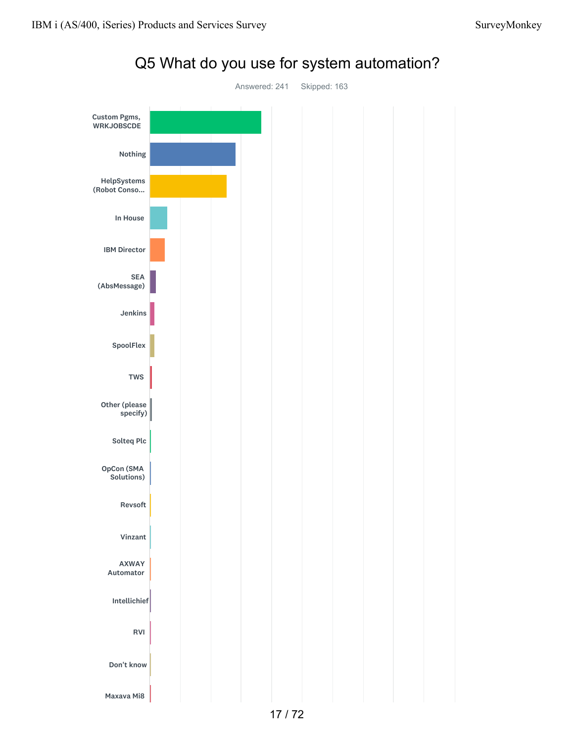# Q5 What do you use for system automation?

Answered: 241    Skipped: 163

- Custom Pgms, WRKJOBSCDE
- Nothing
- HelpSystems (Robot Conso...
- In House
- IBM Director
- SEA (AbsMessage)
- Jenkins
- SpoolFlex
- TWS
- Other (please specify)
- Solteq Plc
- OpCon (SMA Solutions)
- Revsoft
- Vinzant
- AXWAY Automator
- Intellichief
- RVI
- Don't know
- Maxava Mi8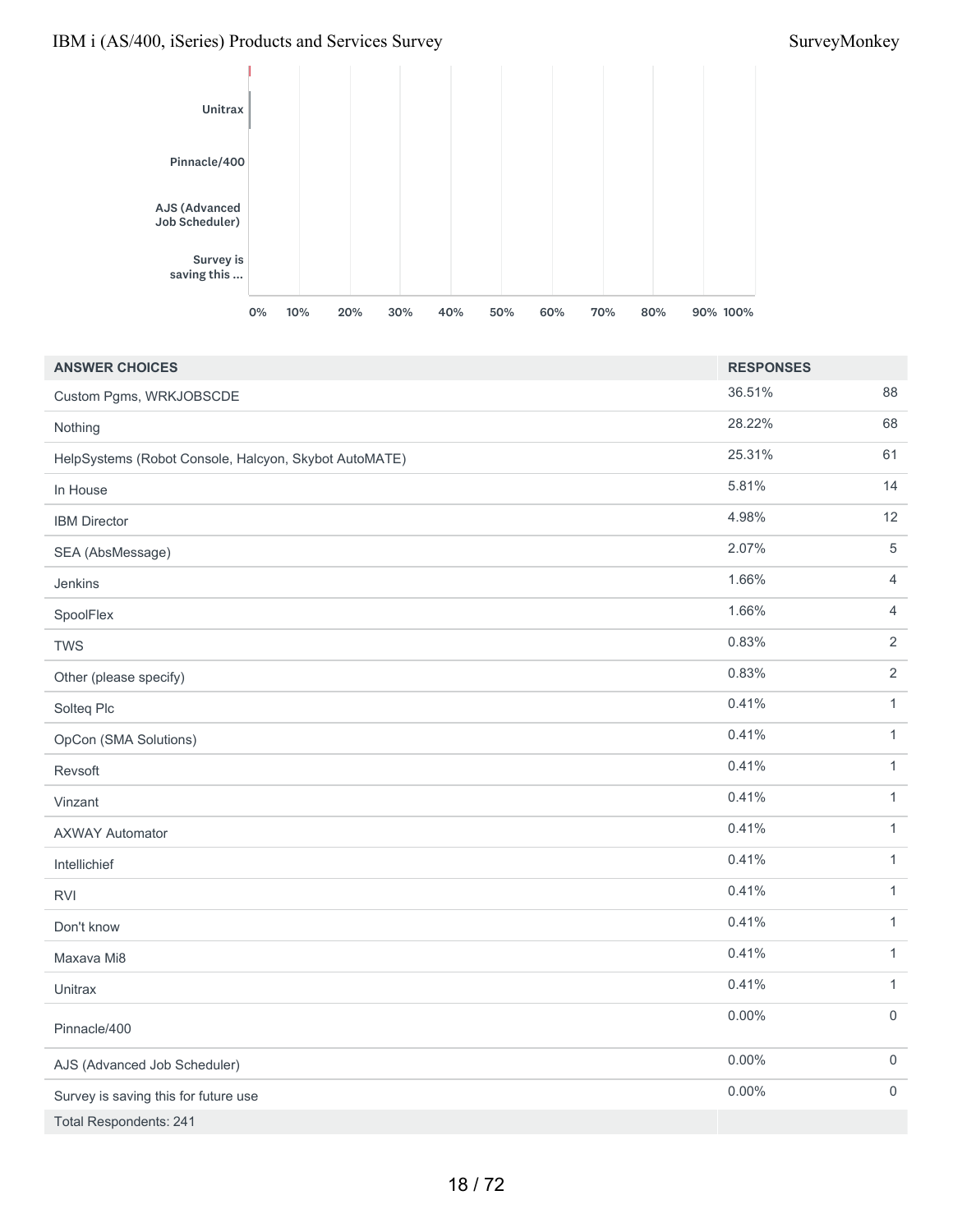| ANSWER CHOICES | RESPONSES | |
|---|---|---|
| Custom Pgms, WRKJOBSCDE | 36.51% | 88 |
| Nothing | 28.22% | 68 |
| HelpSystems (Robot Console, Halcyon, Skybot AutoMATE) | 25.31% | 61 |
| In House | 5.81% | 14 |
| IBM Director | 4.98% | 12 |
| SEA (AbsMessage) | 2.07% | 5 |
| Jenkins | 1.66% | 4 |
| SpoolFlex | 1.66% | 4 |
| TWS | 0.83% | 2 |
| Other (please specify) | 0.83% | 2 |
| Solteq Plc | 0.41% | 1 |
| OpCon (SMA Solutions) | 0.41% | 1 |
| Revsoft | 0.41% | 1 |
| Vinzant | 0.41% | 1 |
| AXWAY Automator | 0.41% | 1 |
| Intellichief | 0.41% | 1 |
| RVI | 0.41% | 1 |
| Don't know | 0.41% | 1 |
| Maxava Mi8 | 0.41% | 1 |
| Unitrax | 0.41% | 1 |
| Pinnacle/400 | 0.00% | 0 |
| AJS (Advanced Job Scheduler) | 0.00% | 0 |
| Survey is saving this for future use | 0.00% | 0 |
| Total Respondents: 241 | | |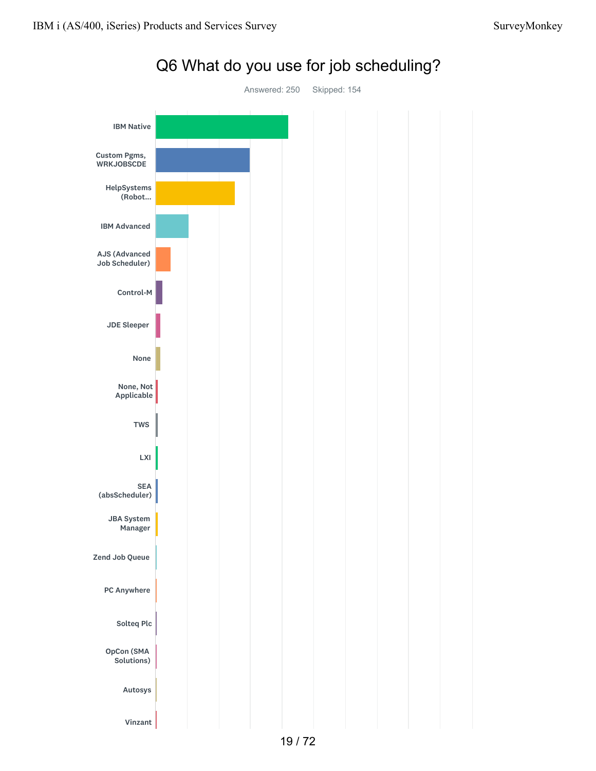# Q6 What do you use for job scheduling?

Answered: 250 Skipped: 154

- IBM Native
- Custom Pgms, WRKJOBSCDE
- HelpSystems (Robot...
- IBM Advanced
- AJS (Advanced Job Scheduler)
- Control-M
- JDE Sleeper
- None
- None, Not Applicable
- TWS
- LXI
- SEA (absScheduler)
- JBA System Manager
- Zend Job Queue
- PC Anywhere
- Solteq Plc
- OpCon (SMA Solutions)
- Autosys
- Vinzant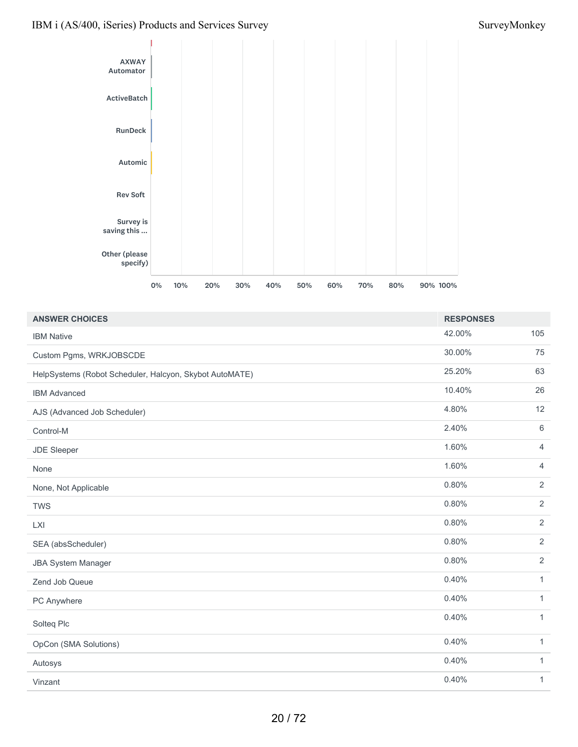| ANSWER CHOICES | RESPONSES | |
|---|---|---|
| IBM Native | 42.00% | 105 |
| Custom Pgms, WRKJOBSCDE | 30.00% | 75 |
| HelpSystems (Robot Scheduler, Halcyon, Skybot AutoMATE) | 25.20% | 63 |
| IBM Advanced | 10.40% | 26 |
| AJS (Advanced Job Scheduler) | 4.80% | 12 |
| Control-M | 2.40% | 6 |
| JDE Sleeper | 1.60% | 4 |
| None | 1.60% | 4 |
| None, Not Applicable | 0.80% | 2 |
| TWS | 0.80% | 2 |
| LXI | 0.80% | 2 |
| SEA (absScheduler) | 0.80% | 2 |
| JBA System Manager | 0.80% | 2 |
| Zend Job Queue | 0.40% | 1 |
| PC Anywhere | 0.40% | 1 |
| Solteq Plc | 0.40% | 1 |
| OpCon (SMA Solutions) | 0.40% | 1 |
| Autosys | 0.40% | 1 |
| Vinzant | 0.40% | 1 |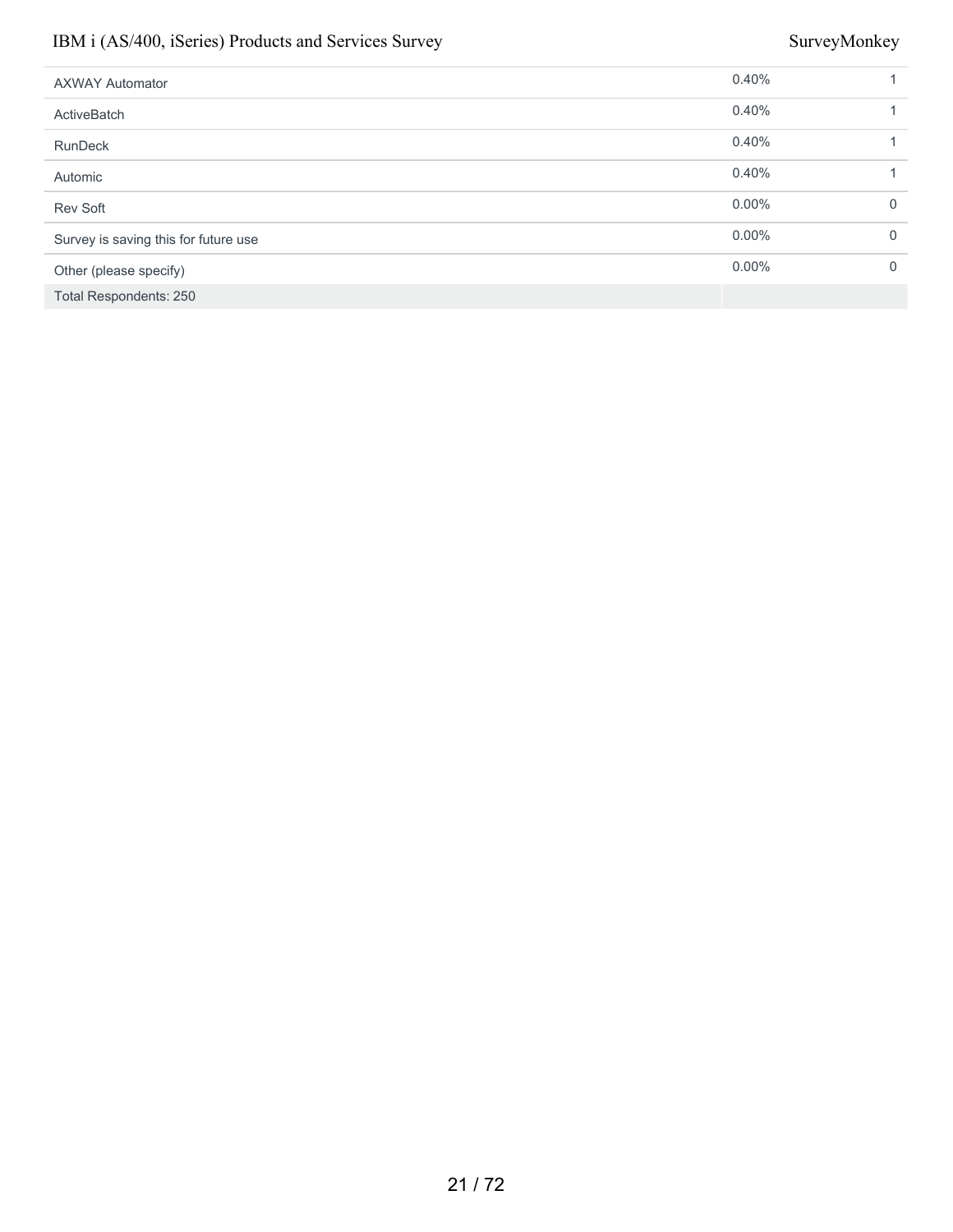| | | |
|---|---|---|
| AXWAY Automator | 0.40% | 1 |
| ActiveBatch | 0.40% | 1 |
| RunDeck | 0.40% | 1 |
| Automic | 0.40% | 1 |
| Rev Soft | 0.00% | 0 |
| Survey is saving this for future use | 0.00% | 0 |
| Other (please specify) | 0.00% | 0 |
| Total Respondents: 250 | | |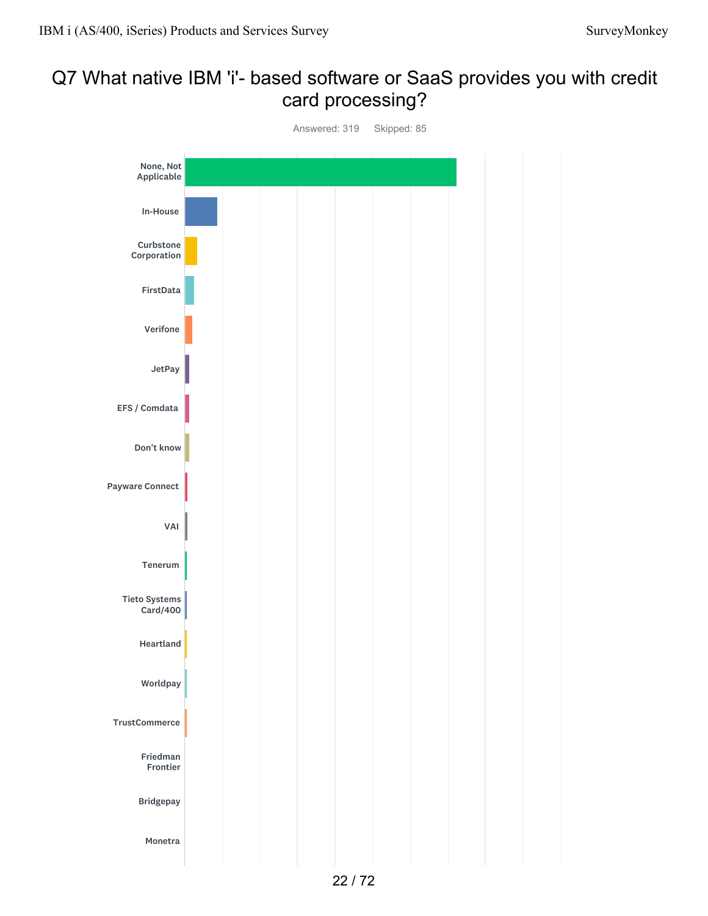# Q7 What native IBM 'i'- based software or SaaS provides you with credit card processing?

Answered: 319 Skipped: 85

- None, Not Applicable
- In-House
- Curbstone Corporation
- FirstData
- Verifone
- JetPay
- EFS / Comdata
- Don't know
- Payware Connect
- VAI
- Tenerum
- Tieto Systems Card/400
- Heartland
- Worldpay
- TrustCommerce
- Friedman Frontier
- Bridgepay
- Monetra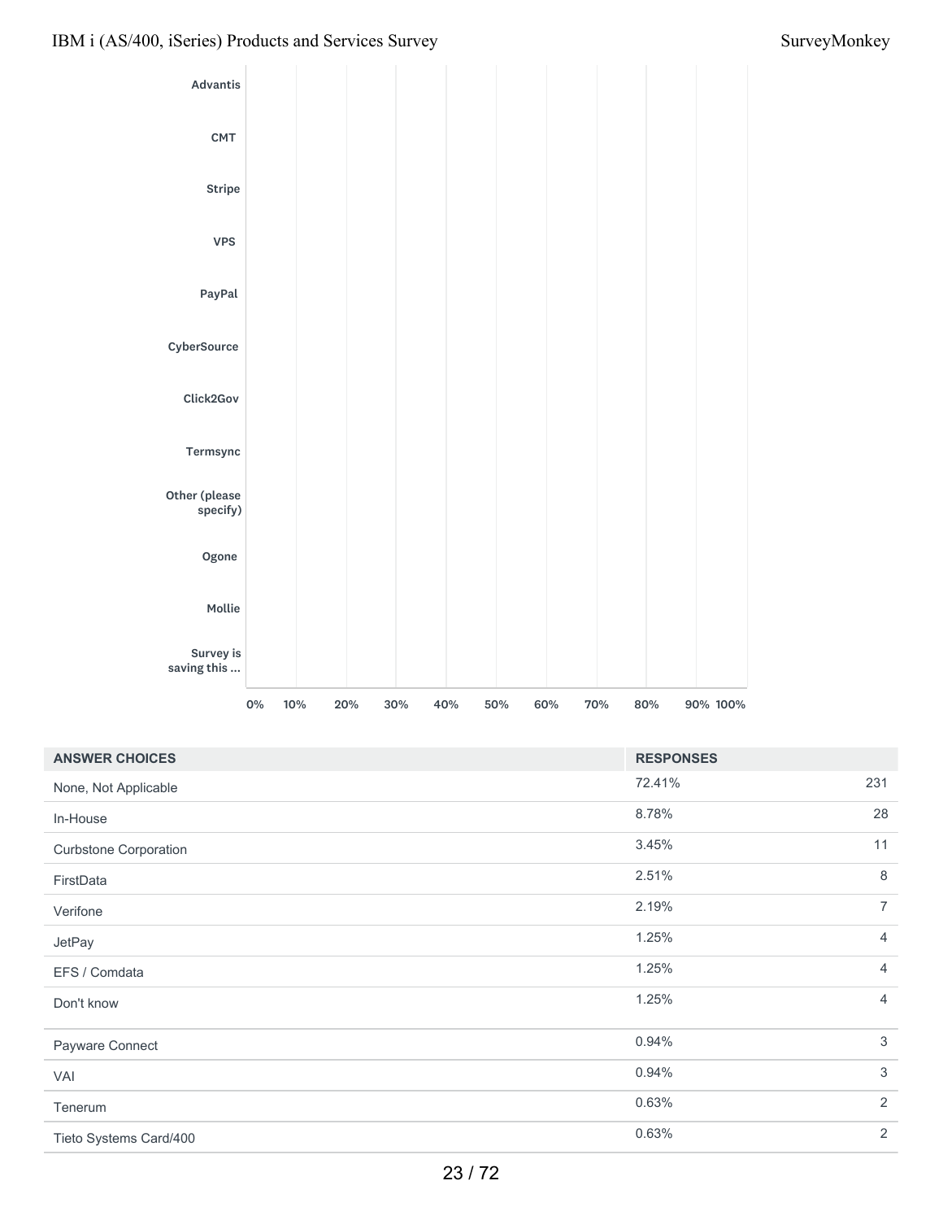Advantis

CMT

Stripe

VPS

PayPal

CyberSource

Click2Gov

Termsync

Other (please specify)

Ogone

Mollie

Survey is saving this ...

0% 10% 20% 30% 40% 50% 60% 70% 80% 90% 100%

| ANSWER CHOICES | RESPONSES | |
|---|---|---|
| None, Not Applicable | 72.41% | 231 |
| In-House | 8.78% | 28 |
| Curbstone Corporation | 3.45% | 11 |
| FirstData | 2.51% | 8 |
| Verifone | 2.19% | 7 |
| JetPay | 1.25% | 4 |
| EFS / Comdata | 1.25% | 4 |
| Don't know | 1.25% | 4 |
| Payware Connect | 0.94% | 3 |
| VAI | 0.94% | 3 |
| Tenerum | 0.63% | 2 |
| Tieto Systems Card/400 | 0.63% | 2 |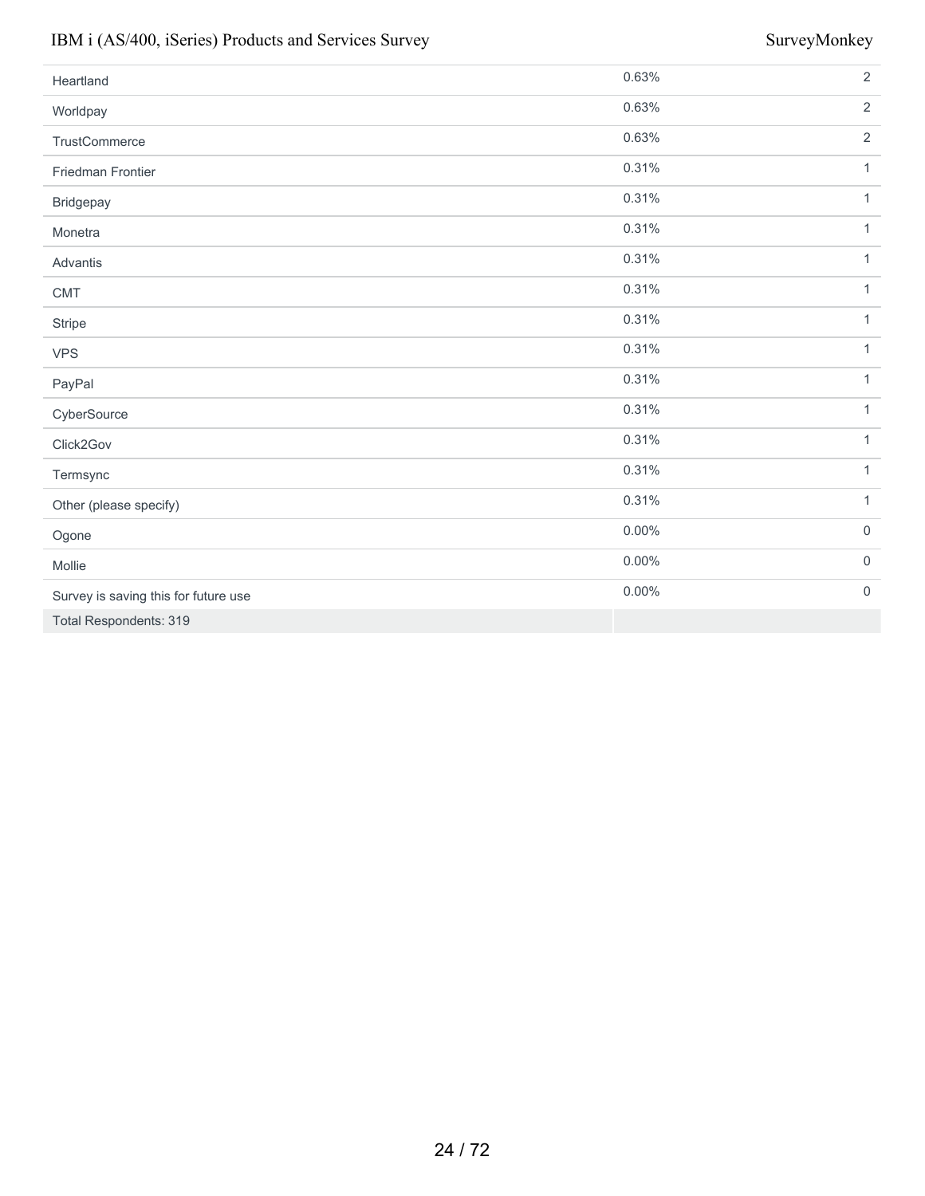| | | |
|---|---|---|
| Heartland | 0.63% | 2 |
| Worldpay | 0.63% | 2 |
| TrustCommerce | 0.63% | 2 |
| Friedman Frontier | 0.31% | 1 |
| Bridgepay | 0.31% | 1 |
| Monetra | 0.31% | 1 |
| Advantis | 0.31% | 1 |
| CMT | 0.31% | 1 |
| Stripe | 0.31% | 1 |
| VPS | 0.31% | 1 |
| PayPal | 0.31% | 1 |
| CyberSource | 0.31% | 1 |
| Click2Gov | 0.31% | 1 |
| Termsync | 0.31% | 1 |
| Other (please specify) | 0.31% | 1 |
| Ogone | 0.00% | 0 |
| Mollie | 0.00% | 0 |
| Survey is saving this for future use | 0.00% | 0 |
| Total Respondents: 319 | | |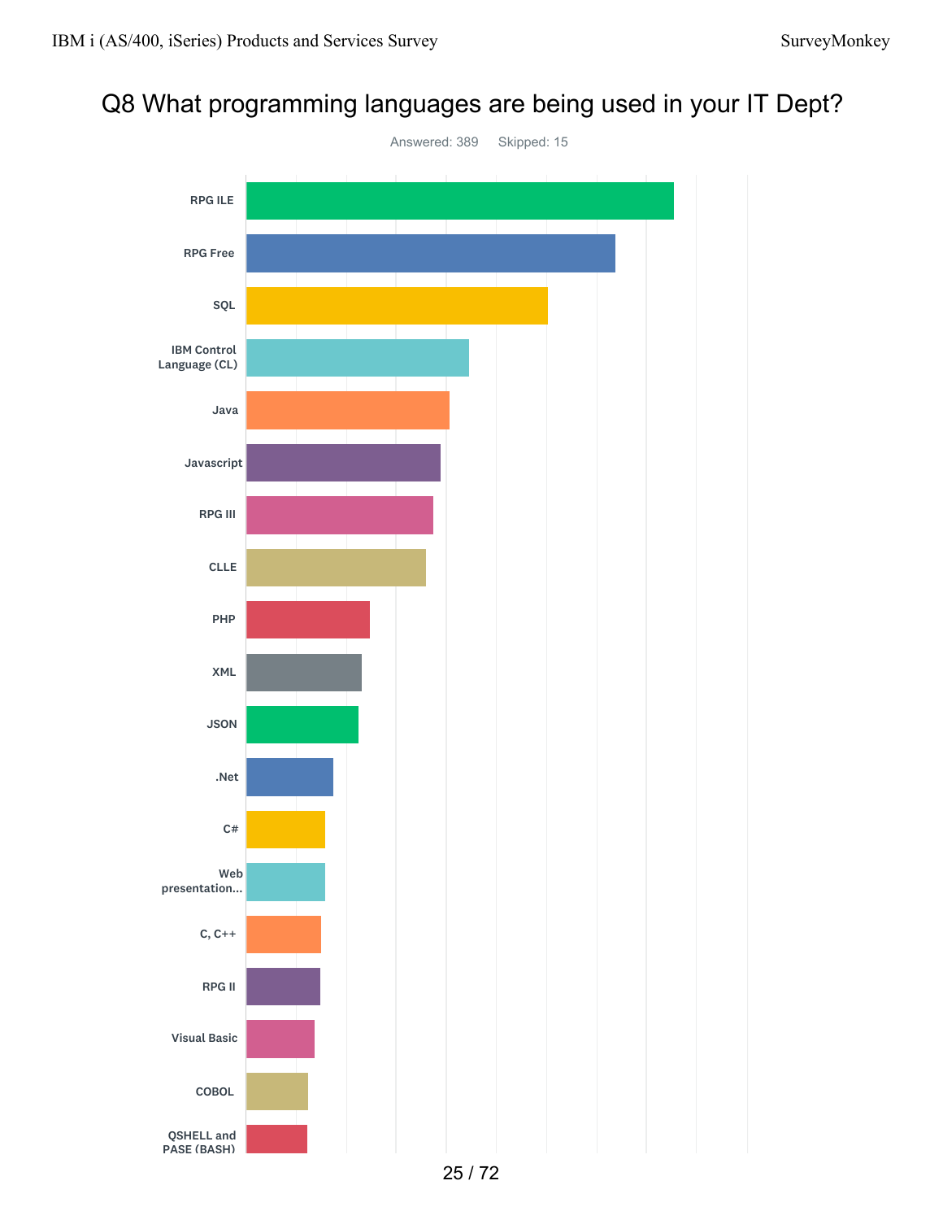## Q8 What programming languages are being used in your IT Dept?

Answered: 389 Skipped: 15

- RPG ILE
- RPG Free
- SQL
- IBM Control Language (CL)
- Java
- Javascript
- RPG III
- CLLE
- PHP
- XML
- JSON
- .Net
- C#
- Web presentation...
- C, C++
- RPG II
- Visual Basic
- COBOL
- QSHELL and PASE (BASH)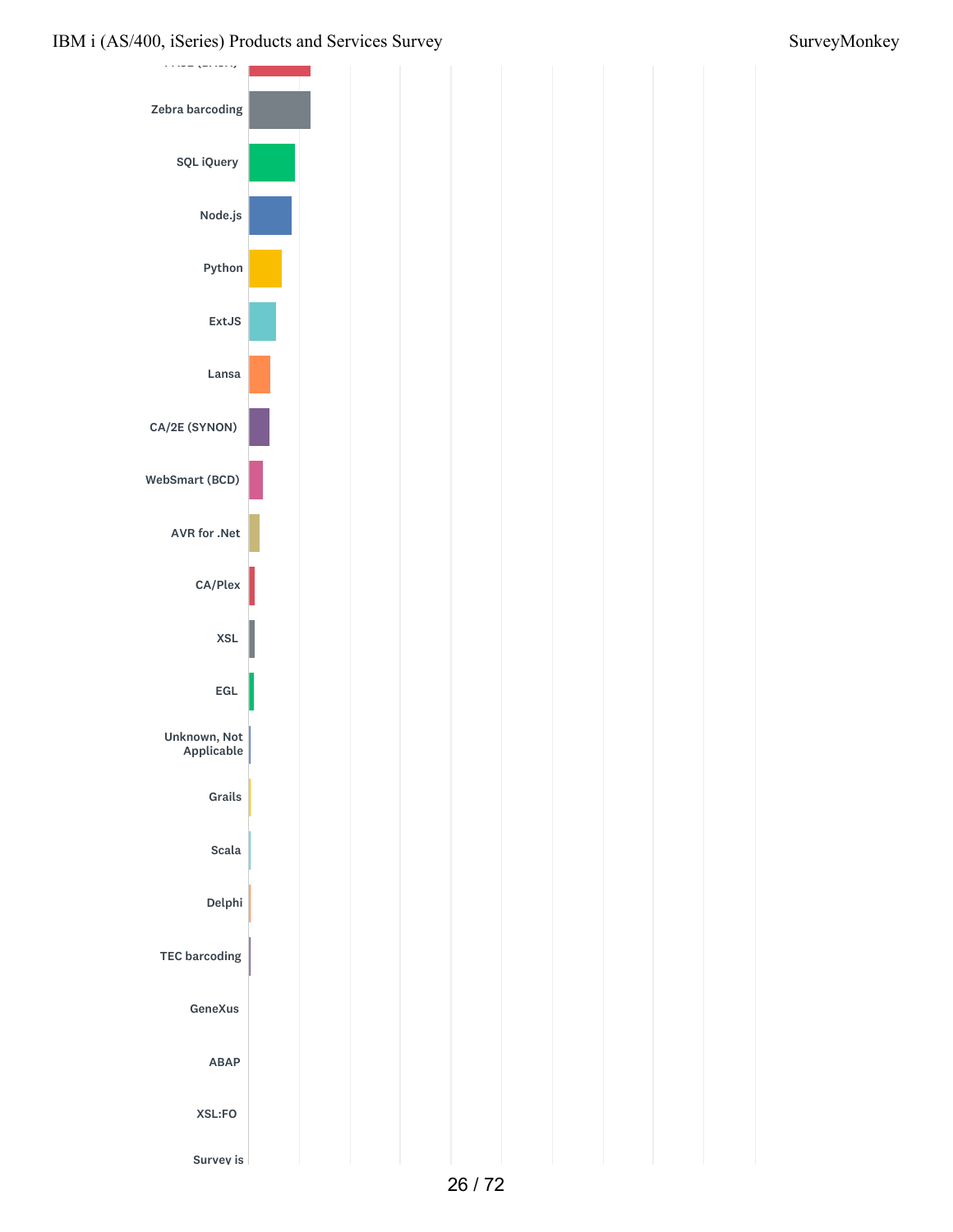- Zebra barcoding
- SQL iQuery
- Node.js
- Python
- ExtJS
- Lansa
- CA/2E (SYNON)
- WebSmart (BCD)
- AVR for .Net
- CA/Plex
- XSL
- EGL
- Unknown, Not Applicable
- Grails
- Scala
- Delphi
- TEC barcoding
- GeneXus
- ABAP
- XSL:FO
- Survey is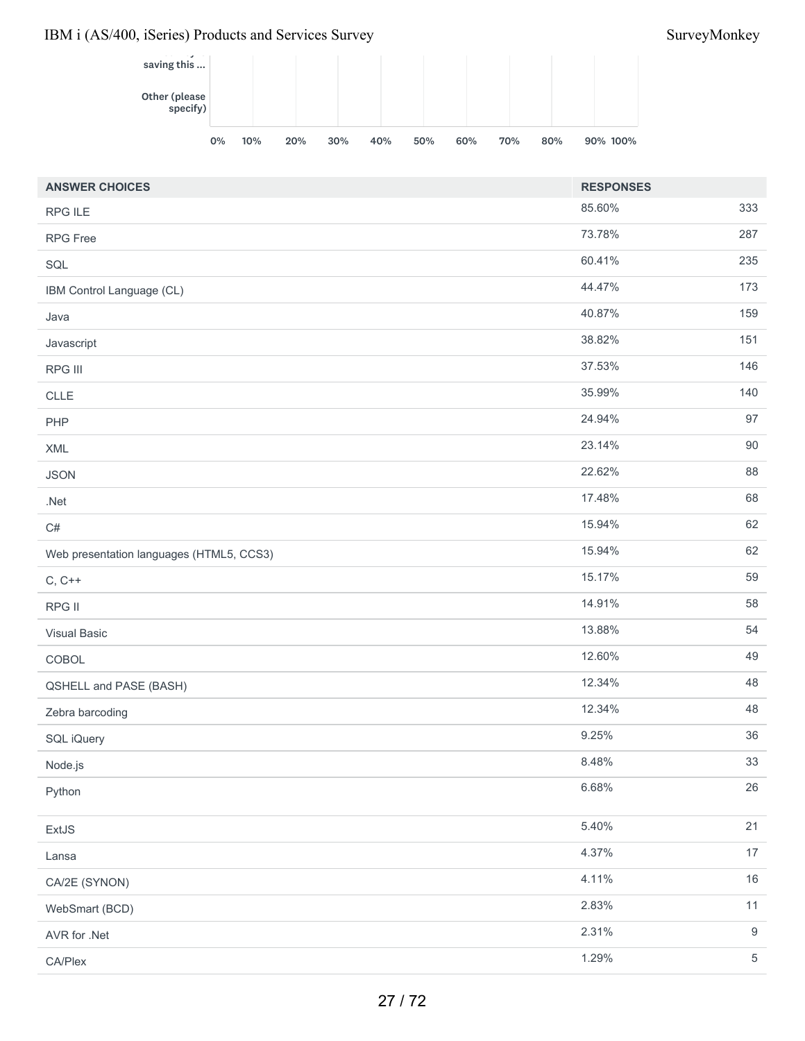| ANSWER CHOICES | RESPONSES | |
|---|---|---|
| RPG ILE | 85.60% | 333 |
| RPG Free | 73.78% | 287 |
| SQL | 60.41% | 235 |
| IBM Control Language (CL) | 44.47% | 173 |
| Java | 40.87% | 159 |
| Javascript | 38.82% | 151 |
| RPG III | 37.53% | 146 |
| CLLE | 35.99% | 140 |
| PHP | 24.94% | 97 |
| XML | 23.14% | 90 |
| JSON | 22.62% | 88 |
| .Net | 17.48% | 68 |
| C# | 15.94% | 62 |
| Web presentation languages (HTML5, CCS3) | 15.94% | 62 |
| C, C++ | 15.17% | 59 |
| RPG II | 14.91% | 58 |
| Visual Basic | 13.88% | 54 |
| COBOL | 12.60% | 49 |
| QSHELL and PASE (BASH) | 12.34% | 48 |
| Zebra barcoding | 12.34% | 48 |
| SQL iQuery | 9.25% | 36 |
| Node.js | 8.48% | 33 |
| Python | 6.68% | 26 |
| ExtJS | 5.40% | 21 |
| Lansa | 4.37% | 17 |
| CA/2E (SYNON) | 4.11% | 16 |
| WebSmart (BCD) | 2.83% | 11 |
| AVR for .Net | 2.31% | 9 |
| CA/Plex | 1.29% | 5 |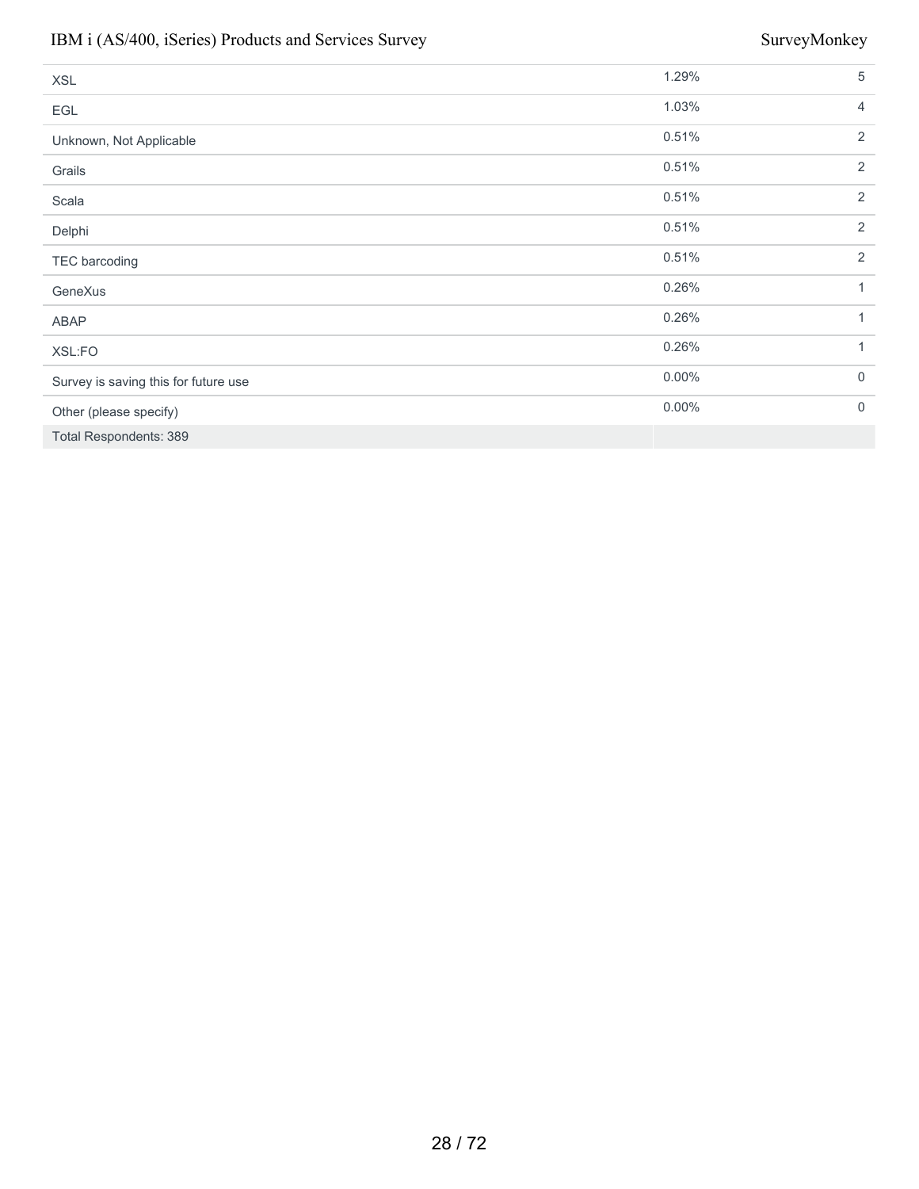| | | |
|---|---|---|
| XSL | 1.29% | 5 |
| EGL | 1.03% | 4 |
| Unknown, Not Applicable | 0.51% | 2 |
| Grails | 0.51% | 2 |
| Scala | 0.51% | 2 |
| Delphi | 0.51% | 2 |
| TEC barcoding | 0.51% | 2 |
| GeneXus | 0.26% | 1 |
| ABAP | 0.26% | 1 |
| XSL:FO | 0.26% | 1 |
| Survey is saving this for future use | 0.00% | 0 |
| Other (please specify) | 0.00% | 0 |
| Total Respondents: 389 | | |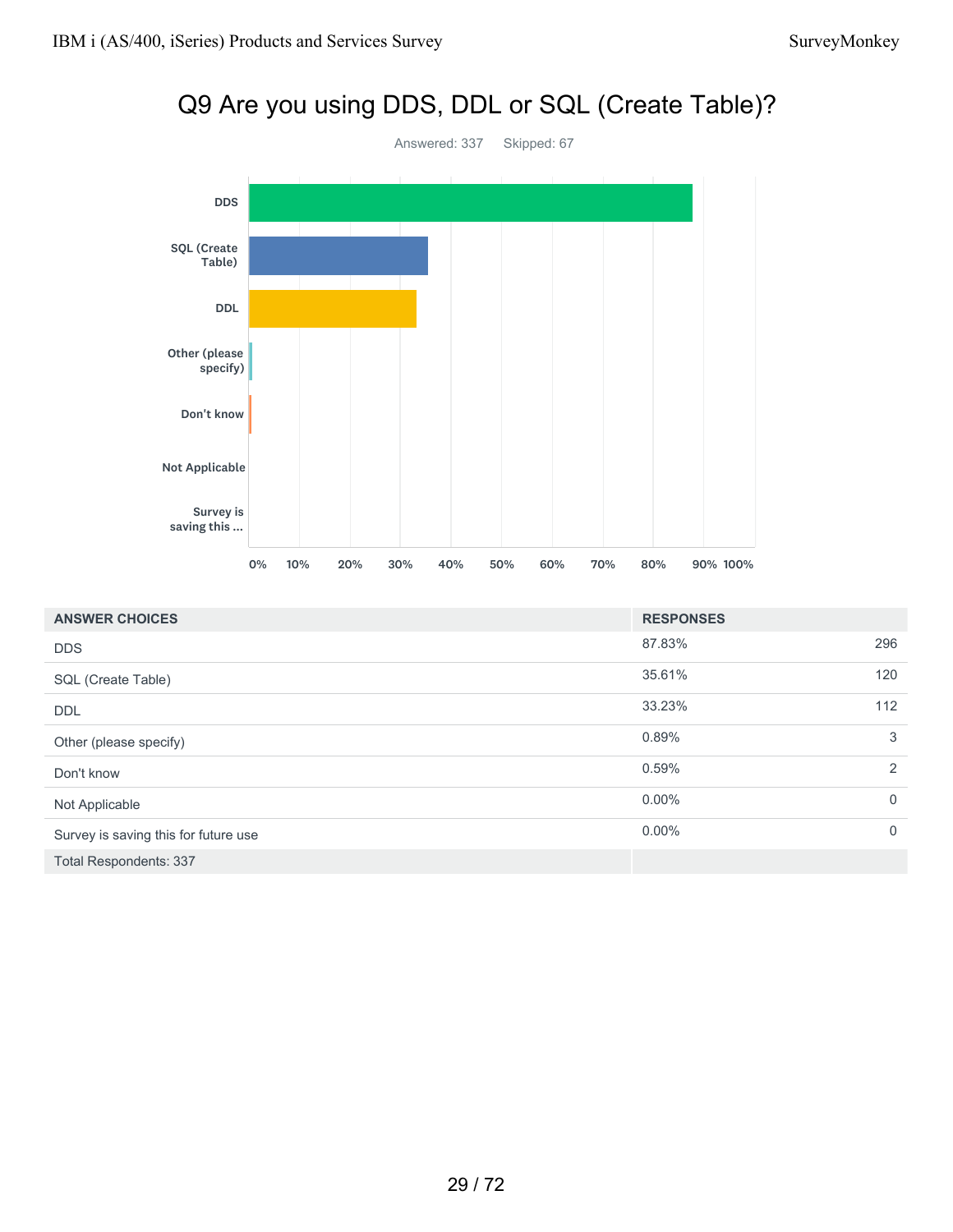## Q9 Are you using DDS, DDL or SQL (Create Table)?

Answered: 337    Skipped: 67

| ANSWER CHOICES | RESPONSES | |
|---|---|---|
| DDS | 87.83% | 296 |
| SQL (Create Table) | 35.61% | 120 |
| DDL | 33.23% | 112 |
| Other (please specify) | 0.89% | 3 |
| Don't know | 0.59% | 2 |
| Not Applicable | 0.00% | 0 |
| Survey is saving this for future use | 0.00% | 0 |
| Total Respondents: 337 | | |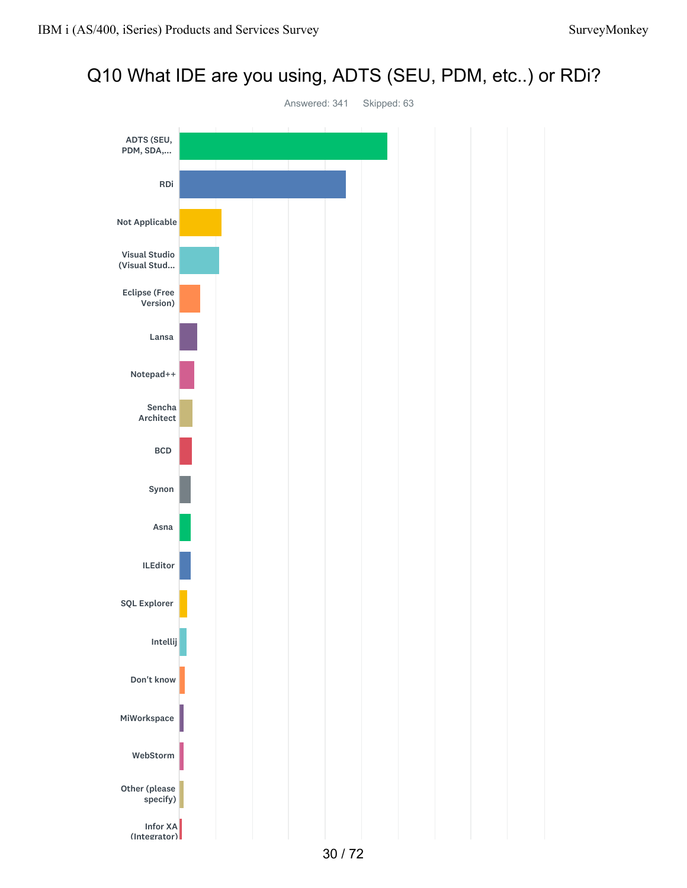## Q10 What IDE are you using, ADTS (SEU, PDM, etc..) or RDi?

Answered: 341 Skipped: 63

ADTS (SEU, PDM, SDA,...

RDi

Not Applicable

Visual Studio (Visual Stud...

Eclipse (Free Version)

Lansa

Notepad++

Sencha Architect

BCD

Synon

Asna

ILEditor

SQL Explorer

Intellij

Don't know

MiWorkspace

WebStorm

Other (please specify)

Infor XA (Integrator)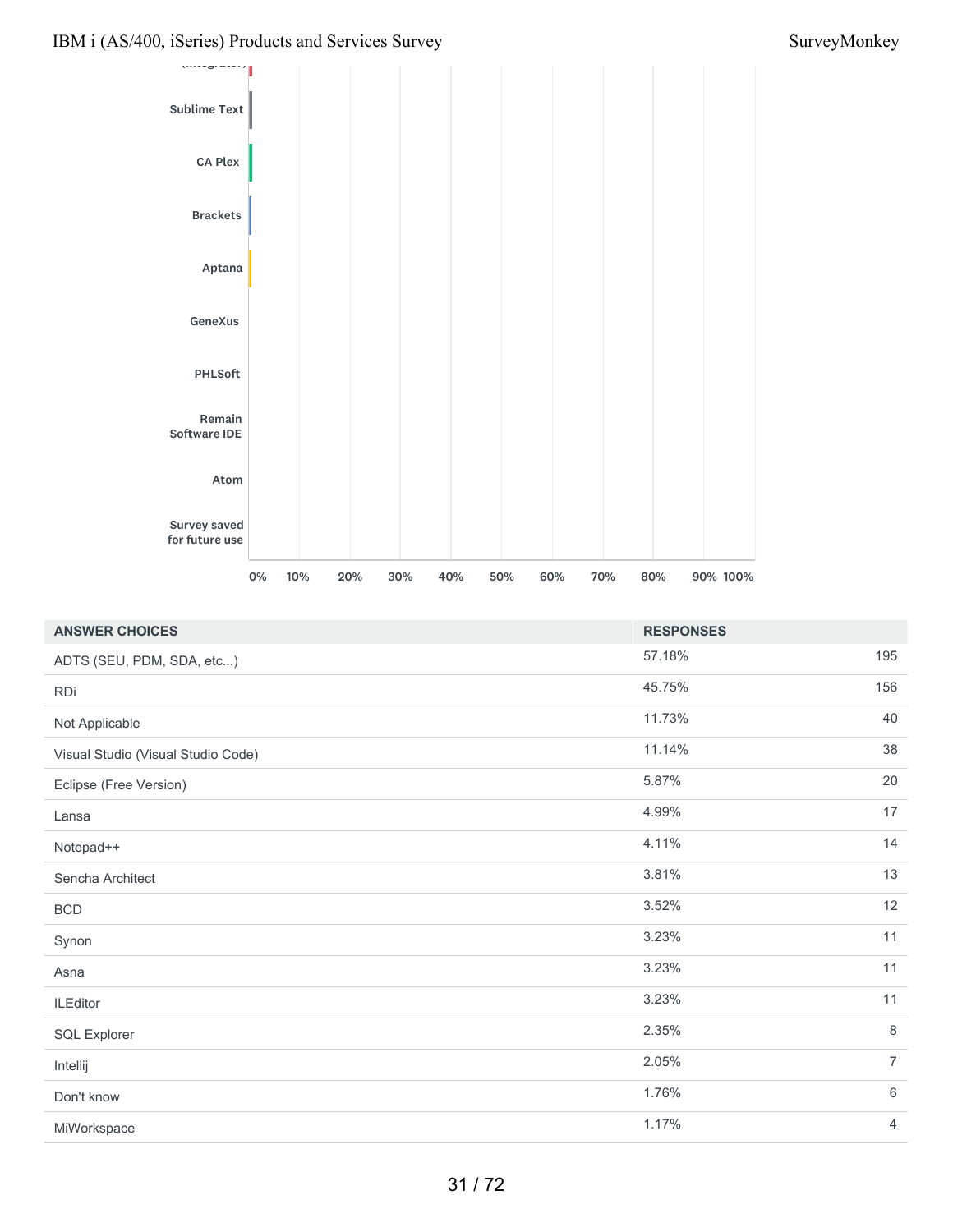Sublime Text

CA Plex

Brackets

Aptana

GeneXus

PHLSoft

Remain Software IDE

Atom

Survey saved for future use

0% 10% 20% 30% 40% 50% 60% 70% 80% 90% 100%

| ANSWER CHOICES | RESPONSES | |
| --- | --- | --- |
| ADTS (SEU, PDM, SDA, etc...) | 57.18% | 195 |
| RDi | 45.75% | 156 |
| Not Applicable | 11.73% | 40 |
| Visual Studio (Visual Studio Code) | 11.14% | 38 |
| Eclipse (Free Version) | 5.87% | 20 |
| Lansa | 4.99% | 17 |
| Notepad++ | 4.11% | 14 |
| Sencha Architect | 3.81% | 13 |
| BCD | 3.52% | 12 |
| Synon | 3.23% | 11 |
| Asna | 3.23% | 11 |
| ILEditor | 3.23% | 11 |
| SQL Explorer | 2.35% | 8 |
| Intellij | 2.05% | 7 |
| Don't know | 1.76% | 6 |
| MiWorkspace | 1.17% | 4 |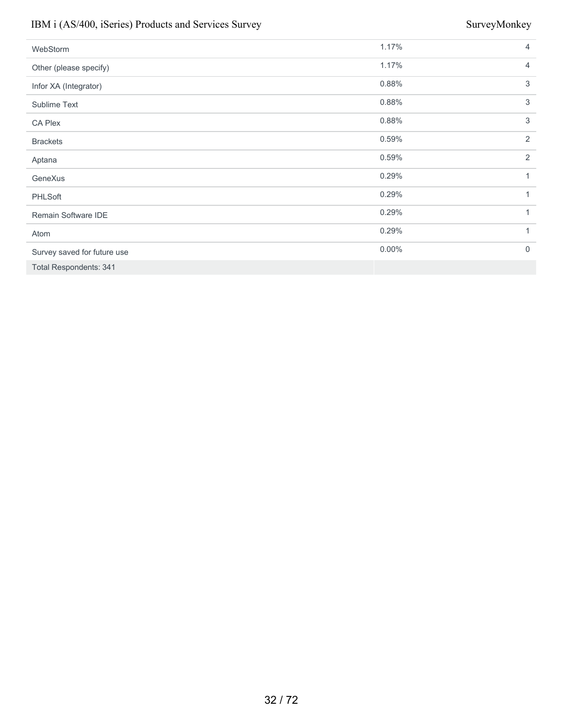| | | |
|---|---|---|
| WebStorm | 1.17% | 4 |
| Other (please specify) | 1.17% | 4 |
| Infor XA (Integrator) | 0.88% | 3 |
| Sublime Text | 0.88% | 3 |
| CA Plex | 0.88% | 3 |
| Brackets | 0.59% | 2 |
| Aptana | 0.59% | 2 |
| GeneXus | 0.29% | 1 |
| PHLSoft | 0.29% | 1 |
| Remain Software IDE | 0.29% | 1 |
| Atom | 0.29% | 1 |
| Survey saved for future use | 0.00% | 0 |
| Total Respondents: 341 | | |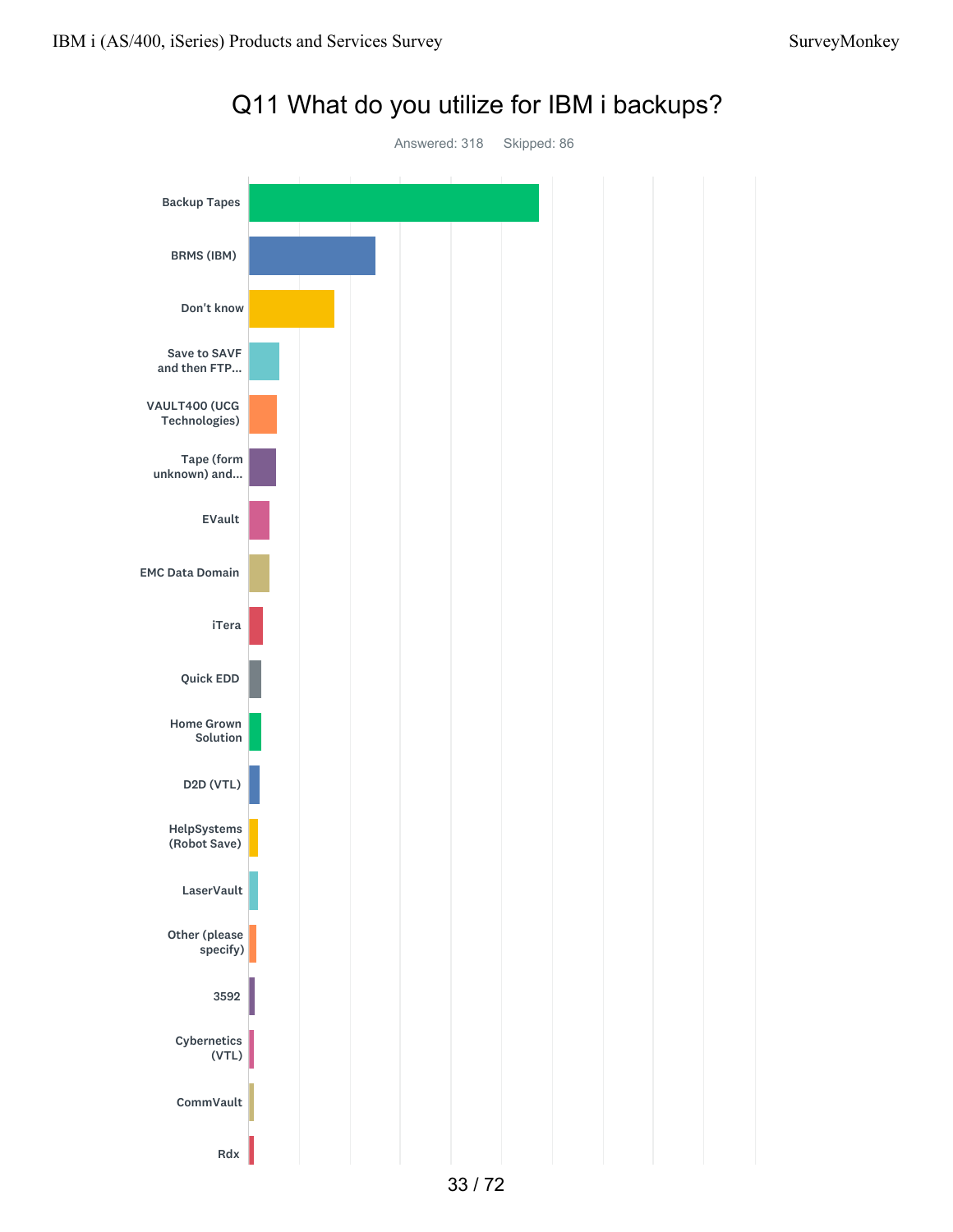## Q11 What do you utilize for IBM i backups?

Answered: 318 Skipped: 86

- Backup Tapes
- BRMS (IBM)
- Don't know
- Save to SAVF and then FTP...
- VAULT400 (UCG Technologies)
- Tape (form unknown) and...
- EVault
- EMC Data Domain
- iTera
- Quick EDD
- Home Grown Solution
- D2D (VTL)
- HelpSystems (Robot Save)
- LaserVault
- Other (please specify)
- 3592
- Cybernetics (VTL)
- CommVault
- Rdx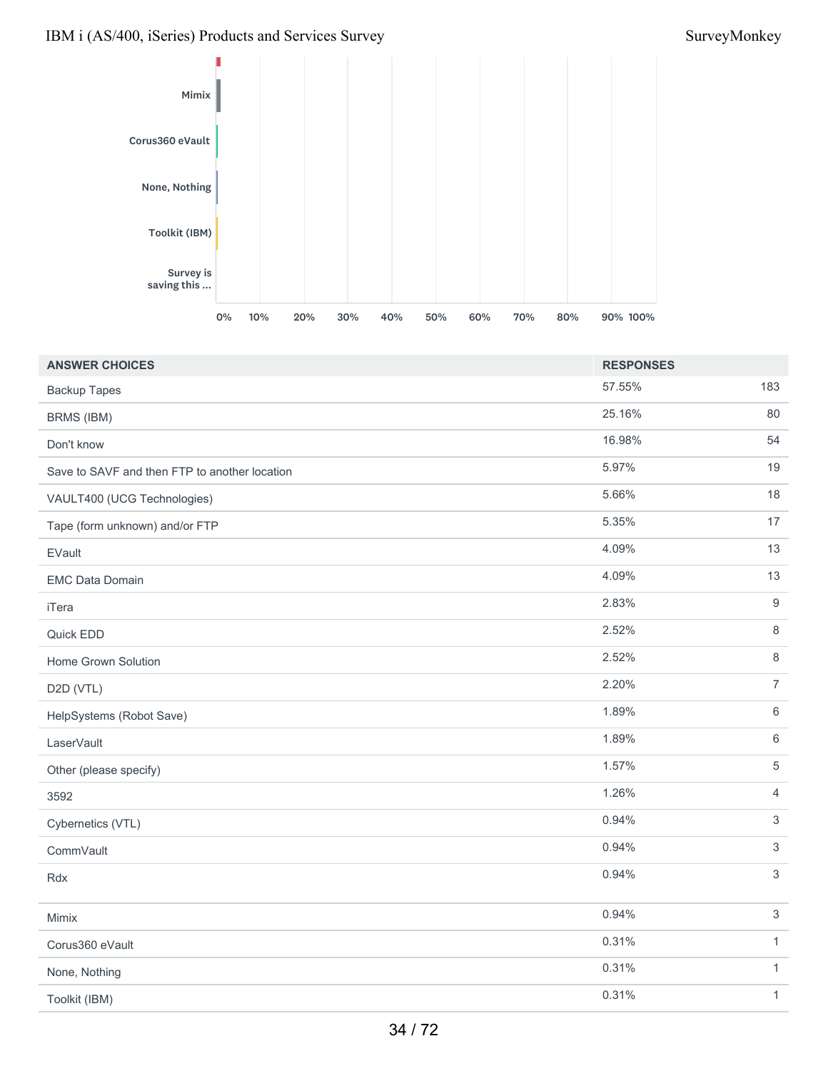| ANSWER CHOICES | RESPONSES | |
|---|---|---|
| Backup Tapes | 57.55% | 183 |
| BRMS (IBM) | 25.16% | 80 |
| Don't know | 16.98% | 54 |
| Save to SAVF and then FTP to another location | 5.97% | 19 |
| VAULT400 (UCG Technologies) | 5.66% | 18 |
| Tape (form unknown) and/or FTP | 5.35% | 17 |
| EVault | 4.09% | 13 |
| EMC Data Domain | 4.09% | 13 |
| iTera | 2.83% | 9 |
| Quick EDD | 2.52% | 8 |
| Home Grown Solution | 2.52% | 8 |
| D2D (VTL) | 2.20% | 7 |
| HelpSystems (Robot Save) | 1.89% | 6 |
| LaserVault | 1.89% | 6 |
| Other (please specify) | 1.57% | 5 |
| 3592 | 1.26% | 4 |
| Cybernetics (VTL) | 0.94% | 3 |
| CommVault | 0.94% | 3 |
| Rdx | 0.94% | 3 |
| Mimix | 0.94% | 3 |
| Corus360 eVault | 0.31% | 1 |
| None, Nothing | 0.31% | 1 |
| Toolkit (IBM) | 0.31% | 1 |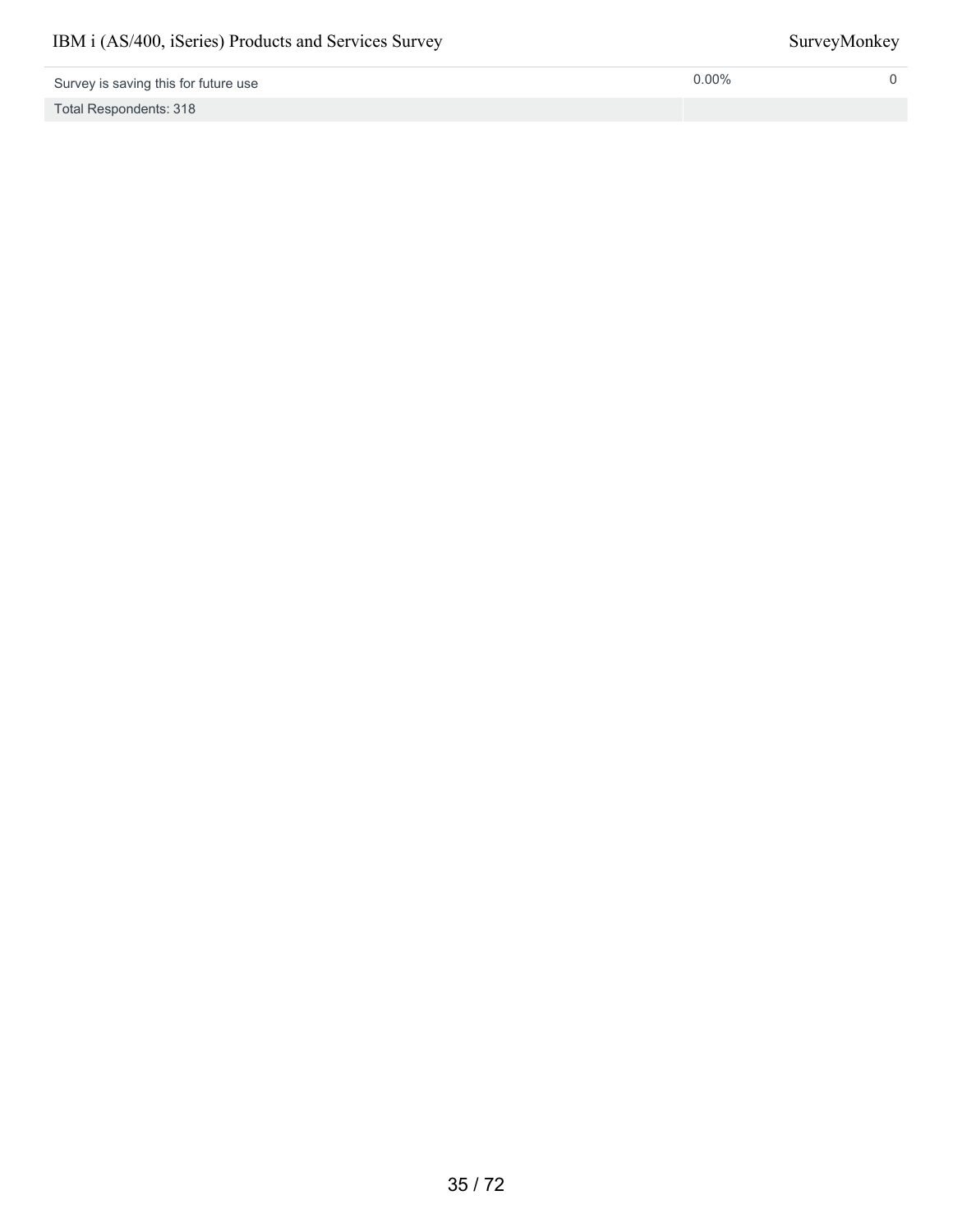| | | |
|---|---|---|
| Survey is saving this for future use | 0.00% | 0 |
| Total Respondents: 318 | | |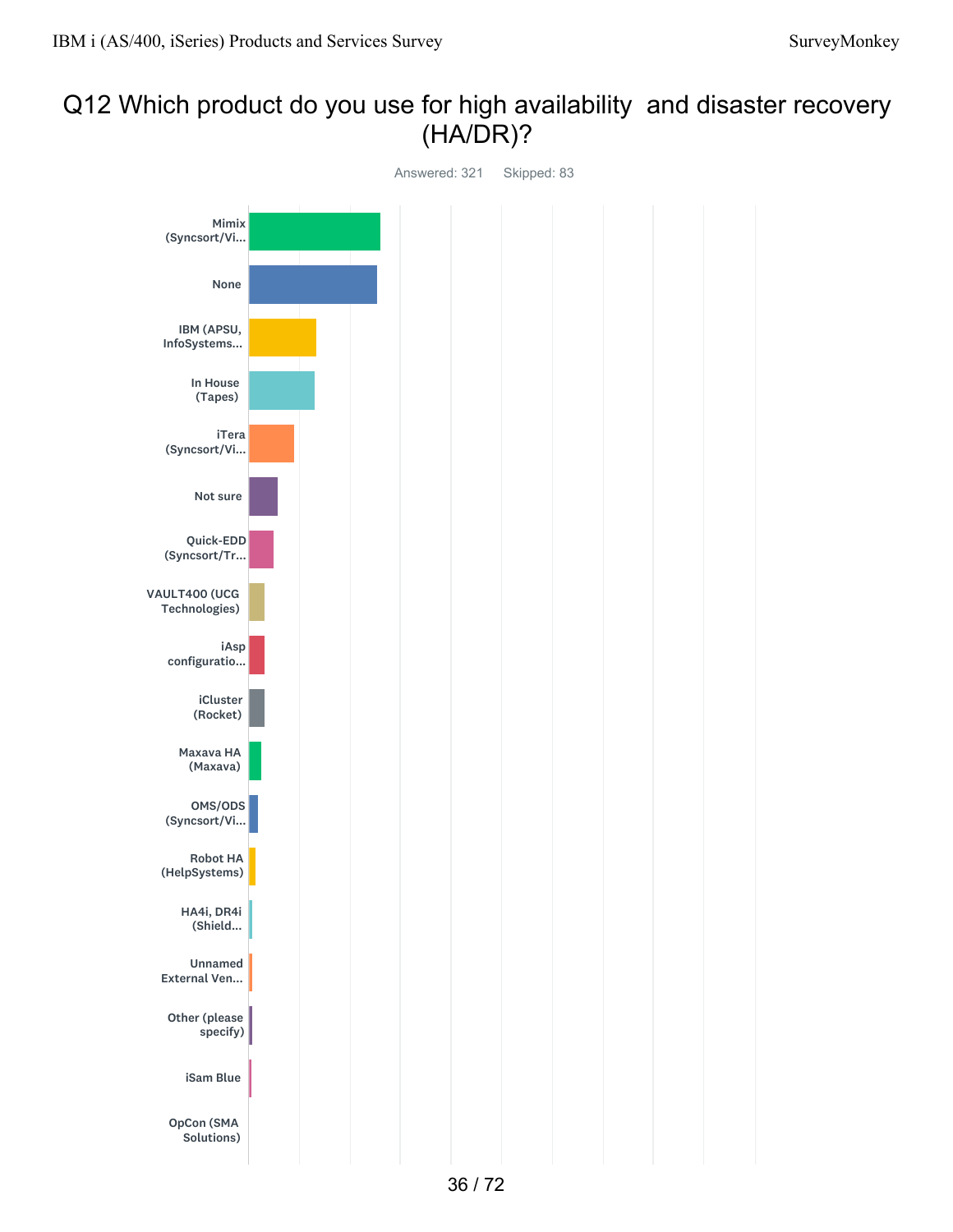# Q12 Which product do you use for high availability and disaster recovery (HA/DR)?

Answered: 321 Skipped: 83

- Mimix (Syncsort/Vi...
- None
- IBM (APSU, InfoSystems...
- In House (Tapes)
- iTera (Syncsort/Vi...
- Not sure
- Quick-EDD (Syncsort/Tr...
- VAULT400 (UCG Technologies)
- iAsp configuratio...
- iCluster (Rocket)
- Maxava HA (Maxava)
- OMS/ODS (Syncsort/Vi...
- Robot HA (HelpSystems)
- HA4i, DR4i (Shield...
- Unnamed External Ven...
- Other (please specify)
- iSam Blue
- OpCon (SMA Solutions)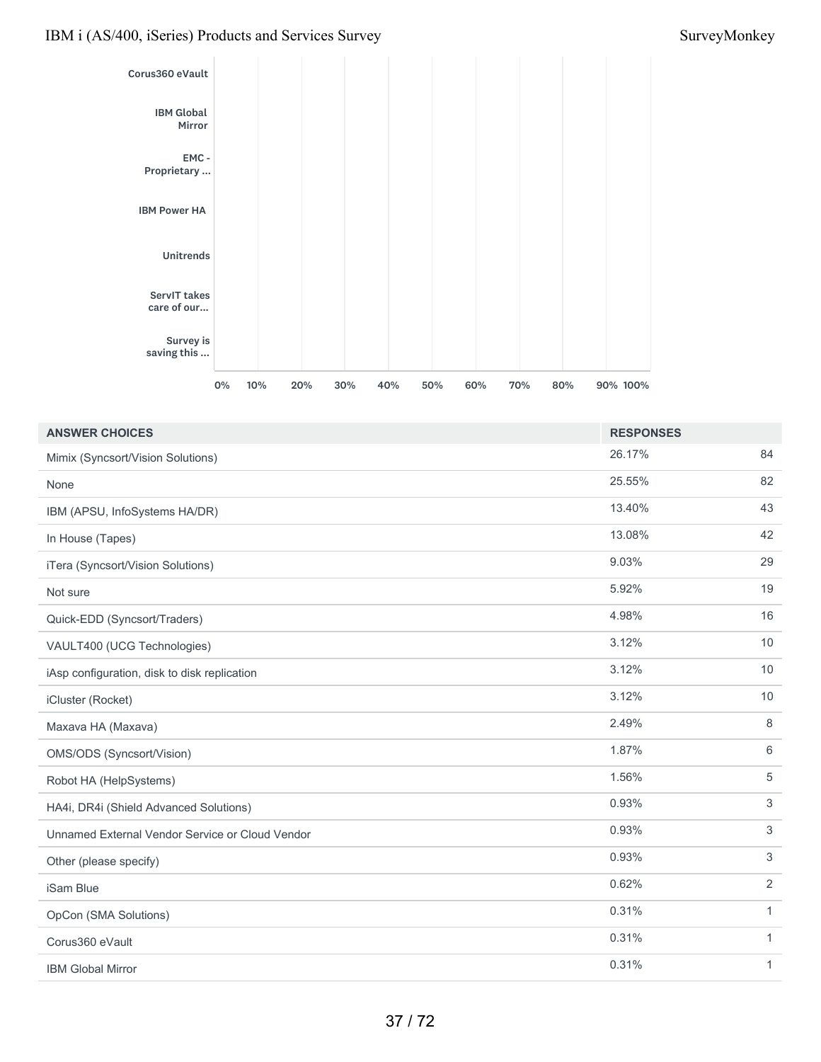Corus360 eVault

IBM Global Mirror

EMC - Proprietary ...

IBM Power HA

Unitrends

ServIT takes care of our...

Survey is saving this ...

0% 10% 20% 30% 40% 50% 60% 70% 80% 90% 100%

| ANSWER CHOICES | RESPONSES | |
|---|---|---|
| Mimix (Syncsort/Vision Solutions) | 26.17% | 84 |
| None | 25.55% | 82 |
| IBM (APSU, InfoSystems HA/DR) | 13.40% | 43 |
| In House (Tapes) | 13.08% | 42 |
| iTera (Syncsort/Vision Solutions) | 9.03% | 29 |
| Not sure | 5.92% | 19 |
| Quick-EDD (Syncsort/Traders) | 4.98% | 16 |
| VAULT400 (UCG Technologies) | 3.12% | 10 |
| iAsp configuration, disk to disk replication | 3.12% | 10 |
| iCluster (Rocket) | 3.12% | 10 |
| Maxava HA (Maxava) | 2.49% | 8 |
| OMS/ODS (Syncsort/Vision) | 1.87% | 6 |
| Robot HA (HelpSystems) | 1.56% | 5 |
| HA4i, DR4i (Shield Advanced Solutions) | 0.93% | 3 |
| Unnamed External Vendor Service or Cloud Vendor | 0.93% | 3 |
| Other (please specify) | 0.93% | 3 |
| iSam Blue | 0.62% | 2 |
| OpCon (SMA Solutions) | 0.31% | 1 |
| Corus360 eVault | 0.31% | 1 |
| IBM Global Mirror | 0.31% | 1 |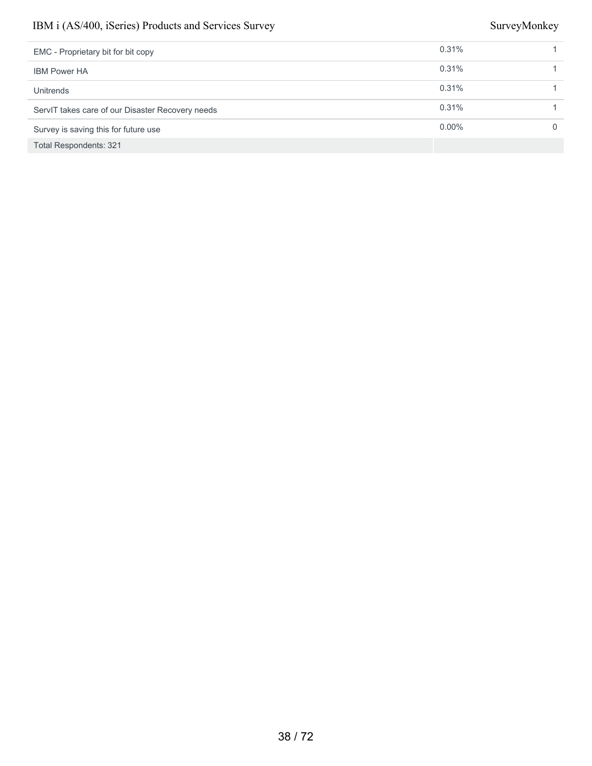| | | |
|---|---|---|
| EMC - Proprietary bit for bit copy | 0.31% | 1 |
| IBM Power HA | 0.31% | 1 |
| Unitrends | 0.31% | 1 |
| ServIT takes care of our Disaster Recovery needs | 0.31% | 1 |
| Survey is saving this for future use | 0.00% | 0 |
| Total Respondents: 321 | | |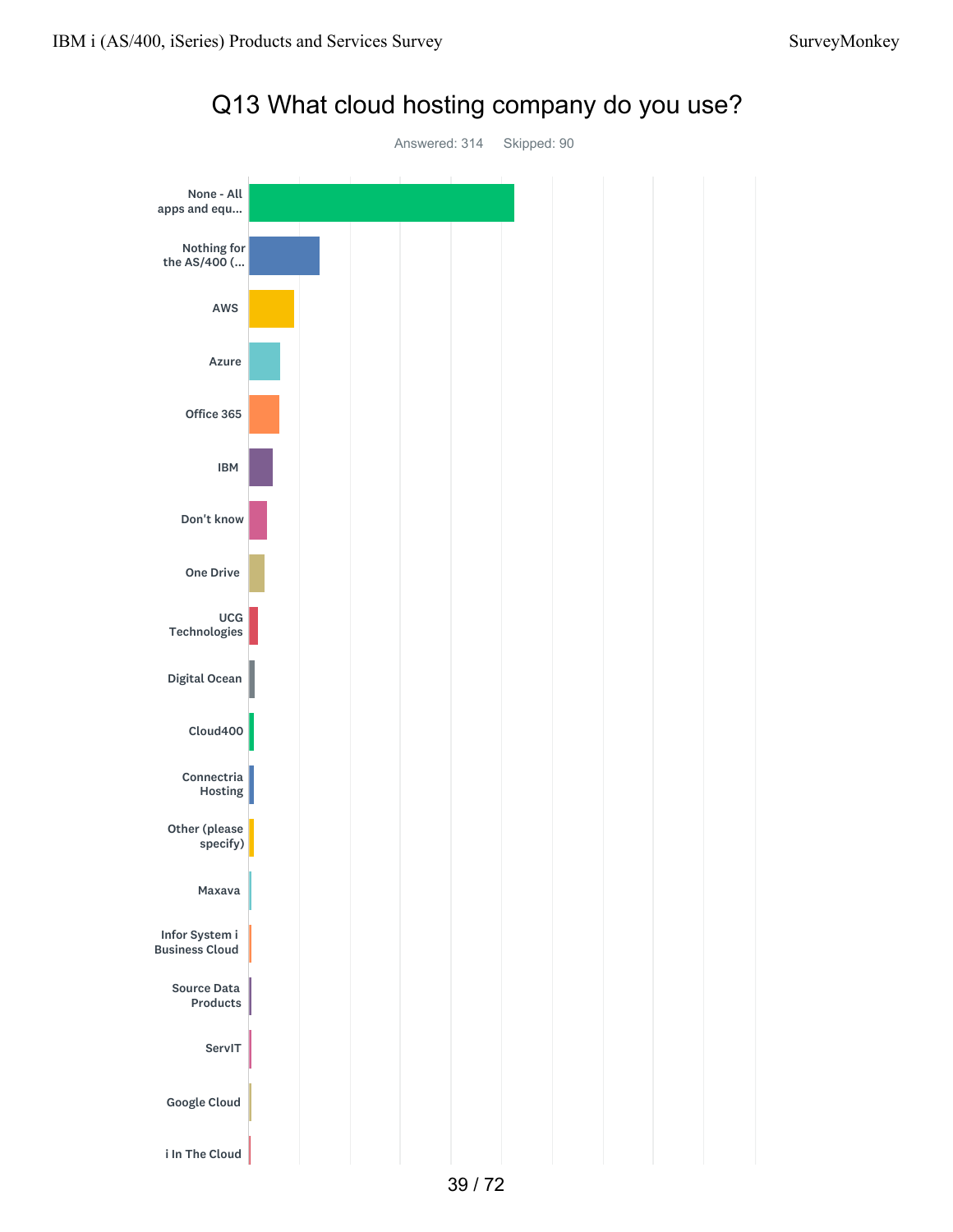# Q13 What cloud hosting company do you use?

Answered: 314 Skipped: 90

- None - All apps and equ...
- Nothing for the AS/400 (...
- AWS
- Azure
- Office 365
- IBM
- Don't know
- One Drive
- UCG Technologies
- Digital Ocean
- Cloud400
- Connectria Hosting
- Other (please specify)
- Maxava
- Infor System i Business Cloud
- Source Data Products
- ServIT
- Google Cloud
- i In The Cloud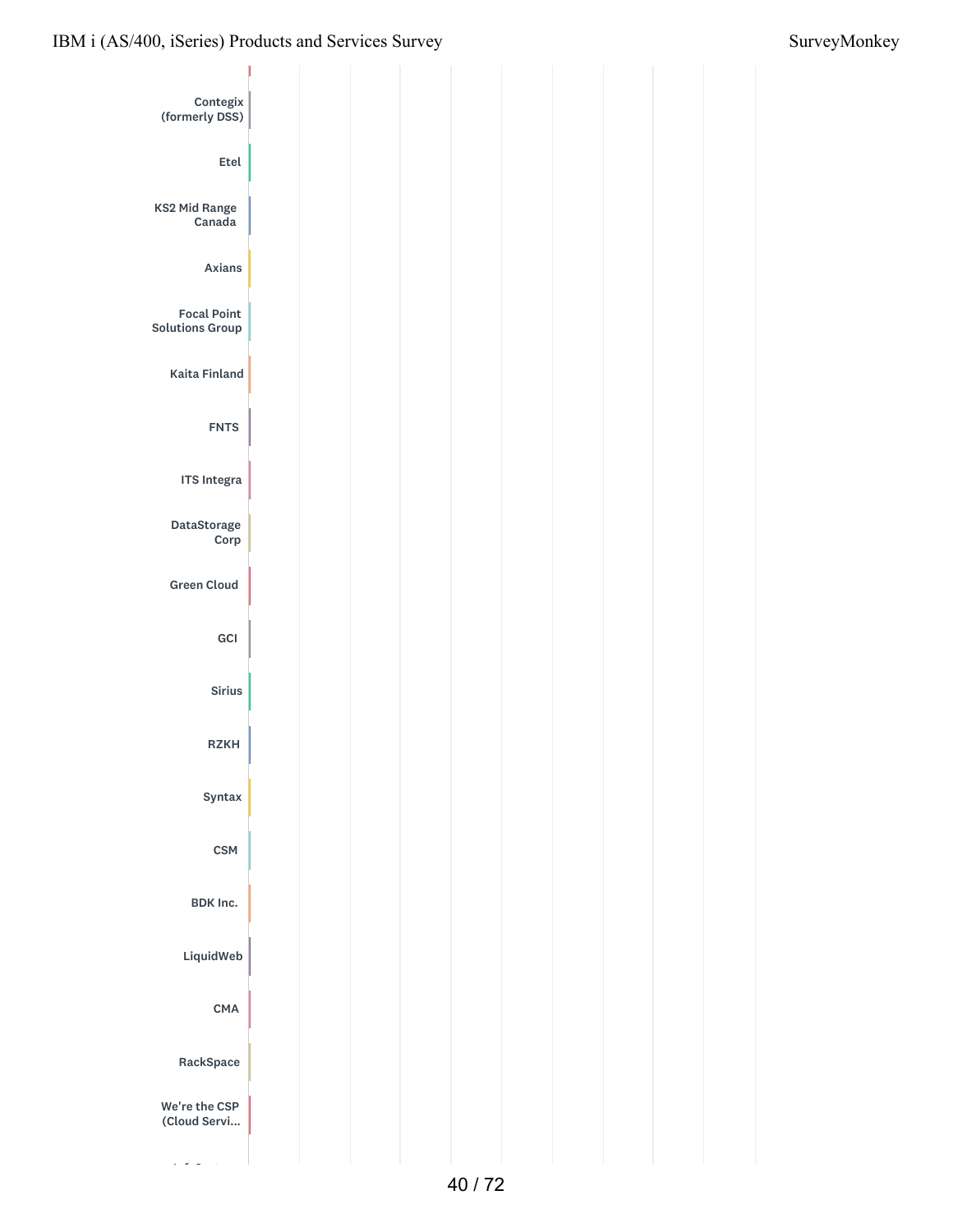Contegix (formerly DSS)

Etel

KS2 Mid Range Canada

Axians

Focal Point Solutions Group

Kaita Finland

FNTS

ITS Integra

DataStorage Corp

Green Cloud

GCI

Sirius

RZKH

Syntax

CSM

BDK Inc.

LiquidWeb

CMA

RackSpace

We're the CSP (Cloud Servi...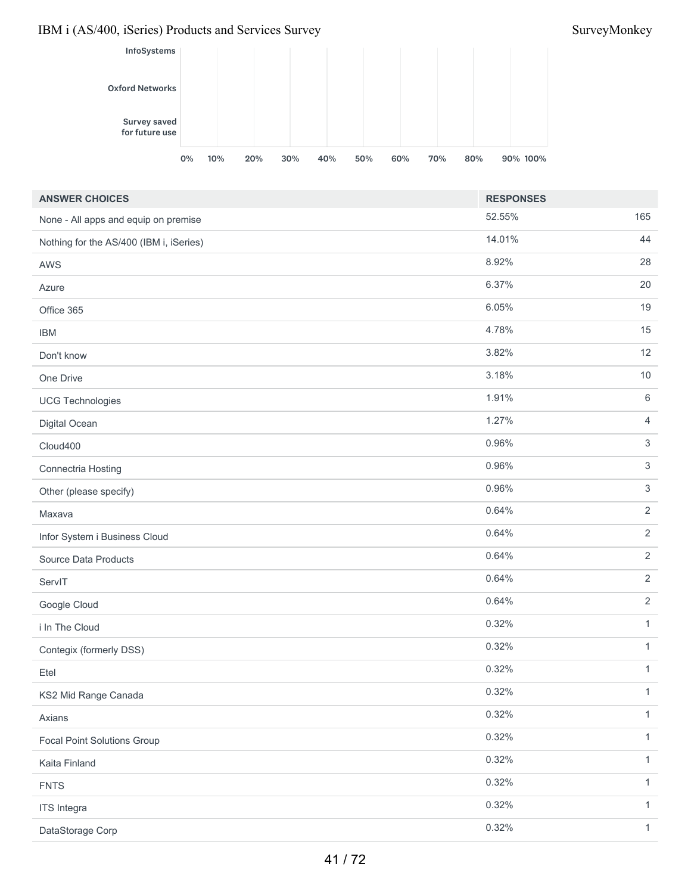| ANSWER CHOICES | RESPONSES | |
|---|---|---|
| None - All apps and equip on premise | 52.55% | 165 |
| Nothing for the AS/400 (IBM i, iSeries) | 14.01% | 44 |
| AWS | 8.92% | 28 |
| Azure | 6.37% | 20 |
| Office 365 | 6.05% | 19 |
| IBM | 4.78% | 15 |
| Don't know | 3.82% | 12 |
| One Drive | 3.18% | 10 |
| UCG Technologies | 1.91% | 6 |
| Digital Ocean | 1.27% | 4 |
| Cloud400 | 0.96% | 3 |
| Connectria Hosting | 0.96% | 3 |
| Other (please specify) | 0.96% | 3 |
| Maxava | 0.64% | 2 |
| Infor System i Business Cloud | 0.64% | 2 |
| Source Data Products | 0.64% | 2 |
| ServIT | 0.64% | 2 |
| Google Cloud | 0.64% | 2 |
| i In The Cloud | 0.32% | 1 |
| Contegix (formerly DSS) | 0.32% | 1 |
| Etel | 0.32% | 1 |
| KS2 Mid Range Canada | 0.32% | 1 |
| Axians | 0.32% | 1 |
| Focal Point Solutions Group | 0.32% | 1 |
| Kaita Finland | 0.32% | 1 |
| FNTS | 0.32% | 1 |
| ITS Integra | 0.32% | 1 |
| DataStorage Corp | 0.32% | 1 |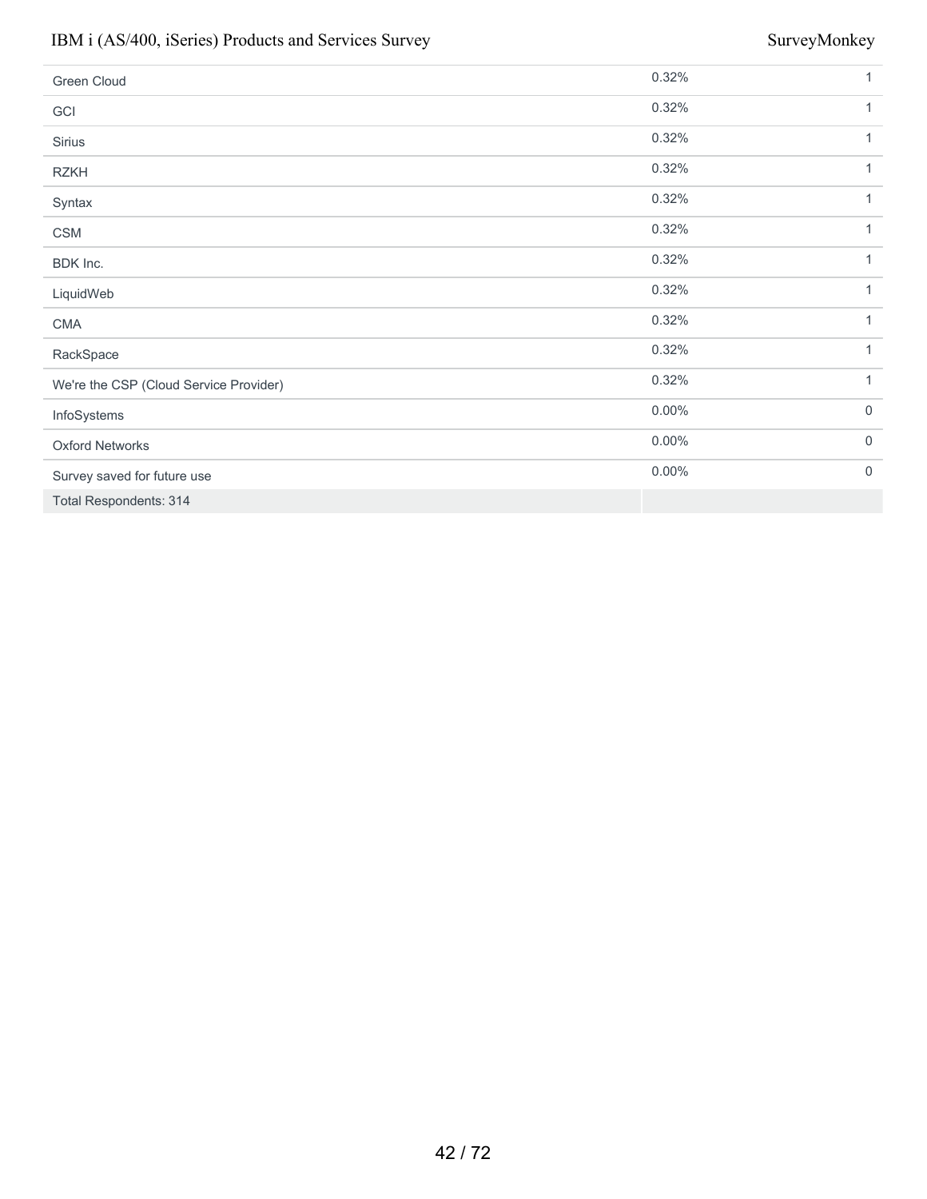| | | |
|---|---|---|
| Green Cloud | 0.32% | 1 |
| GCI | 0.32% | 1 |
| Sirius | 0.32% | 1 |
| RZKH | 0.32% | 1 |
| Syntax | 0.32% | 1 |
| CSM | 0.32% | 1 |
| BDK Inc. | 0.32% | 1 |
| LiquidWeb | 0.32% | 1 |
| CMA | 0.32% | 1 |
| RackSpace | 0.32% | 1 |
| We're the CSP (Cloud Service Provider) | 0.32% | 1 |
| InfoSystems | 0.00% | 0 |
| Oxford Networks | 0.00% | 0 |
| Survey saved for future use | 0.00% | 0 |
| Total Respondents: 314 | | |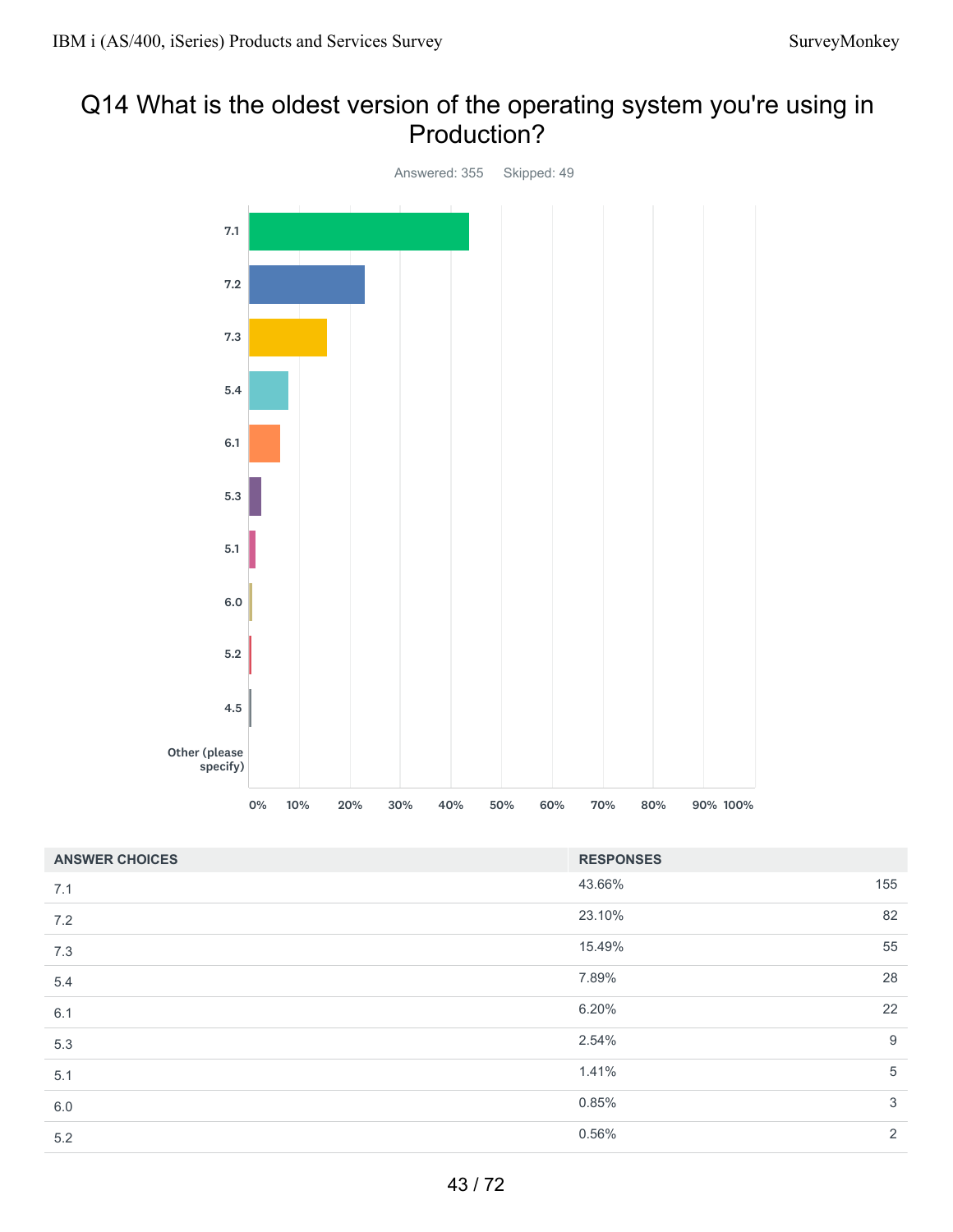# Q14 What is the oldest version of the operating system you're using in Production?

Answered: 355 Skipped: 49

| ANSWER CHOICES | RESPONSES | |
|---|---|---|
| 7.1 | 43.66% | 155 |
| 7.2 | 23.10% | 82 |
| 7.3 | 15.49% | 55 |
| 5.4 | 7.89% | 28 |
| 6.1 | 6.20% | 22 |
| 5.3 | 2.54% | 9 |
| 5.1 | 1.41% | 5 |
| 6.0 | 0.85% | 3 |
| 5.2 | 0.56% | 2 |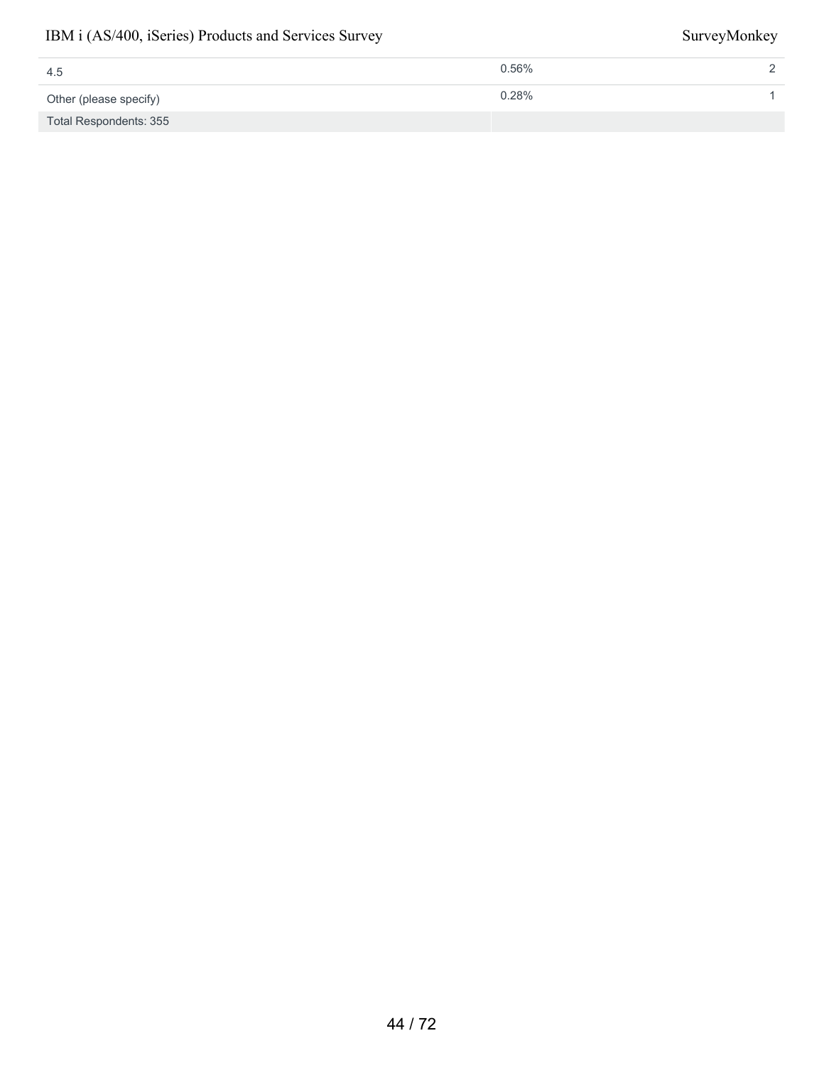| | | |
|---|---|---|
| 4.5 | 0.56% | 2 |
| Other (please specify) | 0.28% | 1 |
| Total Respondents: 355 | | |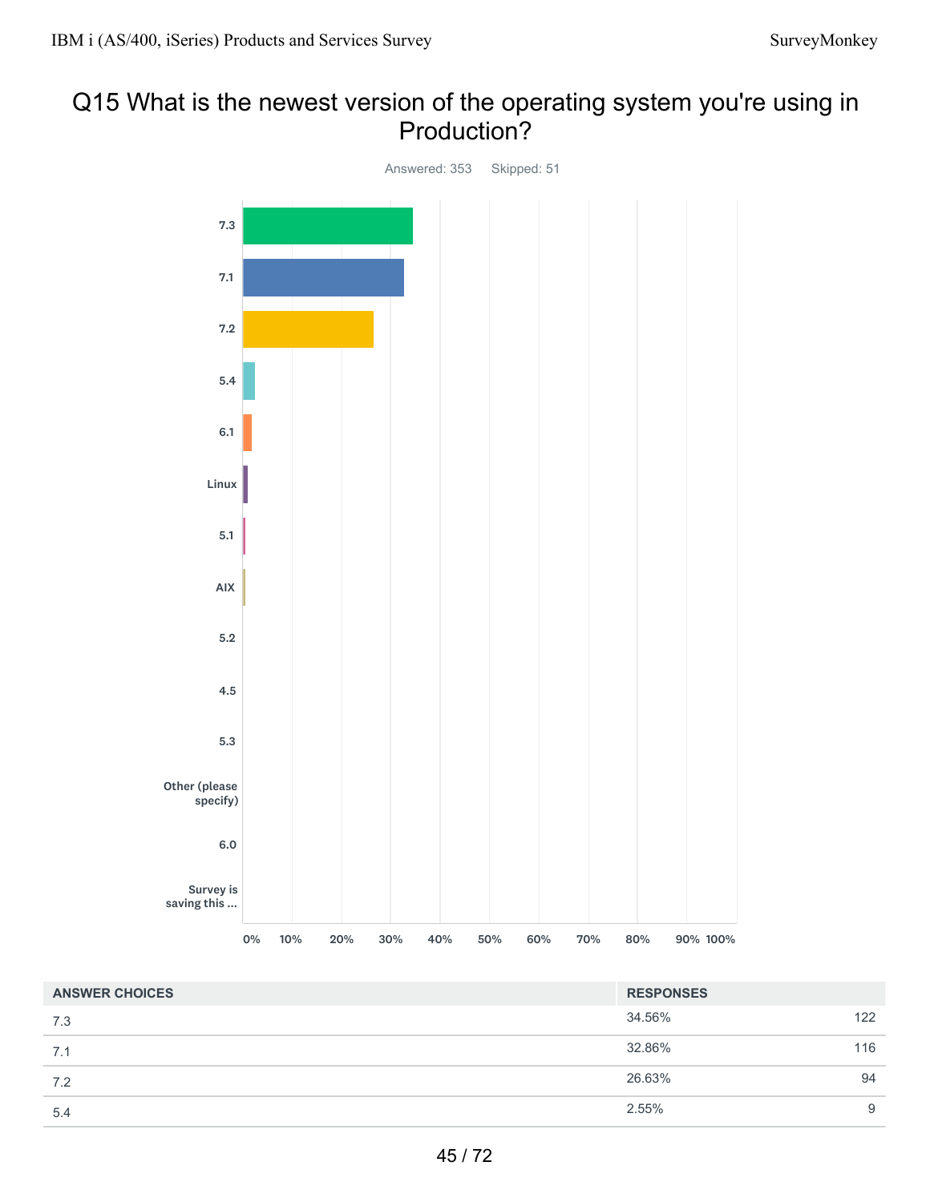# Q15 What is the newest version of the operating system you're using in Production?

Answered: 353 Skipped: 51

| ANSWER CHOICES | RESPONSES | |
|---|---|---|
| 7.3 | 34.56% | 122 |
| 7.1 | 32.86% | 116 |
| 7.2 | 26.63% | 94 |
| 5.4 | 2.55% | 9 |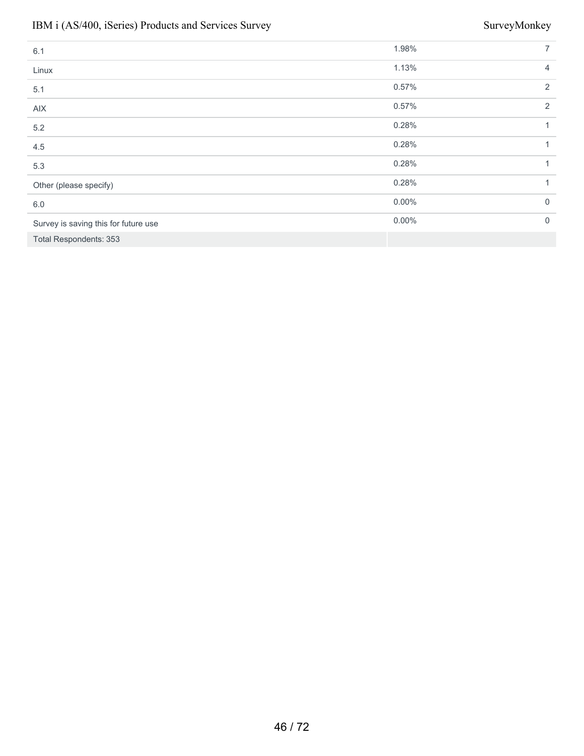| | | |
|---|---|---|
| 6.1 | 1.98% | 7 |
| Linux | 1.13% | 4 |
| 5.1 | 0.57% | 2 |
| AIX | 0.57% | 2 |
| 5.2 | 0.28% | 1 |
| 4.5 | 0.28% | 1 |
| 5.3 | 0.28% | 1 |
| Other (please specify) | 0.28% | 1 |
| 6.0 | 0.00% | 0 |
| Survey is saving this for future use | 0.00% | 0 |
| Total Respondents: 353 | | |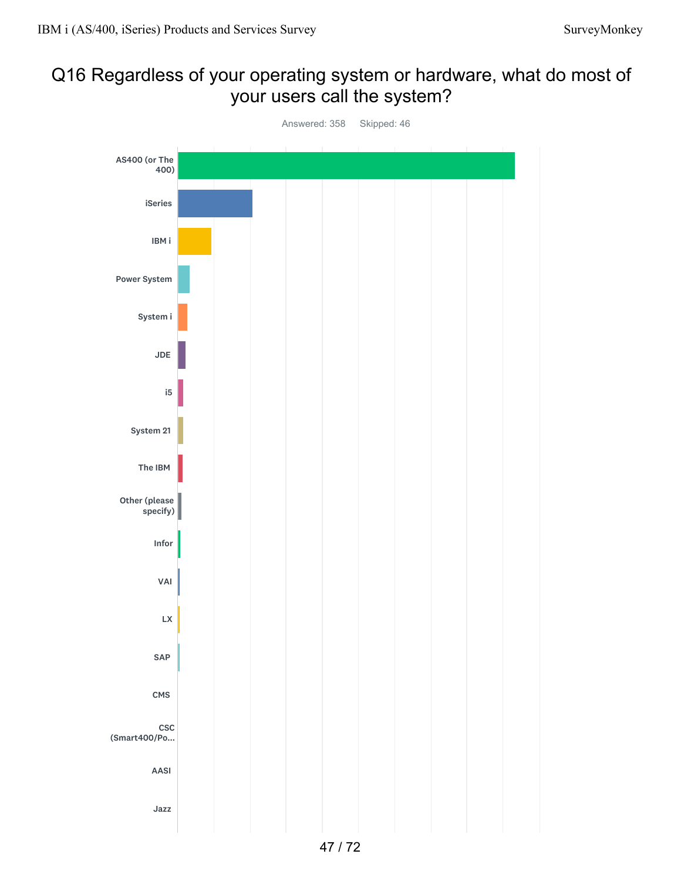# Q16 Regardless of your operating system or hardware, what do most of your users call the system?

Answered: 358 Skipped: 46

AS400 (or The 400)

iSeries

IBM i

Power System

System i

JDE

i5

System 21

The IBM

Other (please specify)

Infor

VAI

LX

SAP

CMS

CSC (Smart400/Po...

AASI

Jazz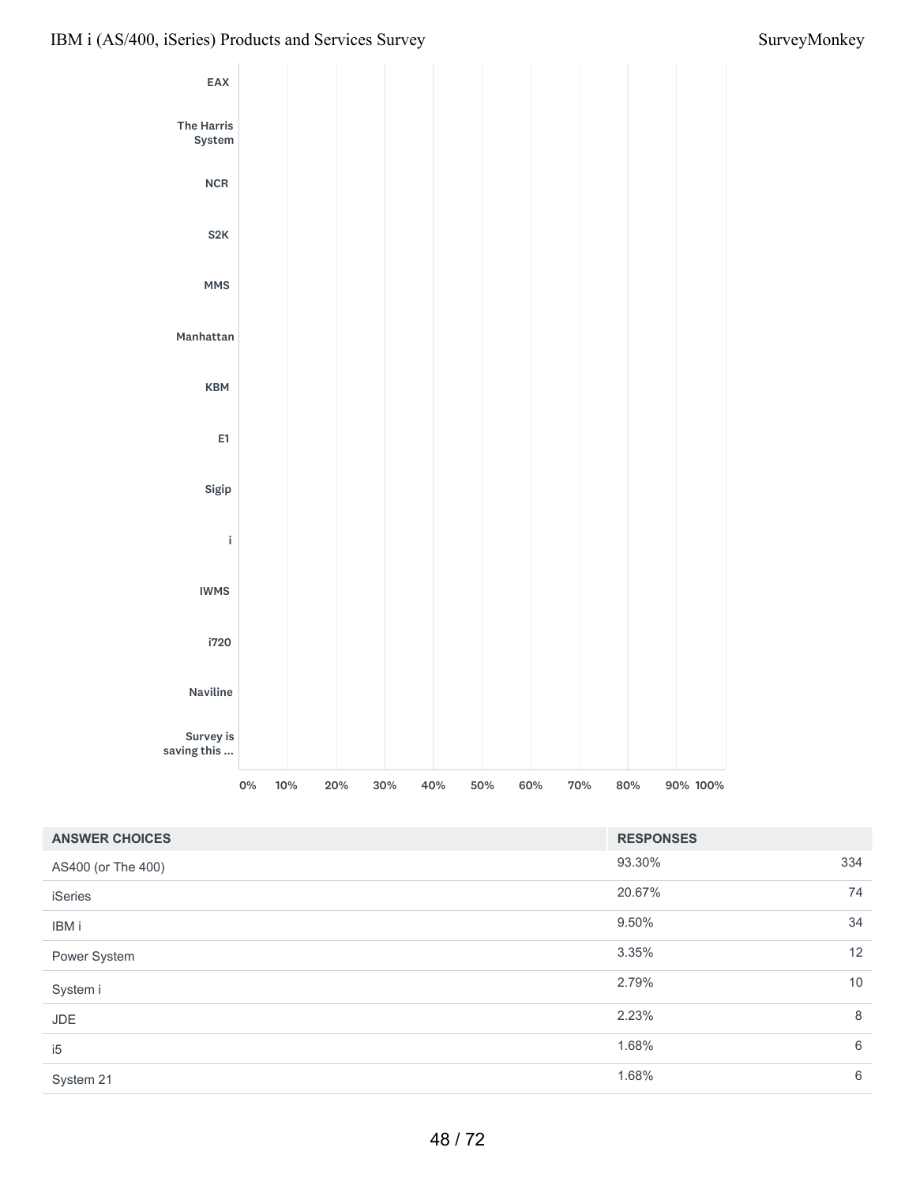EAX

The Harris System

NCR

S2K

MMS

Manhattan

KBM

E1

Sigip

i

IWMS

i720

Naviline

Survey is saving this ...

0% 10% 20% 30% 40% 50% 60% 70% 80% 90% 100%

| ANSWER CHOICES | RESPONSES | |
| --- | --- | --- |
| AS400 (or The 400) | 93.30% | 334 |
| iSeries | 20.67% | 74 |
| IBM i | 9.50% | 34 |
| Power System | 3.35% | 12 |
| System i | 2.79% | 10 |
| JDE | 2.23% | 8 |
| i5 | 1.68% | 6 |
| System 21 | 1.68% | 6 |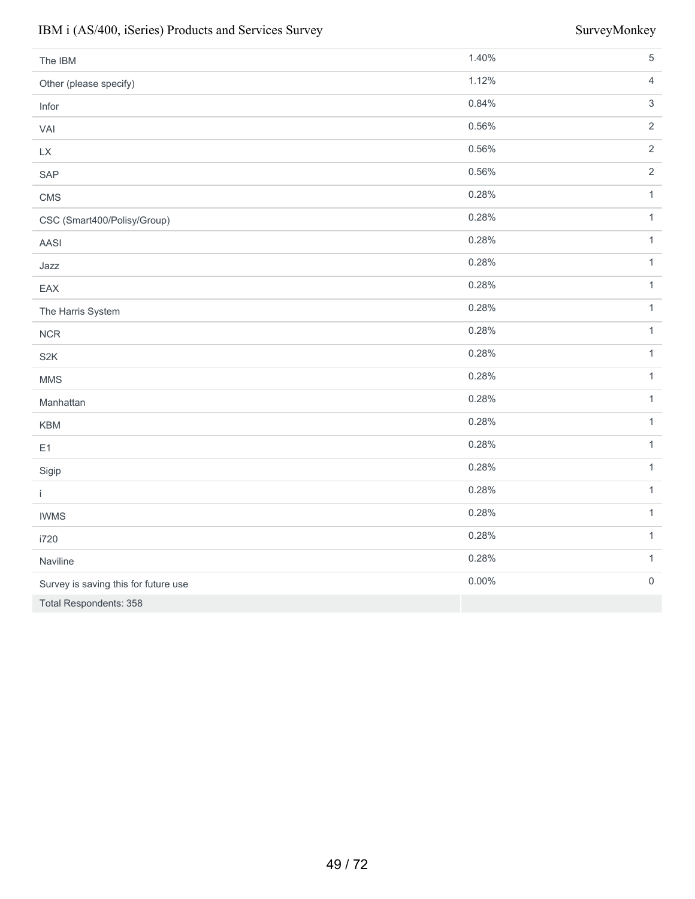| | | |
|---|---|---|
| The IBM | 1.40% | 5 |
| Other (please specify) | 1.12% | 4 |
| Infor | 0.84% | 3 |
| VAI | 0.56% | 2 |
| LX | 0.56% | 2 |
| SAP | 0.56% | 2 |
| CMS | 0.28% | 1 |
| CSC (Smart400/Polisy/Group) | 0.28% | 1 |
| AASI | 0.28% | 1 |
| Jazz | 0.28% | 1 |
| EAX | 0.28% | 1 |
| The Harris System | 0.28% | 1 |
| NCR | 0.28% | 1 |
| S2K | 0.28% | 1 |
| MMS | 0.28% | 1 |
| Manhattan | 0.28% | 1 |
| KBM | 0.28% | 1 |
| E1 | 0.28% | 1 |
| Sigip | 0.28% | 1 |
| i | 0.28% | 1 |
| IWMS | 0.28% | 1 |
| i720 | 0.28% | 1 |
| Naviline | 0.28% | 1 |
| Survey is saving this for future use | 0.00% | 0 |
| Total Respondents: 358 | | |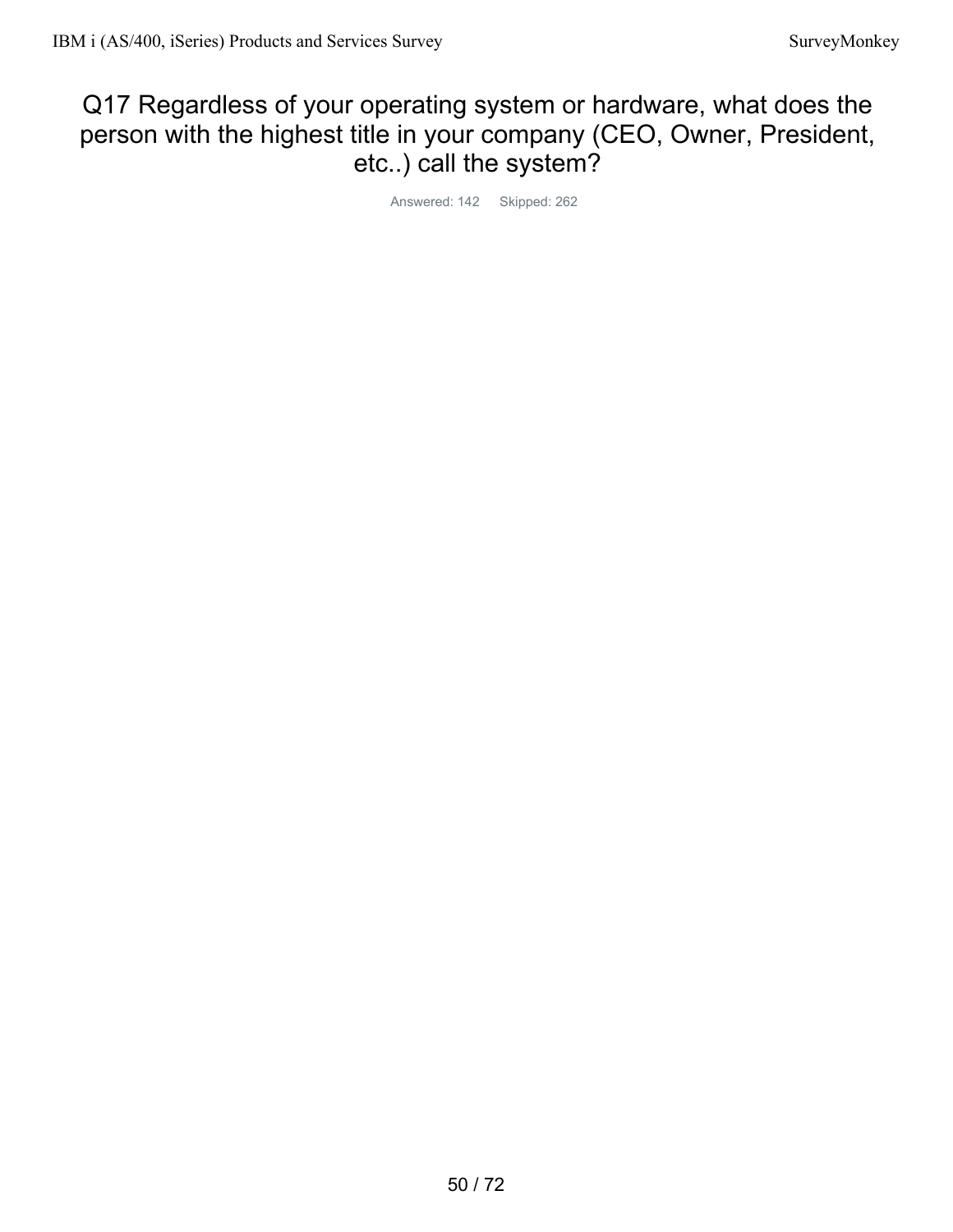# Q17 Regardless of your operating system or hardware, what does the person with the highest title in your company (CEO, Owner, President, etc..) call the system?

Answered: 142 Skipped: 262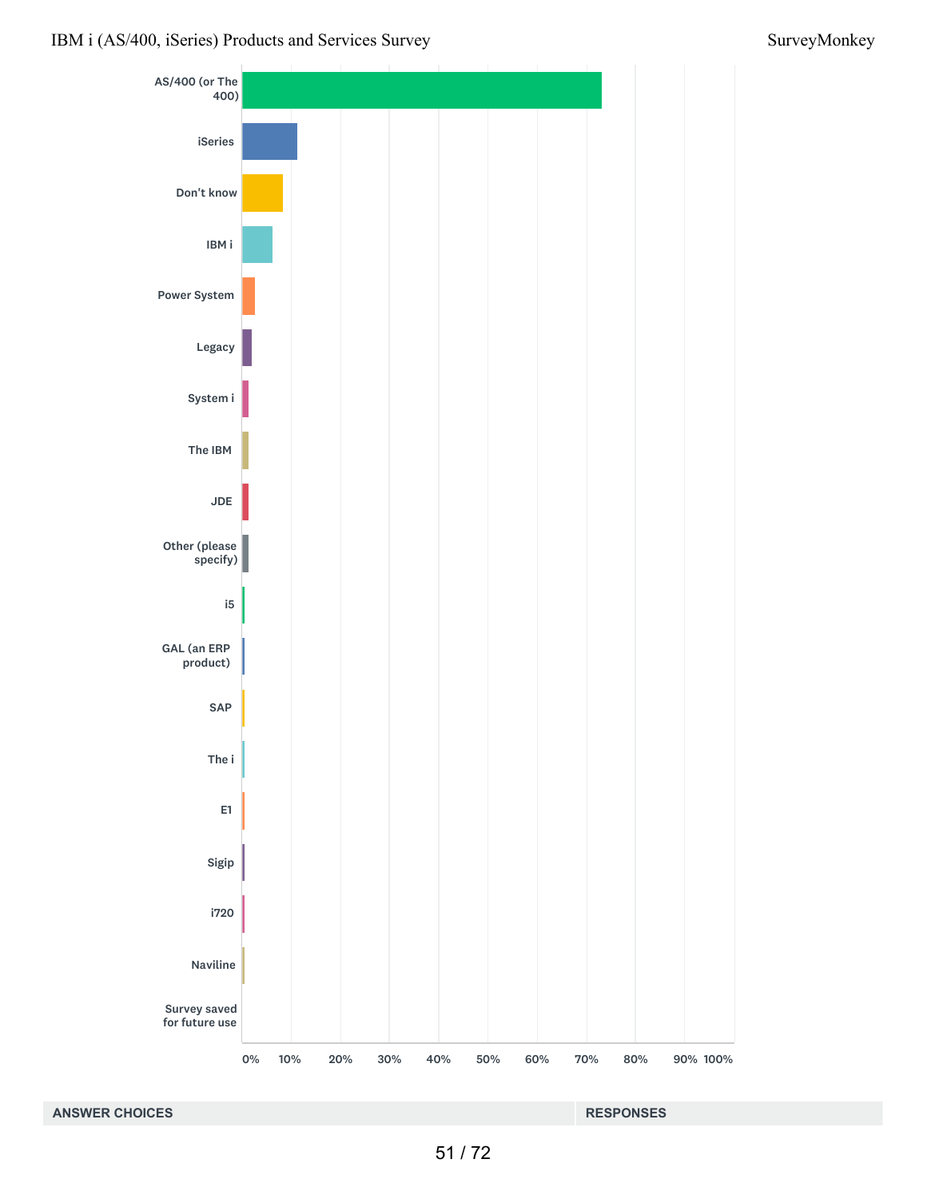| Answer choice | Approximate response (read from bar chart) |
| --- | --- |
| AS/400 (or The 400) | ~73% |
| iSeries | ~11% |
| Don't know | ~8% |
| IBM i | ~6% |
| Power System | ~3% |
| Legacy | ~2% |
| System i | ~1% |
| The IBM | ~1% |
| JDE | ~1% |
| Other (please specify) | ~1% |
| i5 | <1% |
| GAL (an ERP product) | <1% |
| SAP | <1% |
| The i | <1% |
| E1 | <1% |
| Sigip | <1% |
| i720 | <1% |
| Naviline | <1% |
| Survey saved for future use | 0% |

Axis: 0% 10% 20% 30% 40% 50% 60% 70% 80% 90% 100%

| ANSWER CHOICES | RESPONSES |
| --- | --- |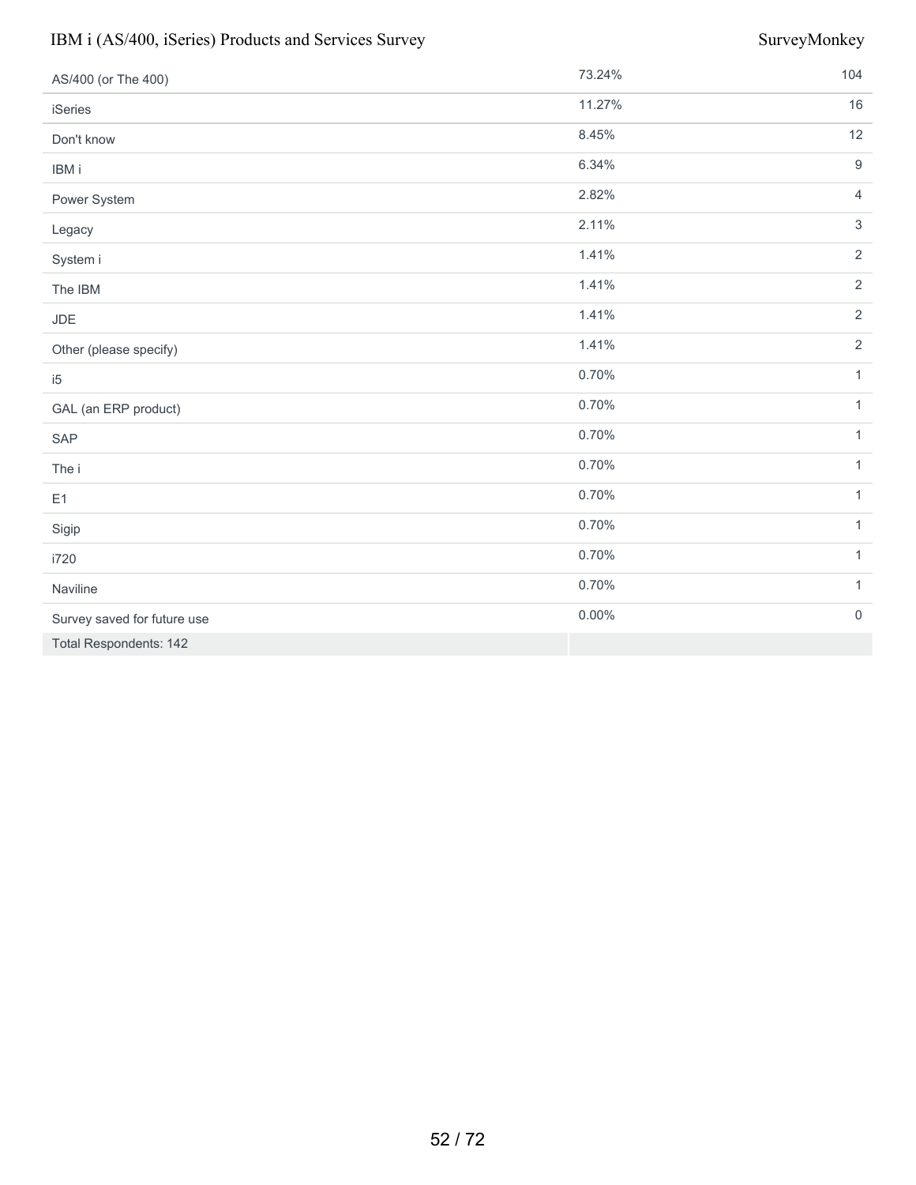| | | |
|---|---|---|
| AS/400 (or The 400) | 73.24% | 104 |
| iSeries | 11.27% | 16 |
| Don't know | 8.45% | 12 |
| IBM i | 6.34% | 9 |
| Power System | 2.82% | 4 |
| Legacy | 2.11% | 3 |
| System i | 1.41% | 2 |
| The IBM | 1.41% | 2 |
| JDE | 1.41% | 2 |
| Other (please specify) | 1.41% | 2 |
| i5 | 0.70% | 1 |
| GAL (an ERP product) | 0.70% | 1 |
| SAP | 0.70% | 1 |
| The i | 0.70% | 1 |
| E1 | 0.70% | 1 |
| Sigip | 0.70% | 1 |
| i720 | 0.70% | 1 |
| Naviline | 0.70% | 1 |
| Survey saved for future use | 0.00% | 0 |
| Total Respondents: 142 | | |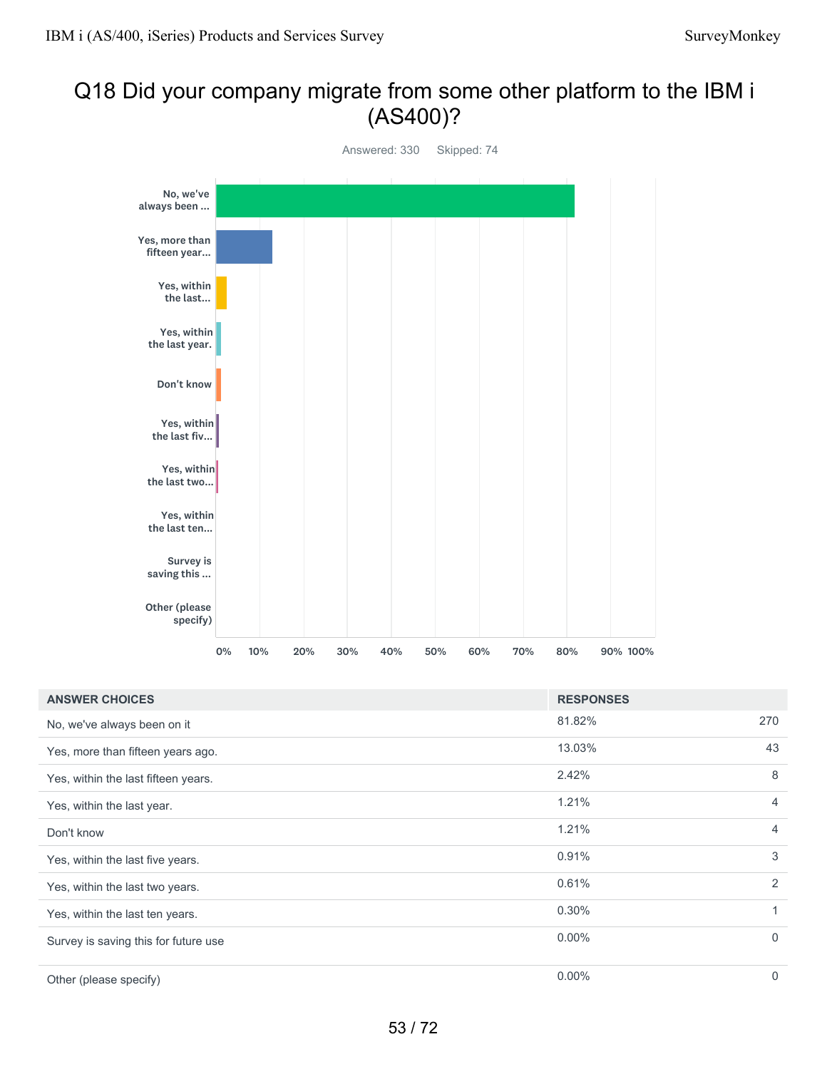# Q18 Did your company migrate from some other platform to the IBM i (AS400)?

Answered: 330 Skipped: 74

| ANSWER CHOICES | RESPONSES | |
|---|---|---|
| No, we've always been on it | 81.82% | 270 |
| Yes, more than fifteen years ago. | 13.03% | 43 |
| Yes, within the last fifteen years. | 2.42% | 8 |
| Yes, within the last year. | 1.21% | 4 |
| Don't know | 1.21% | 4 |
| Yes, within the last five years. | 0.91% | 3 |
| Yes, within the last two years. | 0.61% | 2 |
| Yes, within the last ten years. | 0.30% | 1 |
| Survey is saving this for future use | 0.00% | 0 |
| Other (please specify) | 0.00% | 0 |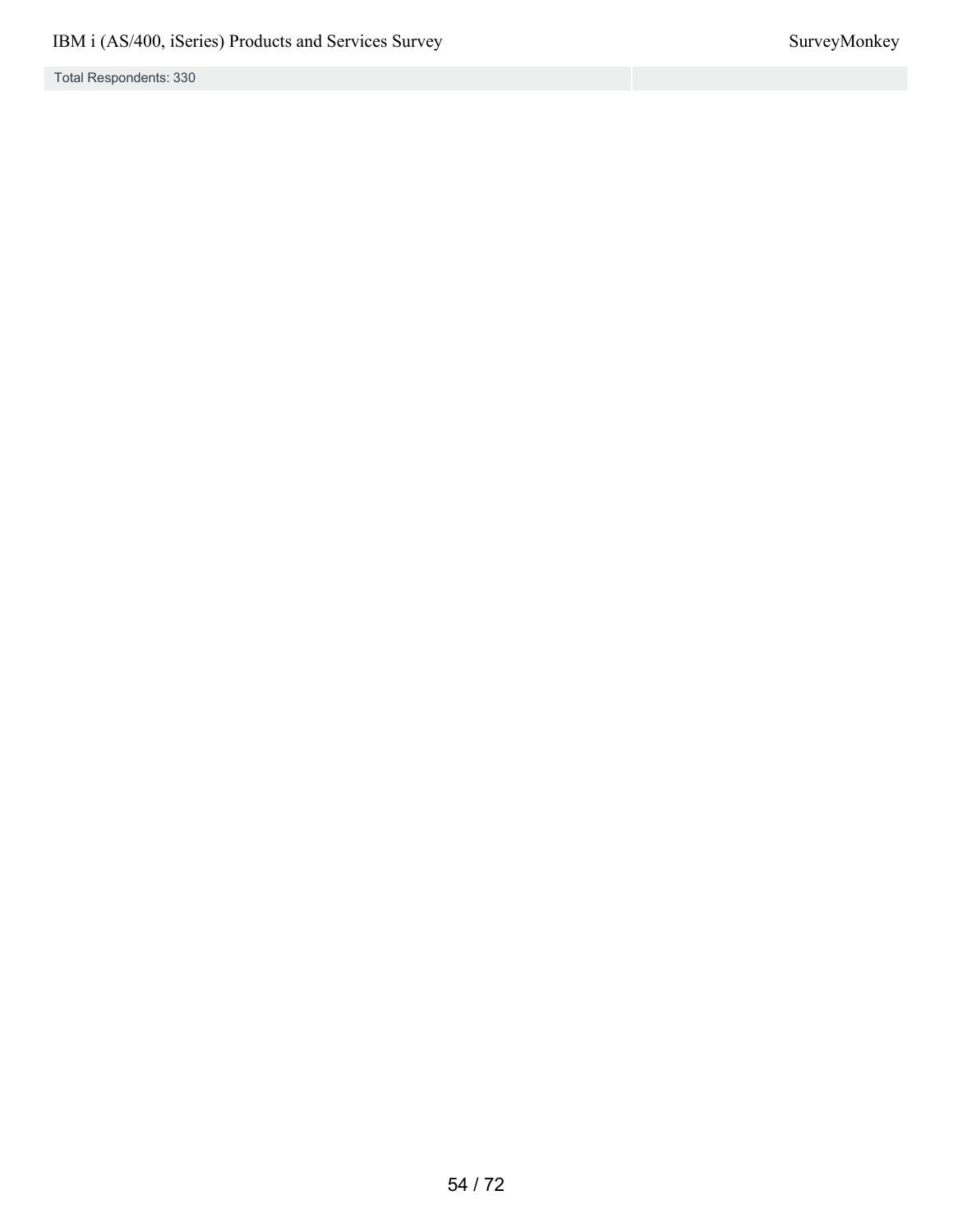| Total Respondents: 330 | |
| --- | --- |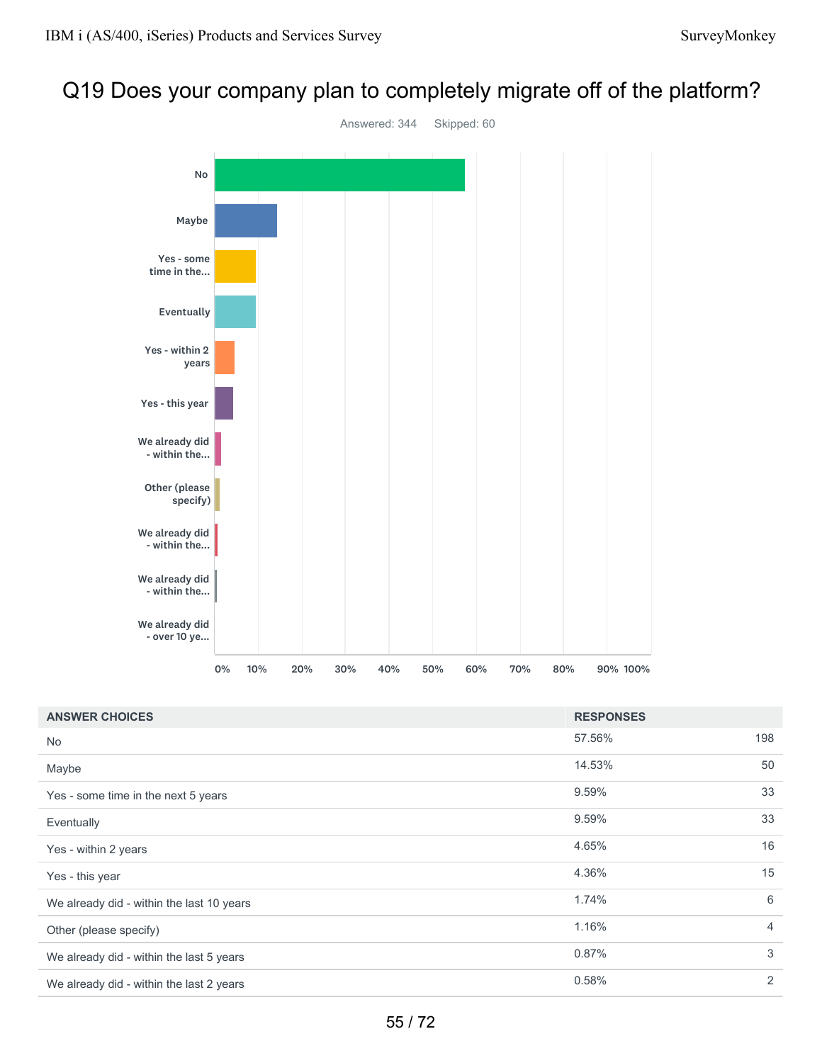# Q19 Does your company plan to completely migrate off of the platform?

Answered: 344 Skipped: 60

| ANSWER CHOICES | RESPONSES | |
|---|---|---|
| No | 57.56% | 198 |
| Maybe | 14.53% | 50 |
| Yes - some time in the next 5 years | 9.59% | 33 |
| Eventually | 9.59% | 33 |
| Yes - within 2 years | 4.65% | 16 |
| Yes - this year | 4.36% | 15 |
| We already did - within the last 10 years | 1.74% | 6 |
| Other (please specify) | 1.16% | 4 |
| We already did - within the last 5 years | 0.87% | 3 |
| We already did - within the last 2 years | 0.58% | 2 |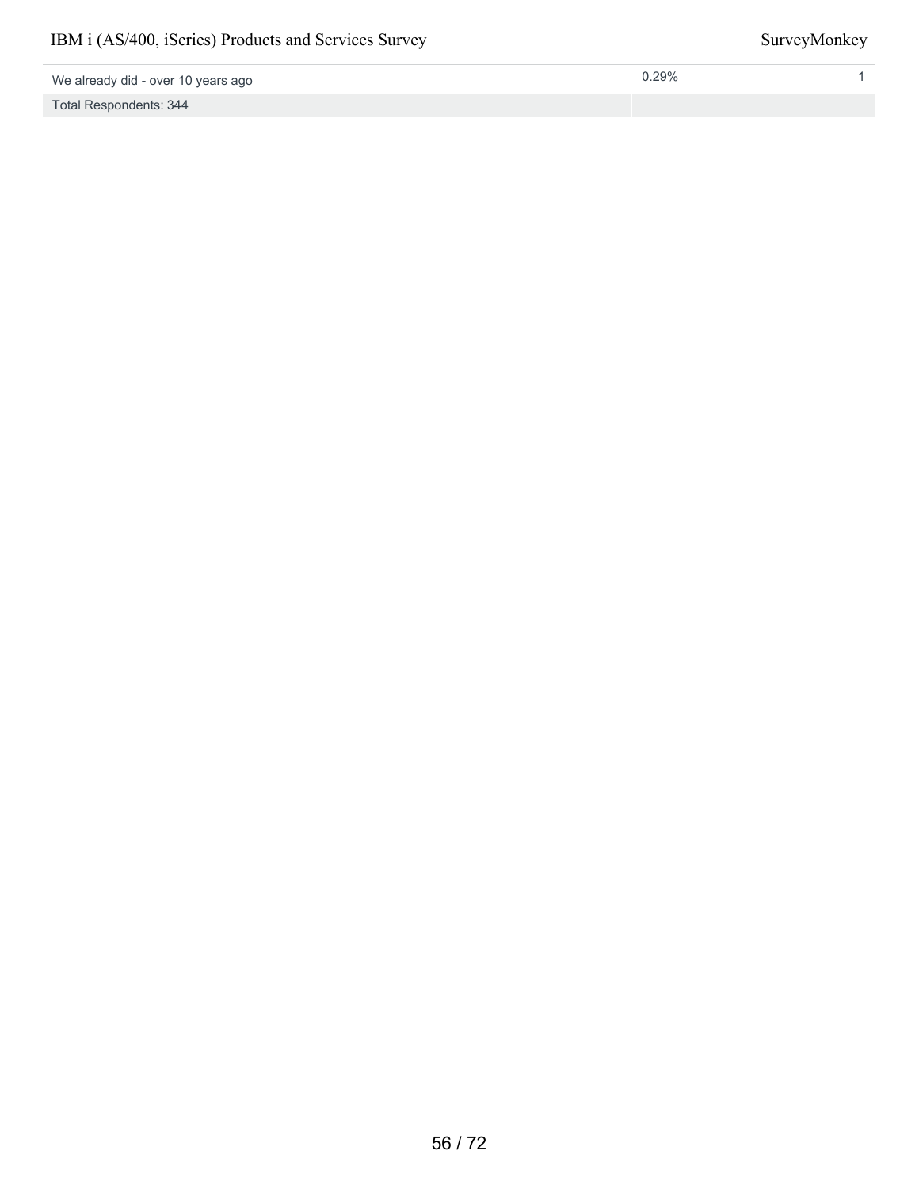| | | |
|---|---|---|
| We already did - over 10 years ago | 0.29% | 1 |
| Total Respondents: 344 | | |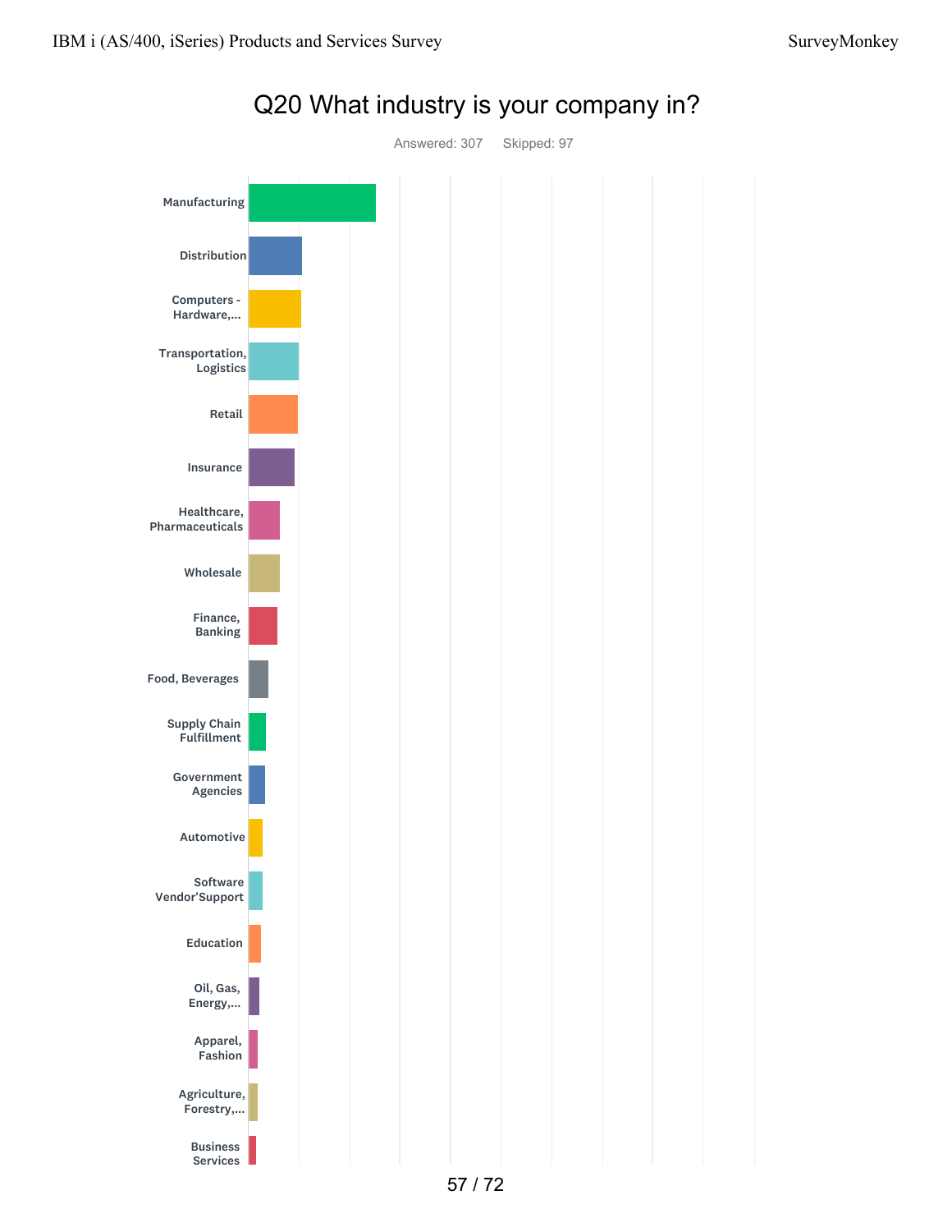# Q20 What industry is your company in?

Answered: 307 Skipped: 97

- Manufacturing
- Distribution
- Computers - Hardware,...
- Transportation, Logistics
- Retail
- Insurance
- Healthcare, Pharmaceuticals
- Wholesale
- Finance, Banking
- Food, Beverages
- Supply Chain Fulfillment
- Government Agencies
- Automotive
- Software Vendor'Support
- Education
- Oil, Gas, Energy,...
- Apparel, Fashion
- Agriculture, Forestry,...
- Business Services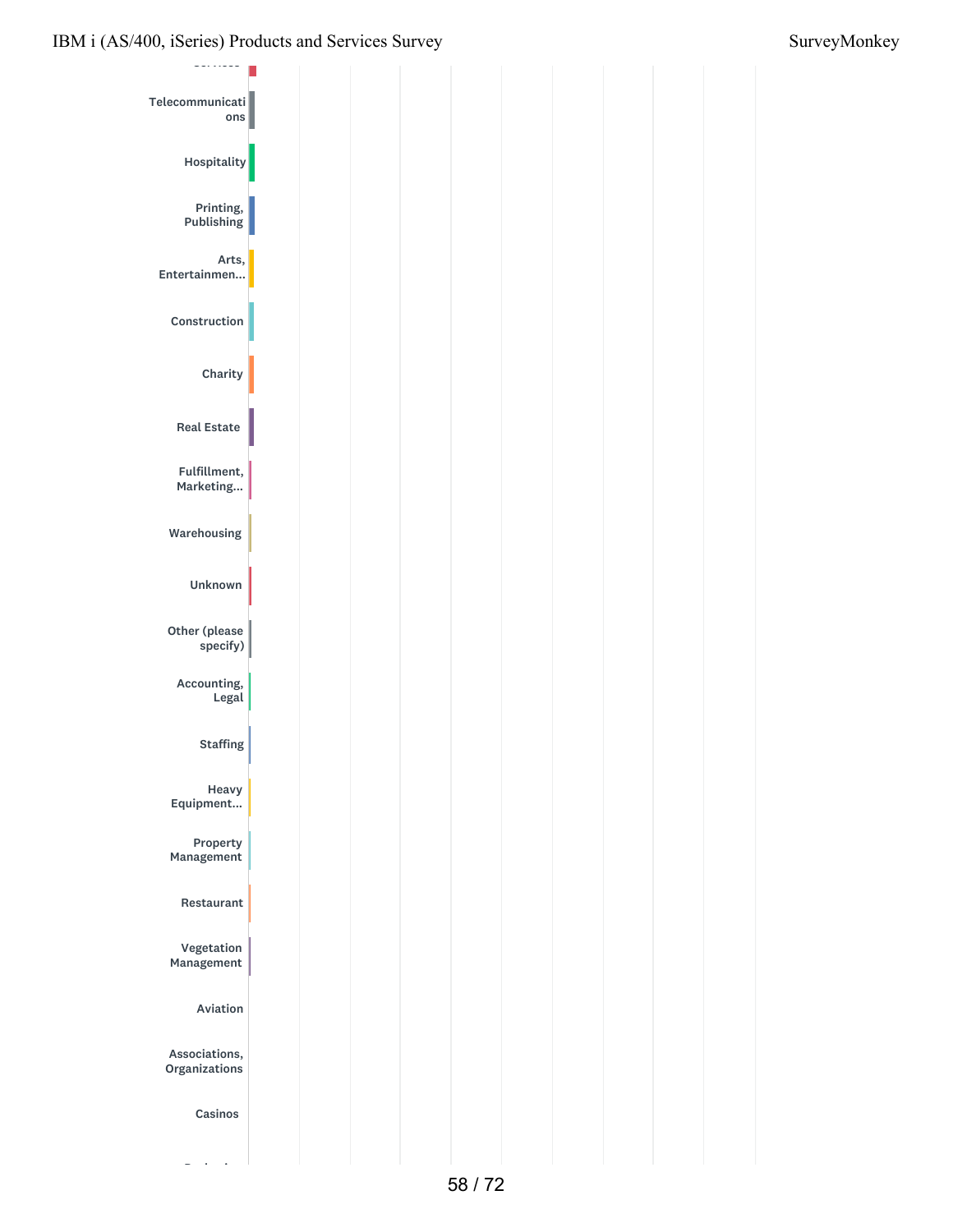Telecommunications

Hospitality

Printing, Publishing

Arts, Entertainmen...

Construction

Charity

Real Estate

Fulfillment, Marketing...

Warehousing

Unknown

Other (please specify)

Accounting, Legal

Staffing

Heavy Equipment...

Property Management

Restaurant

Vegetation Management

Aviation

Associations, Organizations

Casinos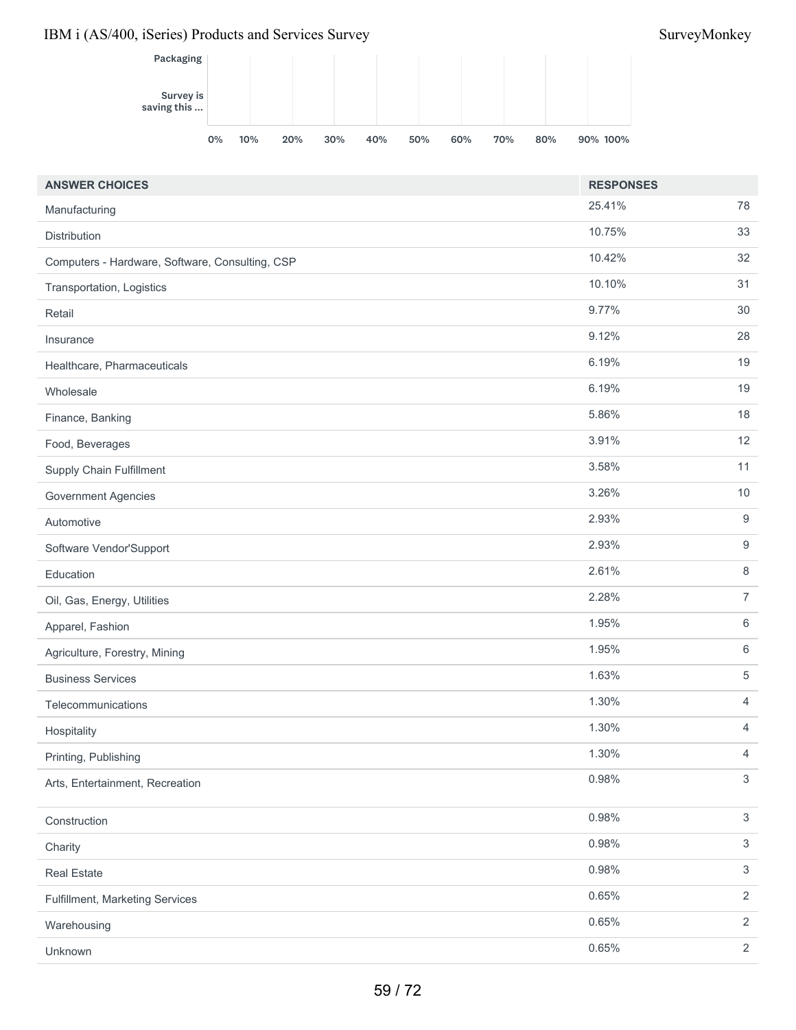| ANSWER CHOICES | RESPONSES | |
| --- | --- | --- |
| Manufacturing | 25.41% | 78 |
| Distribution | 10.75% | 33 |
| Computers - Hardware, Software, Consulting, CSP | 10.42% | 32 |
| Transportation, Logistics | 10.10% | 31 |
| Retail | 9.77% | 30 |
| Insurance | 9.12% | 28 |
| Healthcare, Pharmaceuticals | 6.19% | 19 |
| Wholesale | 6.19% | 19 |
| Finance, Banking | 5.86% | 18 |
| Food, Beverages | 3.91% | 12 |
| Supply Chain Fulfillment | 3.58% | 11 |
| Government Agencies | 3.26% | 10 |
| Automotive | 2.93% | 9 |
| Software Vendor'Support | 2.93% | 9 |
| Education | 2.61% | 8 |
| Oil, Gas, Energy, Utilities | 2.28% | 7 |
| Apparel, Fashion | 1.95% | 6 |
| Agriculture, Forestry, Mining | 1.95% | 6 |
| Business Services | 1.63% | 5 |
| Telecommunications | 1.30% | 4 |
| Hospitality | 1.30% | 4 |
| Printing, Publishing | 1.30% | 4 |
| Arts, Entertainment, Recreation | 0.98% | 3 |
| Construction | 0.98% | 3 |
| Charity | 0.98% | 3 |
| Real Estate | 0.98% | 3 |
| Fulfillment, Marketing Services | 0.65% | 2 |
| Warehousing | 0.65% | 2 |
| Unknown | 0.65% | 2 |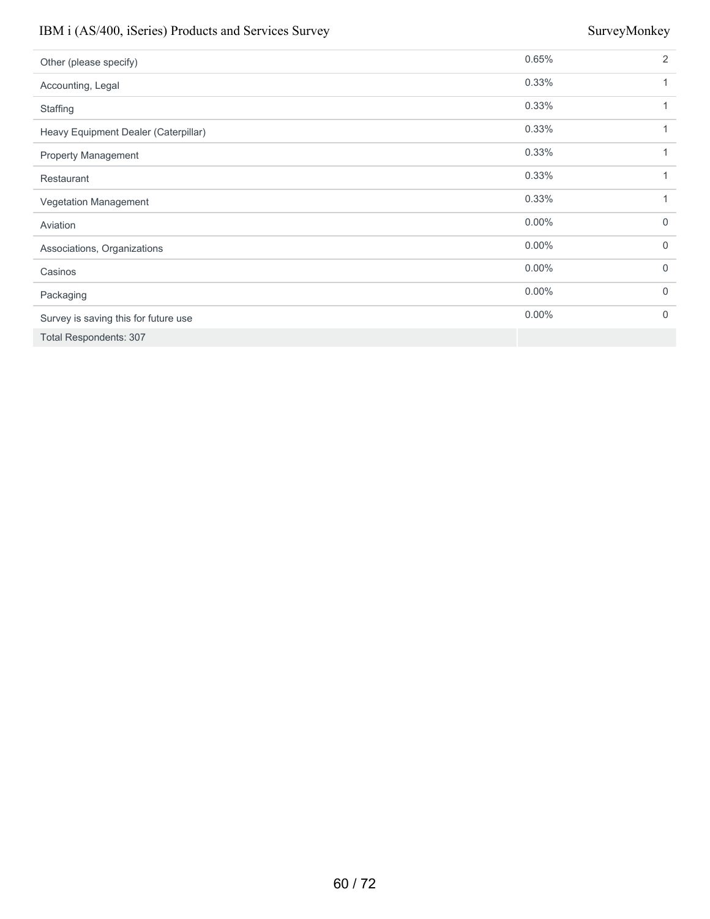| | | |
|---|---|---|
| Other (please specify) | 0.65% | 2 |
| Accounting, Legal | 0.33% | 1 |
| Staffing | 0.33% | 1 |
| Heavy Equipment Dealer (Caterpillar) | 0.33% | 1 |
| Property Management | 0.33% | 1 |
| Restaurant | 0.33% | 1 |
| Vegetation Management | 0.33% | 1 |
| Aviation | 0.00% | 0 |
| Associations, Organizations | 0.00% | 0 |
| Casinos | 0.00% | 0 |
| Packaging | 0.00% | 0 |
| Survey is saving this for future use | 0.00% | 0 |
| Total Respondents: 307 | | |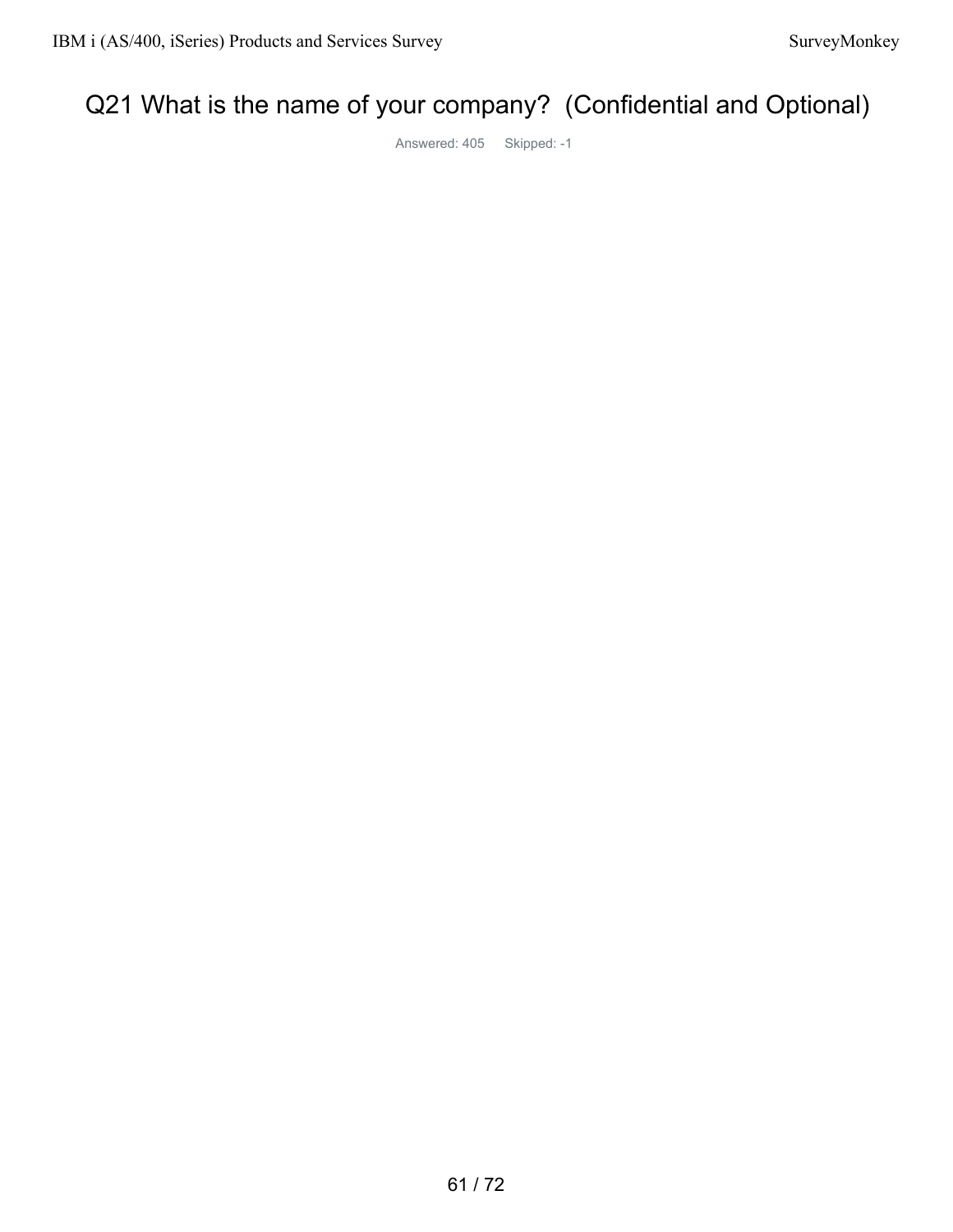## Q21 What is the name of your company? (Confidential and Optional)

Answered: 405 Skipped: -1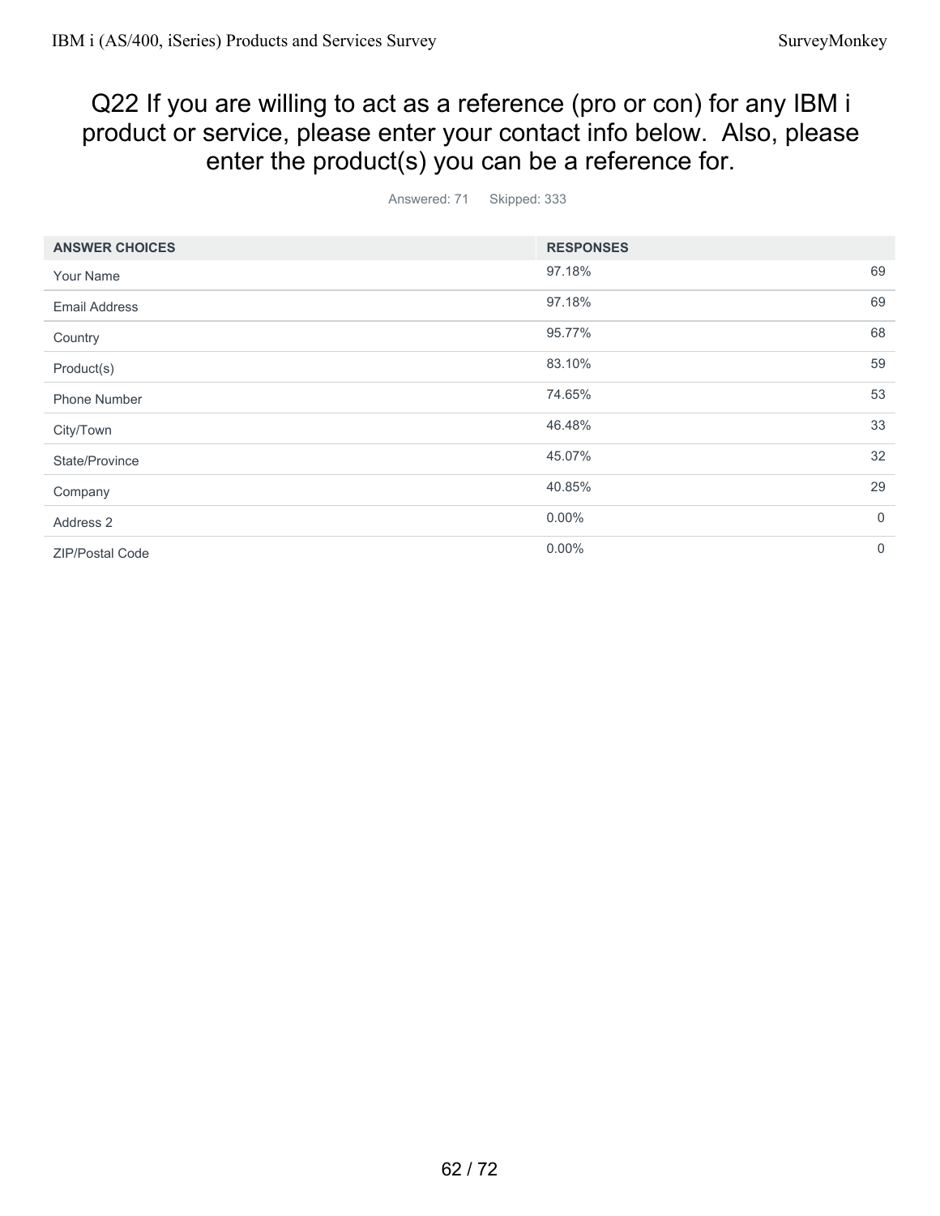# Q22 If you are willing to act as a reference (pro or con) for any IBM i product or service, please enter your contact info below. Also, please enter the product(s) you can be a reference for.

Answered: 71 Skipped: 333

| ANSWER CHOICES | RESPONSES | |
|---|---|---|
| Your Name | 97.18% | 69 |
| Email Address | 97.18% | 69 |
| Country | 95.77% | 68 |
| Product(s) | 83.10% | 59 |
| Phone Number | 74.65% | 53 |
| City/Town | 46.48% | 33 |
| State/Province | 45.07% | 32 |
| Company | 40.85% | 29 |
| Address 2 | 0.00% | 0 |
| ZIP/Postal Code | 0.00% | 0 |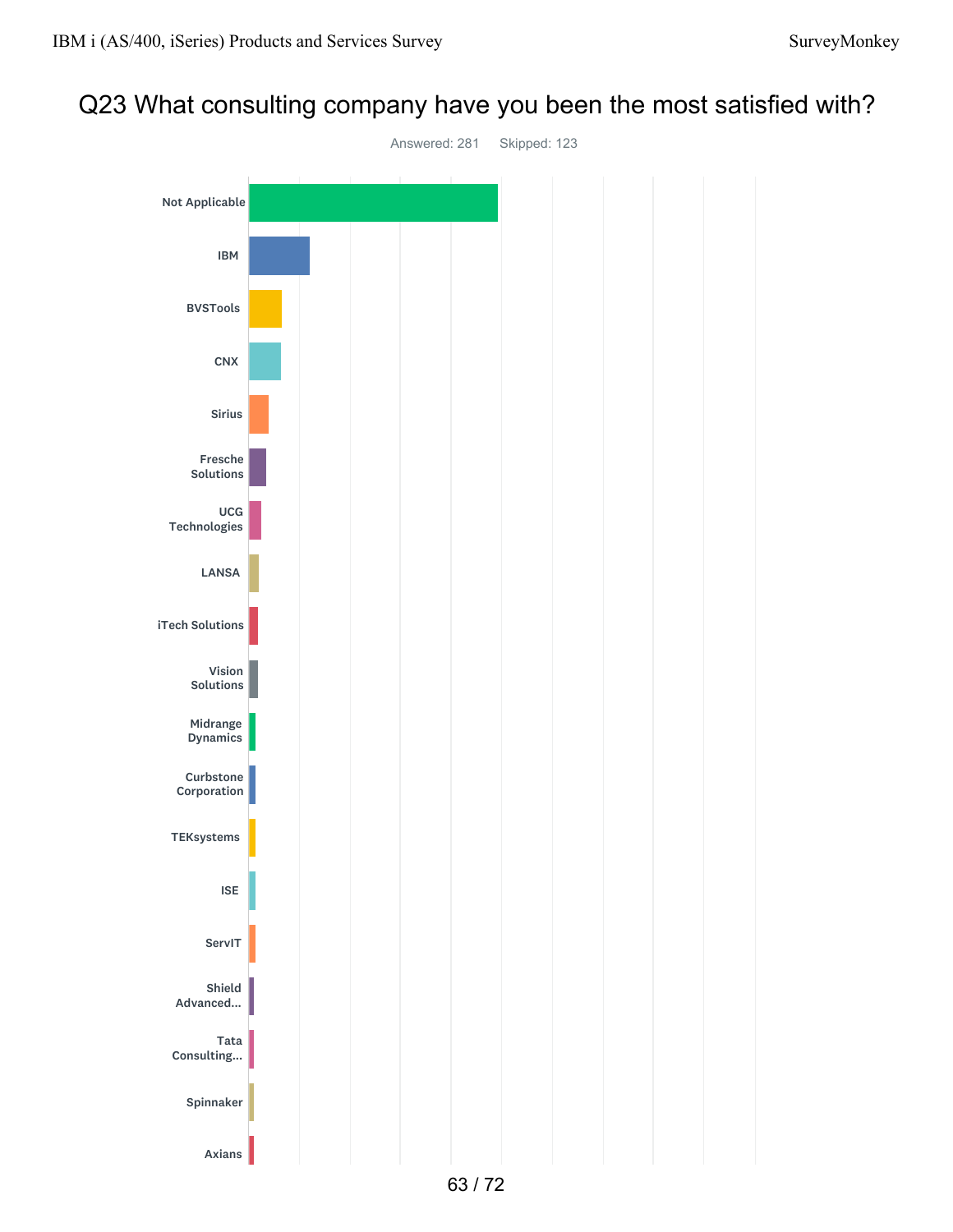# Q23 What consulting company have you been the most satisfied with?

Answered: 281 Skipped: 123

- Not Applicable
- IBM
- BVSTools
- CNX
- Sirius
- Fresche Solutions
- UCG Technologies
- LANSA
- iTech Solutions
- Vision Solutions
- Midrange Dynamics
- Curbstone Corporation
- TEKsystems
- ISE
- ServIT
- Shield Advanced...
- Tata Consulting...
- Spinnaker
- Axians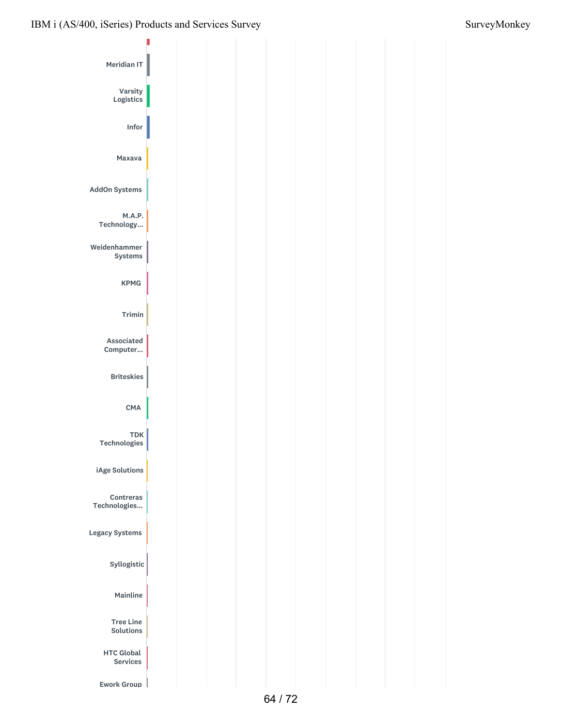Meridian IT

Varsity Logistics

Infor

Maxava

AddOn Systems

M.A.P. Technology...

Weidenhammer Systems

KPMG

Trimin

Associated Computer...

Briteskies

CMA

TDK Technologies

iAge Solutions

Contreras Technologies...

Legacy Systems

Syllogistic

Mainline

Tree Line Solutions

HTC Global Services

Ework Group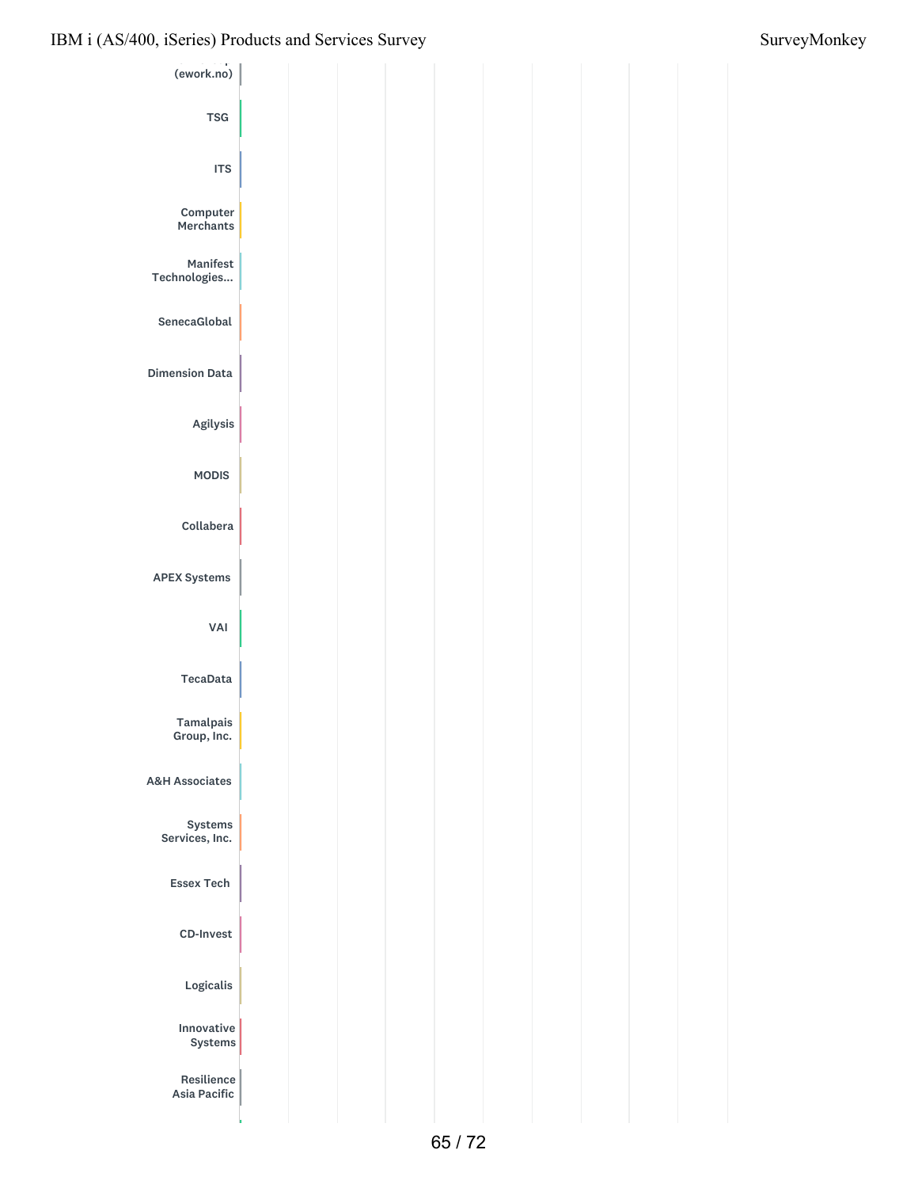(ework.no)

TSG

ITS

Computer Merchants

Manifest Technologies...

SenecaGlobal

Dimension Data

Agilysis

MODIS

Collabera

APEX Systems

VAI

TecaData

Tamalpais Group, Inc.

A&H Associates

Systems Services, Inc.

Essex Tech

CD-Invest

Logicalis

Innovative Systems

Resilience Asia Pacific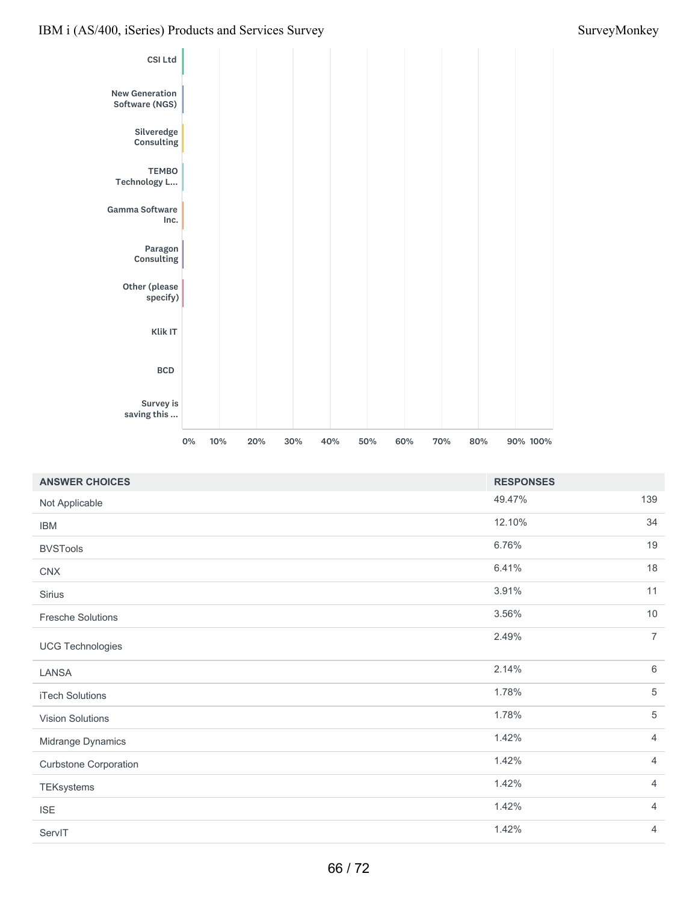| ANSWER CHOICES | RESPONSES | |
|---|---|---|
| Not Applicable | 49.47% | 139 |
| IBM | 12.10% | 34 |
| BVSTools | 6.76% | 19 |
| CNX | 6.41% | 18 |
| Sirius | 3.91% | 11 |
| Fresche Solutions | 3.56% | 10 |
| UCG Technologies | 2.49% | 7 |
| LANSA | 2.14% | 6 |
| iTech Solutions | 1.78% | 5 |
| Vision Solutions | 1.78% | 5 |
| Midrange Dynamics | 1.42% | 4 |
| Curbstone Corporation | 1.42% | 4 |
| TEKsystems | 1.42% | 4 |
| ISE | 1.42% | 4 |
| ServIT | 1.42% | 4 |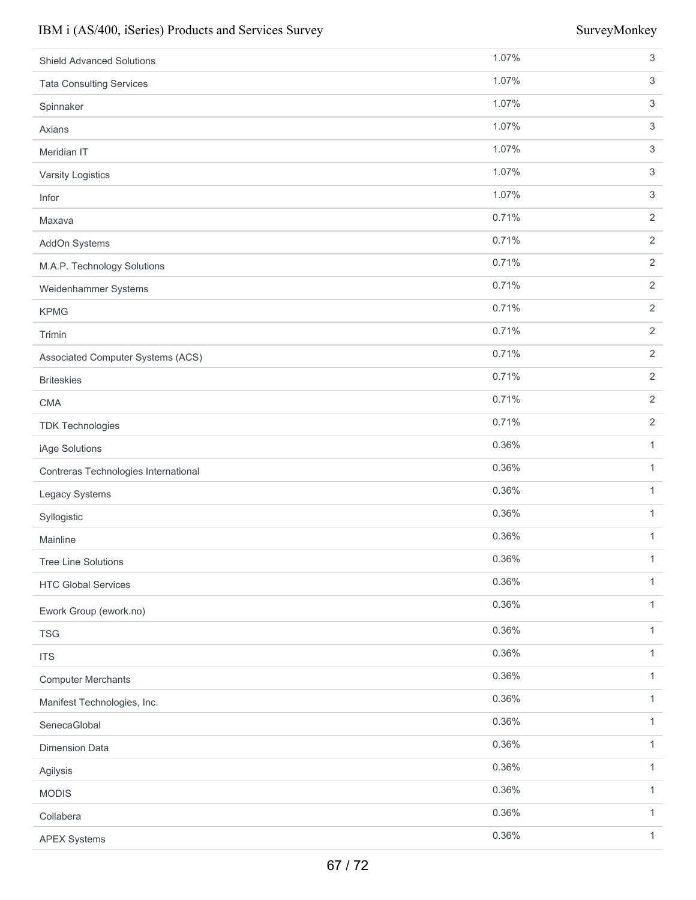| | | |
|---|---|---|
| Shield Advanced Solutions | 1.07% | 3 |
| Tata Consulting Services | 1.07% | 3 |
| Spinnaker | 1.07% | 3 |
| Axians | 1.07% | 3 |
| Meridian IT | 1.07% | 3 |
| Varsity Logistics | 1.07% | 3 |
| Infor | 1.07% | 3 |
| Maxava | 0.71% | 2 |
| AddOn Systems | 0.71% | 2 |
| M.A.P. Technology Solutions | 0.71% | 2 |
| Weidenhammer Systems | 0.71% | 2 |
| KPMG | 0.71% | 2 |
| Trimin | 0.71% | 2 |
| Associated Computer Systems (ACS) | 0.71% | 2 |
| Briteskies | 0.71% | 2 |
| CMA | 0.71% | 2 |
| TDK Technologies | 0.71% | 2 |
| iAge Solutions | 0.36% | 1 |
| Contreras Technologies International | 0.36% | 1 |
| Legacy Systems | 0.36% | 1 |
| Syllogistic | 0.36% | 1 |
| Mainline | 0.36% | 1 |
| Tree Line Solutions | 0.36% | 1 |
| HTC Global Services | 0.36% | 1 |
| Ework Group (ework.no) | 0.36% | 1 |
| TSG | 0.36% | 1 |
| ITS | 0.36% | 1 |
| Computer Merchants | 0.36% | 1 |
| Manifest Technologies, Inc. | 0.36% | 1 |
| SenecaGlobal | 0.36% | 1 |
| Dimension Data | 0.36% | 1 |
| Agilysis | 0.36% | 1 |
| MODIS | 0.36% | 1 |
| Collabera | 0.36% | 1 |
| APEX Systems | 0.36% | 1 |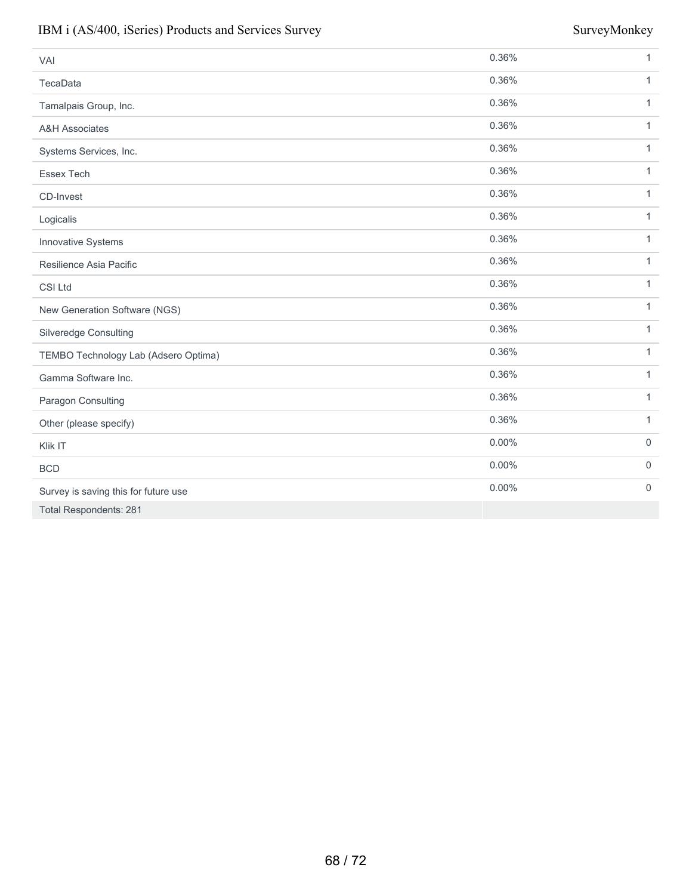| | | |
|---|---|---|
| VAI | 0.36% | 1 |
| TecaData | 0.36% | 1 |
| Tamalpais Group, Inc. | 0.36% | 1 |
| A&H Associates | 0.36% | 1 |
| Systems Services, Inc. | 0.36% | 1 |
| Essex Tech | 0.36% | 1 |
| CD-Invest | 0.36% | 1 |
| Logicalis | 0.36% | 1 |
| Innovative Systems | 0.36% | 1 |
| Resilience Asia Pacific | 0.36% | 1 |
| CSI Ltd | 0.36% | 1 |
| New Generation Software (NGS) | 0.36% | 1 |
| Silveredge Consulting | 0.36% | 1 |
| TEMBO Technology Lab (Adsero Optima) | 0.36% | 1 |
| Gamma Software Inc. | 0.36% | 1 |
| Paragon Consulting | 0.36% | 1 |
| Other (please specify) | 0.36% | 1 |
| Klik IT | 0.00% | 0 |
| BCD | 0.00% | 0 |
| Survey is saving this for future use | 0.00% | 0 |
| Total Respondents: 281 | | |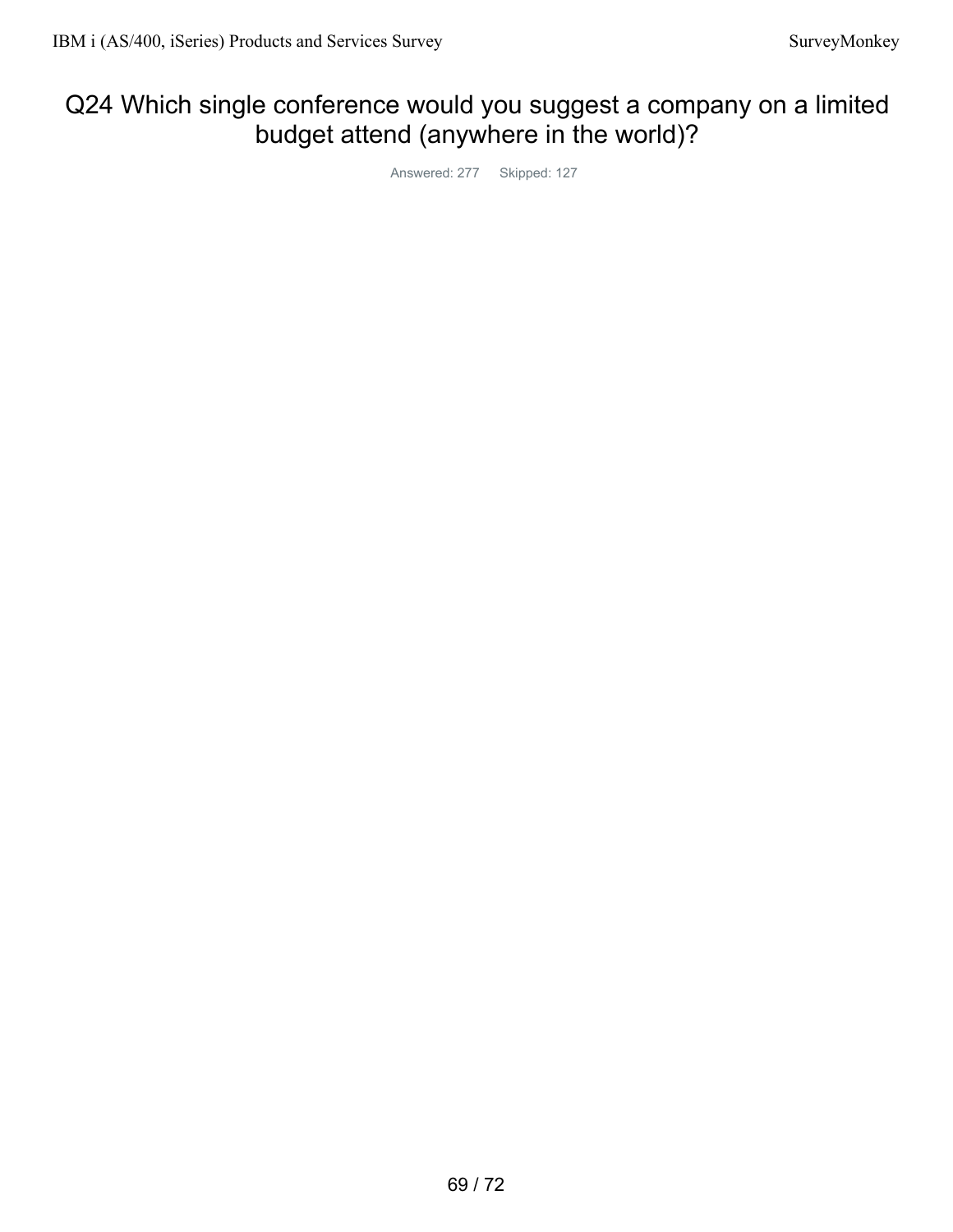# Q24 Which single conference would you suggest a company on a limited budget attend (anywhere in the world)?

Answered: 277 Skipped: 127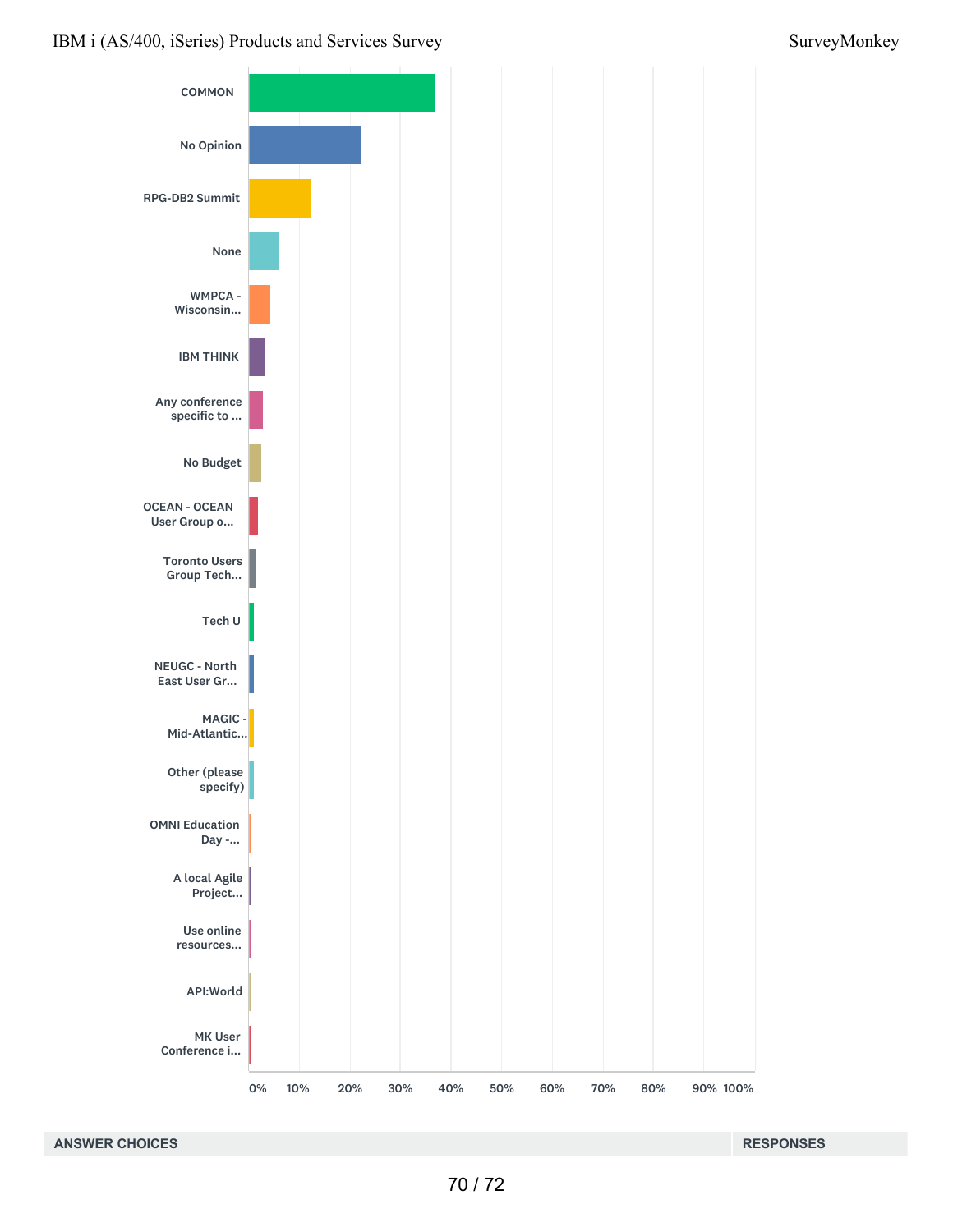| Answer choice |
| --- |
| COMMON |
| No Opinion |
| RPG-DB2 Summit |
| None |
| WMPCA - Wisconsin... |
| IBM THINK |
| Any conference specific to ... |
| No Budget |
| OCEAN - OCEAN User Group o... |
| Toronto Users Group Tech... |
| Tech U |
| NEUGC - North East User Gr... |
| MAGIC - Mid-Atlantic... |
| Other (please specify) |
| OMNI Education Day -... |
| A local Agile Project... |
| Use online resources... |
| API:World |
| MK User Conference i... |

0% 10% 20% 30% 40% 50% 60% 70% 80% 90% 100%

| ANSWER CHOICES | RESPONSES |
| --- | --- |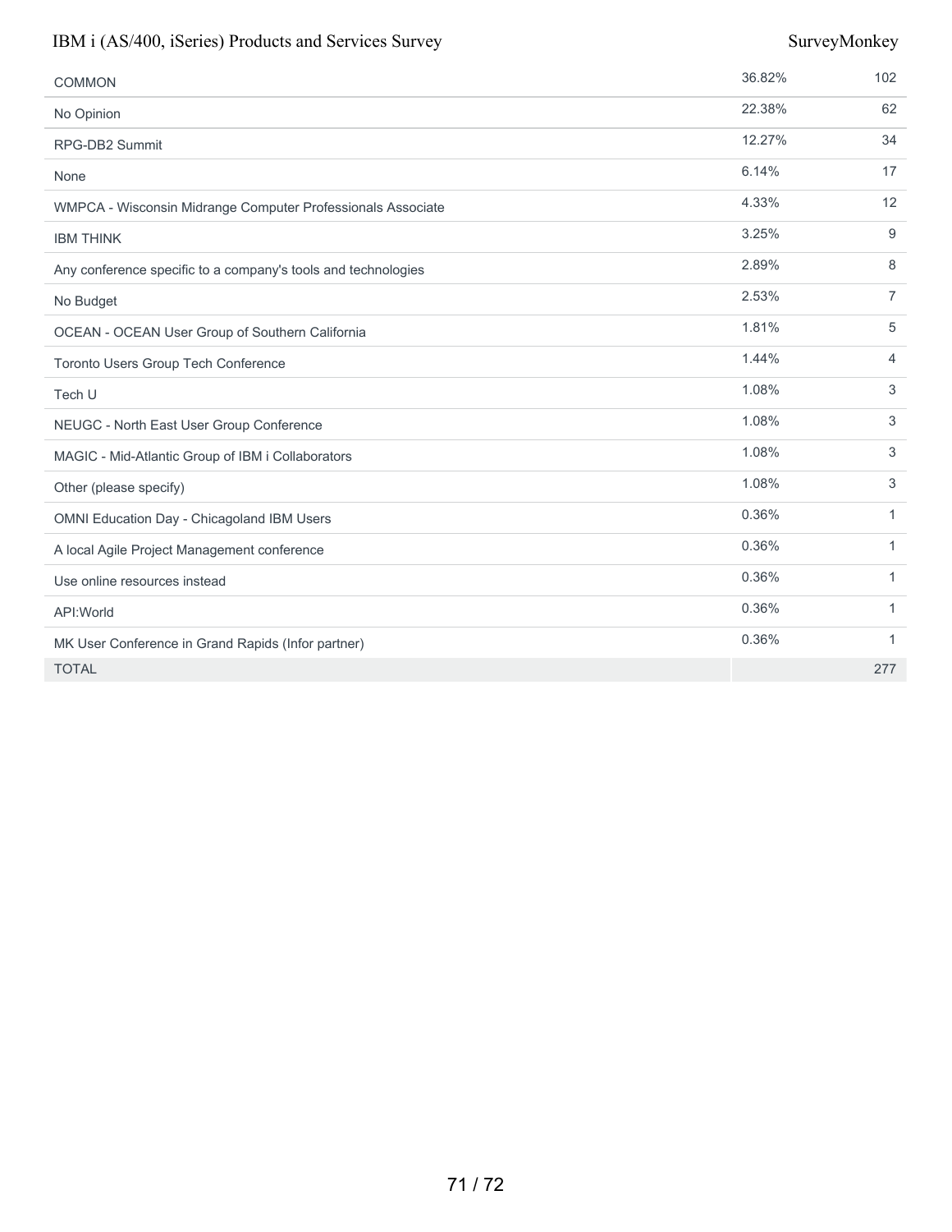| ANSWER CHOICES | RESPONSES | |
|---|---|---|
| COMMON | 36.82% | 102 |
| No Opinion | 22.38% | 62 |
| RPG-DB2 Summit | 12.27% | 34 |
| None | 6.14% | 17 |
| WMPCA - Wisconsin Midrange Computer Professionals Associate | 4.33% | 12 |
| IBM THINK | 3.25% | 9 |
| Any conference specific to a company's tools and technologies | 2.89% | 8 |
| No Budget | 2.53% | 7 |
| OCEAN - OCEAN User Group of Southern California | 1.81% | 5 |
| Toronto Users Group Tech Conference | 1.44% | 4 |
| Tech U | 1.08% | 3 |
| NEUGC - North East User Group Conference | 1.08% | 3 |
| MAGIC - Mid-Atlantic Group of IBM i Collaborators | 1.08% | 3 |
| Other (please specify) | 1.08% | 3 |
| OMNI Education Day - Chicagoland IBM Users | 0.36% | 1 |
| A local Agile Project Management conference | 0.36% | 1 |
| Use online resources instead | 0.36% | 1 |
| API:World | 0.36% | 1 |
| MK User Conference in Grand Rapids (Infor partner) | 0.36% | 1 |
| TOTAL | | 277 |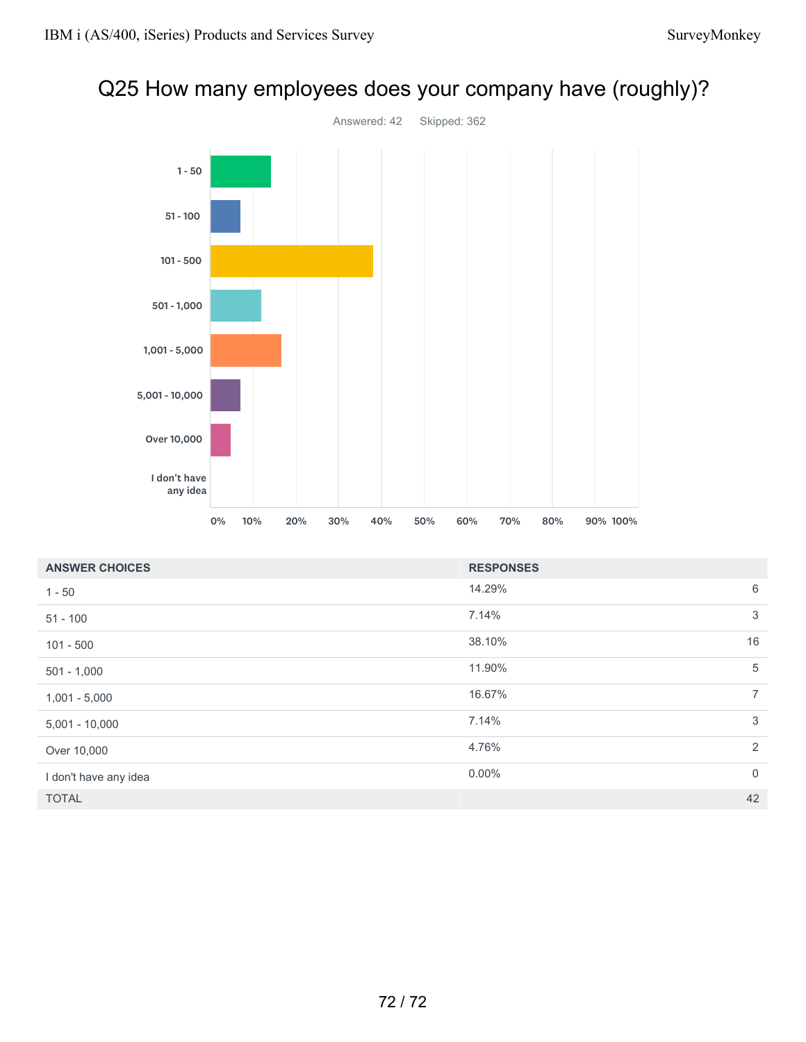# Q25 How many employees does your company have (roughly)?

Answered: 42 Skipped: 362

1 - 50
51 - 100
101 - 500
501 - 1,000
1,001 - 5,000
5,001 - 10,000
Over 10,000
I don't have any idea

0% 10% 20% 30% 40% 50% 60% 70% 80% 90% 100%

| ANSWER CHOICES | RESPONSES | |
|---|---|---|
| 1 - 50 | 14.29% | 6 |
| 51 - 100 | 7.14% | 3 |
| 101 - 500 | 38.10% | 16 |
| 501 - 1,000 | 11.90% | 5 |
| 1,001 - 5,000 | 16.67% | 7 |
| 5,001 - 10,000 | 7.14% | 3 |
| Over 10,000 | 4.76% | 2 |
| I don't have any idea | 0.00% | 0 |
| TOTAL | | 42 |